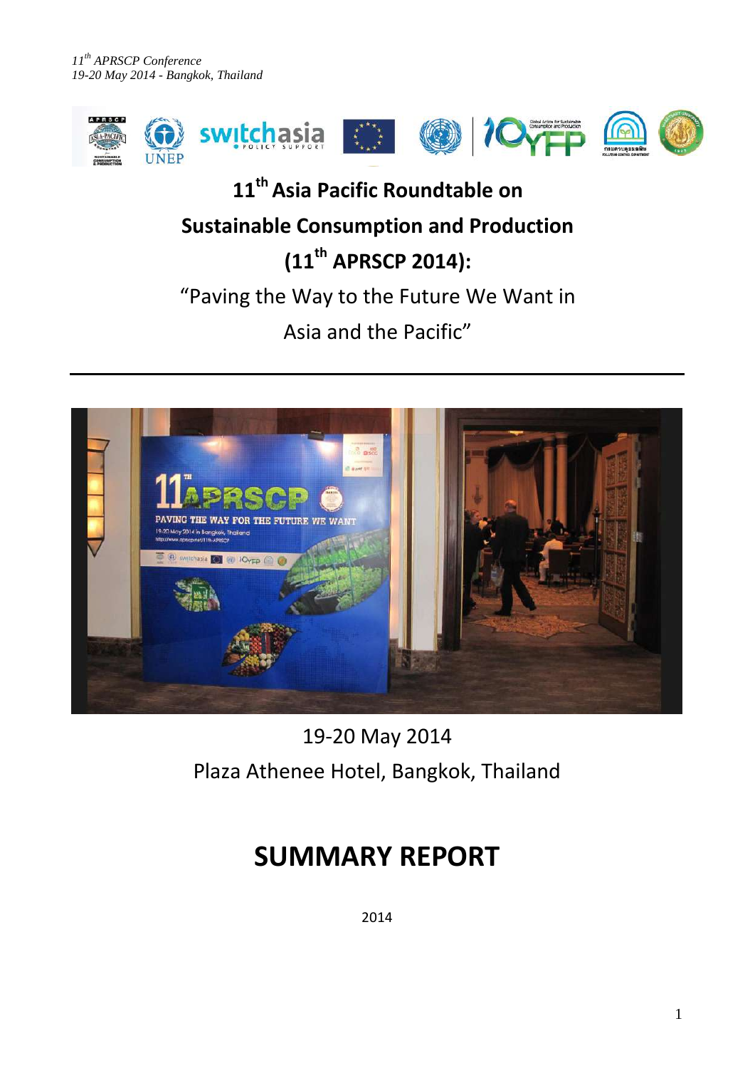# 11th Asia Pacific Roundtable on Sustainable Consumption and Production (11th APRSCP 2014):

“Paving the Way to the Future We Want in Asia and the Pacific”

19-20 May 2014

Plaza Athenee Hotel, Bangkok, Thailand

# SUMMARY REPORT

2014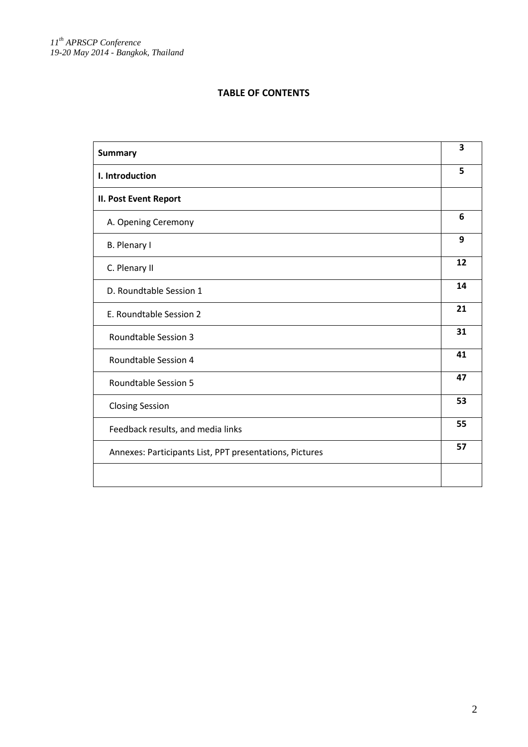**TABLE OF CONTENTS**

| | |
|---|---|
| **Summary** | **3** |
| **I. Introduction** | **5** |
| **II. Post Event Report** | |
| A. Opening Ceremony | **6** |
| B. Plenary I | **9** |
| C. Plenary II | **12** |
| D. Roundtable Session 1 | **14** |
| E. Roundtable Session 2 | **21** |
| Roundtable Session 3 | **31** |
| Roundtable Session 4 | **41** |
| Roundtable Session 5 | **47** |
| Closing Session | **53** |
| Feedback results, and media links | **55** |
| Annexes: Participants List, PPT presentations, Pictures | **57** |
| | |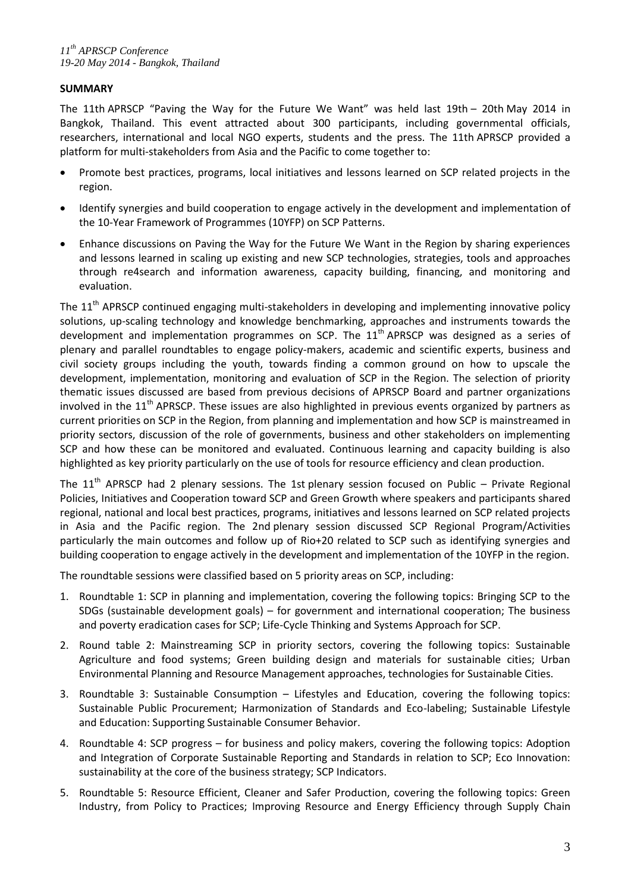## SUMMARY

The 11th APRSCP "Paving the Way for the Future We Want" was held last 19th – 20th May 2014 in Bangkok, Thailand. This event attracted about 300 participants, including governmental officials, researchers, international and local NGO experts, students and the press. The 11th APRSCP provided a platform for multi-stakeholders from Asia and the Pacific to come together to:

- Promote best practices, programs, local initiatives and lessons learned on SCP related projects in the region.
- Identify synergies and build cooperation to engage actively in the development and implementation of the 10-Year Framework of Programmes (10YFP) on SCP Patterns.
- Enhance discussions on Paving the Way for the Future We Want in the Region by sharing experiences and lessons learned in scaling up existing and new SCP technologies, strategies, tools and approaches through re4search and information awareness, capacity building, financing, and monitoring and evaluation.

The 11th APRSCP continued engaging multi-stakeholders in developing and implementing innovative policy solutions, up-scaling technology and knowledge benchmarking, approaches and instruments towards the development and implementation programmes on SCP. The 11th APRSCP was designed as a series of plenary and parallel roundtables to engage policy-makers, academic and scientific experts, business and civil society groups including the youth, towards finding a common ground on how to upscale the development, implementation, monitoring and evaluation of SCP in the Region. The selection of priority thematic issues discussed are based from previous decisions of APRSCP Board and partner organizations involved in the 11th APRSCP. These issues are also highlighted in previous events organized by partners as current priorities on SCP in the Region, from planning and implementation and how SCP is mainstreamed in priority sectors, discussion of the role of governments, business and other stakeholders on implementing SCP and how these can be monitored and evaluated. Continuous learning and capacity building is also highlighted as key priority particularly on the use of tools for resource efficiency and clean production.

The 11th APRSCP had 2 plenary sessions. The 1st plenary session focused on Public – Private Regional Policies, Initiatives and Cooperation toward SCP and Green Growth where speakers and participants shared regional, national and local best practices, programs, initiatives and lessons learned on SCP related projects in Asia and the Pacific region. The 2nd plenary session discussed SCP Regional Program/Activities particularly the main outcomes and follow up of Rio+20 related to SCP such as identifying synergies and building cooperation to engage actively in the development and implementation of the 10YFP in the region.

The roundtable sessions were classified based on 5 priority areas on SCP, including:

1. Roundtable 1: SCP in planning and implementation, covering the following topics: Bringing SCP to the SDGs (sustainable development goals) – for government and international cooperation; The business and poverty eradication cases for SCP; Life-Cycle Thinking and Systems Approach for SCP.
2. Round table 2: Mainstreaming SCP in priority sectors, covering the following topics: Sustainable Agriculture and food systems; Green building design and materials for sustainable cities; Urban Environmental Planning and Resource Management approaches, technologies for Sustainable Cities.
3. Roundtable 3: Sustainable Consumption – Lifestyles and Education, covering the following topics: Sustainable Public Procurement; Harmonization of Standards and Eco-labeling; Sustainable Lifestyle and Education: Supporting Sustainable Consumer Behavior.
4. Roundtable 4: SCP progress – for business and policy makers, covering the following topics: Adoption and Integration of Corporate Sustainable Reporting and Standards in relation to SCP; Eco Innovation: sustainability at the core of the business strategy; SCP Indicators.
5. Roundtable 5: Resource Efficient, Cleaner and Safer Production, covering the following topics: Green Industry, from Policy to Practices; Improving Resource and Energy Efficiency through Supply Chain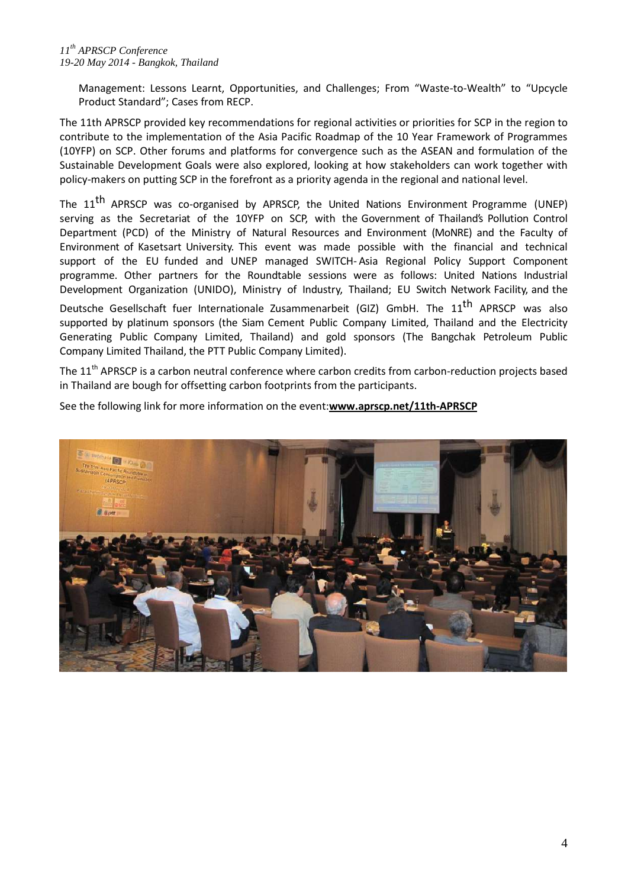Management: Lessons Learnt, Opportunities, and Challenges; From "Waste-to-Wealth" to "Upcycle Product Standard"; Cases from RECP.

The 11th APRSCP provided key recommendations for regional activities or priorities for SCP in the region to contribute to the implementation of the Asia Pacific Roadmap of the 10 Year Framework of Programmes (10YFP) on SCP. Other forums and platforms for convergence such as the ASEAN and formulation of the Sustainable Development Goals were also explored, looking at how stakeholders can work together with policy-makers on putting SCP in the forefront as a priority agenda in the regional and national level.

The 11th APRSCP was co-organised by APRSCP, the United Nations Environment Programme (UNEP) serving as the Secretariat of the 10YFP on SCP, with the Government of Thailand's Pollution Control Department (PCD) of the Ministry of Natural Resources and Environment (MoNRE) and the Faculty of Environment of Kasetsart University. This event was made possible with the financial and technical support of the EU funded and UNEP managed SWITCH-Asia Regional Policy Support Component programme. Other partners for the Roundtable sessions were as follows: United Nations Industrial Development Organization (UNIDO), Ministry of Industry, Thailand; EU Switch Network Facility, and the Deutsche Gesellschaft fuer Internationale Zusammenarbeit (GIZ) GmbH. The 11th APRSCP was also supported by platinum sponsors (the Siam Cement Public Company Limited, Thailand and the Electricity Generating Public Company Limited, Thailand) and gold sponsors (The Bangchak Petroleum Public Company Limited Thailand, the PTT Public Company Limited).

The 11th APRSCP is a carbon neutral conference where carbon credits from carbon-reduction projects based in Thailand are bough for offsetting carbon footprints from the participants.

See the following link for more information on the event:**www.aprscp.net/11th-APRSCP**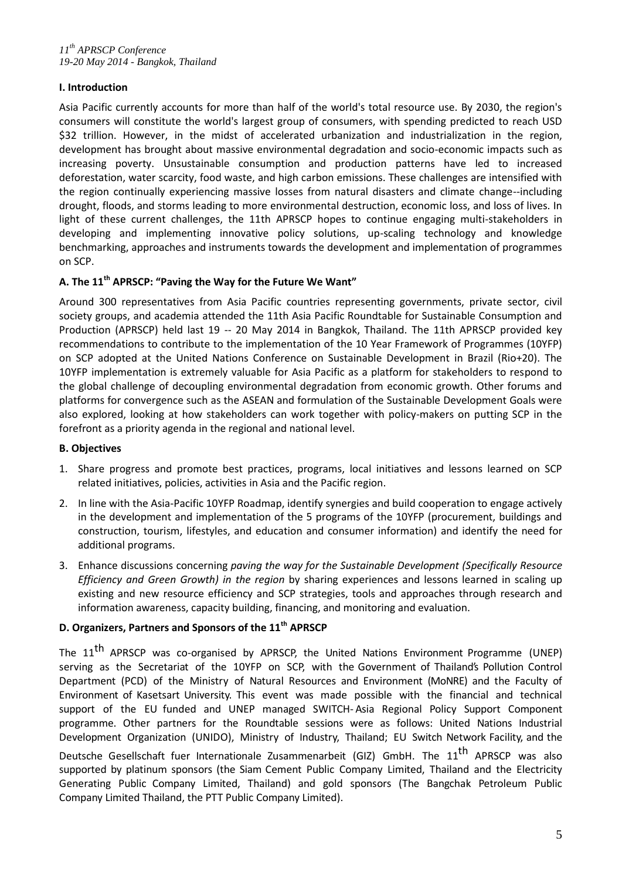## I. Introduction

Asia Pacific currently accounts for more than half of the world's total resource use. By 2030, the region's consumers will constitute the world's largest group of consumers, with spending predicted to reach USD $32 trillion. However, in the midst of accelerated urbanization and industrialization in the region, development has brought about massive environmental degradation and socio-economic impacts such as increasing poverty. Unsustainable consumption and production patterns have led to increased deforestation, water scarcity, food waste, and high carbon emissions. These challenges are intensified with the region continually experiencing massive losses from natural disasters and climate change--including drought, floods, and storms leading to more environmental destruction, economic loss, and loss of lives. In light of these current challenges, the 11th APRSCP hopes to continue engaging multi-stakeholders in developing and implementing innovative policy solutions, up-scaling technology and knowledge benchmarking, approaches and instruments towards the development and implementation of programmes on SCP.

### A. The 11th APRSCP: "Paving the Way for the Future We Want"

Around 300 representatives from Asia Pacific countries representing governments, private sector, civil society groups, and academia attended the 11th Asia Pacific Roundtable for Sustainable Consumption and Production (APRSCP) held last 19 -- 20 May 2014 in Bangkok, Thailand. The 11th APRSCP provided key recommendations to contribute to the implementation of the 10 Year Framework of Programmes (10YFP) on SCP adopted at the United Nations Conference on Sustainable Development in Brazil (Rio+20). The 10YFP implementation is extremely valuable for Asia Pacific as a platform for stakeholders to respond to the global challenge of decoupling environmental degradation from economic growth. Other forums and platforms for convergence such as the ASEAN and formulation of the Sustainable Development Goals were also explored, looking at how stakeholders can work together with policy-makers on putting SCP in the forefront as a priority agenda in the regional and national level.

### B. Objectives

1. Share progress and promote best practices, programs, local initiatives and lessons learned on SCP related initiatives, policies, activities in Asia and the Pacific region.
2. In line with the Asia-Pacific 10YFP Roadmap, identify synergies and build cooperation to engage actively in the development and implementation of the 5 programs of the 10YFP (procurement, buildings and construction, tourism, lifestyles, and education and consumer information) and identify the need for additional programs.
3. Enhance discussions concerning *paving the way for the Sustainable Development (Specifically Resource Efficiency and Green Growth) in the region* by sharing experiences and lessons learned in scaling up existing and new resource efficiency and SCP strategies, tools and approaches through research and information awareness, capacity building, financing, and monitoring and evaluation.

### D. Organizers, Partners and Sponsors of the 11th APRSCP

The 11th APRSCP was co-organised by APRSCP, the United Nations Environment Programme (UNEP) serving as the Secretariat of the 10YFP on SCP, with the Government of Thailand's Pollution Control Department (PCD) of the Ministry of Natural Resources and Environment (MoNRE) and the Faculty of Environment of Kasetsart University. This event was made possible with the financial and technical support of the EU funded and UNEP managed SWITCH-Asia Regional Policy Support Component programme. Other partners for the Roundtable sessions were as follows: United Nations Industrial Development Organization (UNIDO), Ministry of Industry, Thailand; EU Switch Network Facility, and the Deutsche Gesellschaft fuer Internationale Zusammenarbeit (GIZ) GmbH. The 11th APRSCP was also supported by platinum sponsors (the Siam Cement Public Company Limited, Thailand and the Electricity Generating Public Company Limited, Thailand) and gold sponsors (The Bangchak Petroleum Public Company Limited Thailand, the PTT Public Company Limited).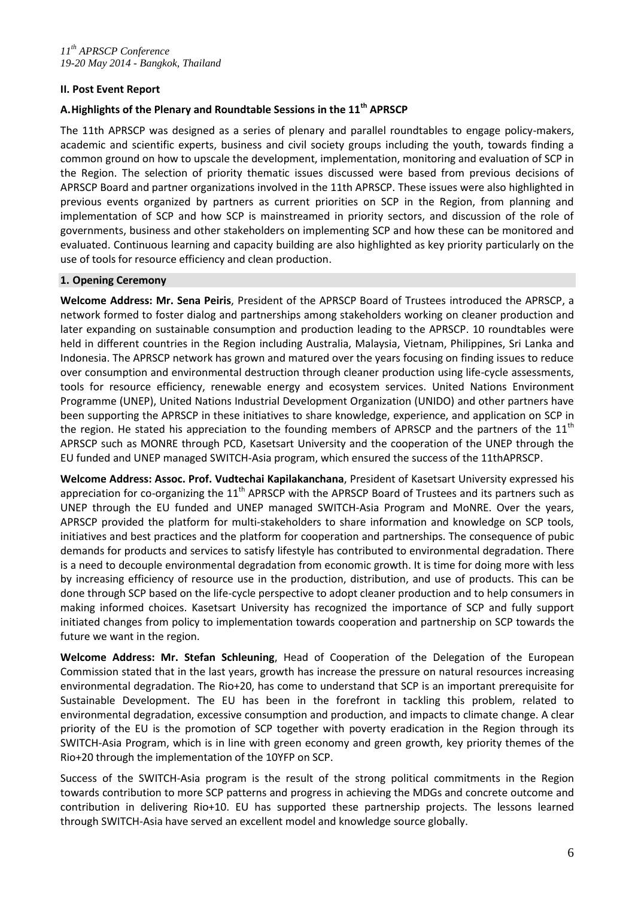## II. Post Event Report

### A. Highlights of the Plenary and Roundtable Sessions in the 11th APRSCP

The 11th APRSCP was designed as a series of plenary and parallel roundtables to engage policy-makers, academic and scientific experts, business and civil society groups including the youth, towards finding a common ground on how to upscale the development, implementation, monitoring and evaluation of SCP in the Region. The selection of priority thematic issues discussed were based from previous decisions of APRSCP Board and partner organizations involved in the 11th APRSCP. These issues were also highlighted in previous events organized by partners as current priorities on SCP in the Region, from planning and implementation of SCP and how SCP is mainstreamed in priority sectors, and discussion of the role of governments, business and other stakeholders on implementing SCP and how these can be monitored and evaluated. Continuous learning and capacity building are also highlighted as key priority particularly on the use of tools for resource efficiency and clean production.

#### 1. Opening Ceremony

**Welcome Address: Mr. Sena Peiris**, President of the APRSCP Board of Trustees introduced the APRSCP, a network formed to foster dialog and partnerships among stakeholders working on cleaner production and later expanding on sustainable consumption and production leading to the APRSCP. 10 roundtables were held in different countries in the Region including Australia, Malaysia, Vietnam, Philippines, Sri Lanka and Indonesia. The APRSCP network has grown and matured over the years focusing on finding issues to reduce over consumption and environmental destruction through cleaner production using life-cycle assessments, tools for resource efficiency, renewable energy and ecosystem services. United Nations Environment Programme (UNEP), United Nations Industrial Development Organization (UNIDO) and other partners have been supporting the APRSCP in these initiatives to share knowledge, experience, and application on SCP in the region. He stated his appreciation to the founding members of APRSCP and the partners of the 11th APRSCP such as MONRE through PCD, Kasetsart University and the cooperation of the UNEP through the EU funded and UNEP managed SWITCH-Asia program, which ensured the success of the 11thAPRSCP.

**Welcome Address: Assoc. Prof. Vudtechai Kapilakanchana**, President of Kasetsart University expressed his appreciation for co-organizing the 11th APRSCP with the APRSCP Board of Trustees and its partners such as UNEP through the EU funded and UNEP managed SWITCH-Asia Program and MoNRE. Over the years, APRSCP provided the platform for multi-stakeholders to share information and knowledge on SCP tools, initiatives and best practices and the platform for cooperation and partnerships. The consequence of pubic demands for products and services to satisfy lifestyle has contributed to environmental degradation. There is a need to decouple environmental degradation from economic growth. It is time for doing more with less by increasing efficiency of resource use in the production, distribution, and use of products. This can be done through SCP based on the life-cycle perspective to adopt cleaner production and to help consumers in making informed choices. Kasetsart University has recognized the importance of SCP and fully support initiated changes from policy to implementation towards cooperation and partnership on SCP towards the future we want in the region.

**Welcome Address: Mr. Stefan Schleuning**, Head of Cooperation of the Delegation of the European Commission stated that in the last years, growth has increase the pressure on natural resources increasing environmental degradation. The Rio+20, has come to understand that SCP is an important prerequisite for Sustainable Development. The EU has been in the forefront in tackling this problem, related to environmental degradation, excessive consumption and production, and impacts to climate change. A clear priority of the EU is the promotion of SCP together with poverty eradication in the Region through its SWITCH-Asia Program, which is in line with green economy and green growth, key priority themes of the Rio+20 through the implementation of the 10YFP on SCP.

Success of the SWITCH-Asia program is the result of the strong political commitments in the Region towards contribution to more SCP patterns and progress in achieving the MDGs and concrete outcome and contribution in delivering Rio+10. EU has supported these partnership projects. The lessons learned through SWITCH-Asia have served an excellent model and knowledge source globally.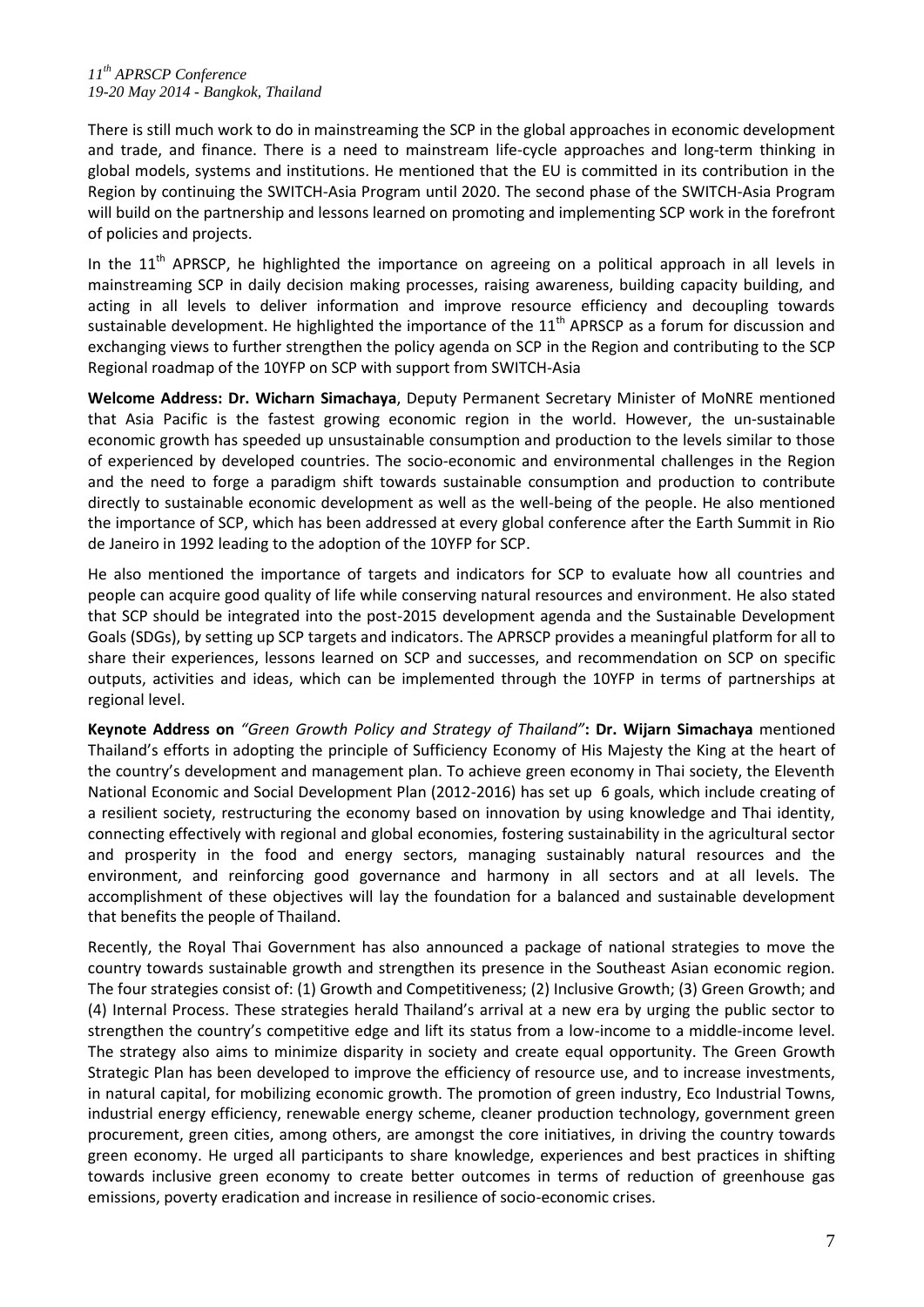There is still much work to do in mainstreaming the SCP in the global approaches in economic development and trade, and finance. There is a need to mainstream life-cycle approaches and long-term thinking in global models, systems and institutions. He mentioned that the EU is committed in its contribution in the Region by continuing the SWITCH-Asia Program until 2020. The second phase of the SWITCH-Asia Program will build on the partnership and lessons learned on promoting and implementing SCP work in the forefront of policies and projects.

In the 11th APRSCP, he highlighted the importance on agreeing on a political approach in all levels in mainstreaming SCP in daily decision making processes, raising awareness, building capacity building, and acting in all levels to deliver information and improve resource efficiency and decoupling towards sustainable development. He highlighted the importance of the 11th APRSCP as a forum for discussion and exchanging views to further strengthen the policy agenda on SCP in the Region and contributing to the SCP Regional roadmap of the 10YFP on SCP with support from SWITCH-Asia

**Welcome Address: Dr. Wicharn Simachaya**, Deputy Permanent Secretary Minister of MoNRE mentioned that Asia Pacific is the fastest growing economic region in the world. However, the un-sustainable economic growth has speeded up unsustainable consumption and production to the levels similar to those of experienced by developed countries. The socio-economic and environmental challenges in the Region and the need to forge a paradigm shift towards sustainable consumption and production to contribute directly to sustainable economic development as well as the well-being of the people. He also mentioned the importance of SCP, which has been addressed at every global conference after the Earth Summit in Rio de Janeiro in 1992 leading to the adoption of the 10YFP for SCP.

He also mentioned the importance of targets and indicators for SCP to evaluate how all countries and people can acquire good quality of life while conserving natural resources and environment. He also stated that SCP should be integrated into the post-2015 development agenda and the Sustainable Development Goals (SDGs), by setting up SCP targets and indicators. The APRSCP provides a meaningful platform for all to share their experiences, lessons learned on SCP and successes, and recommendation on SCP on specific outputs, activities and ideas, which can be implemented through the 10YFP in terms of partnerships at regional level.

**Keynote Address on** *"Green Growth Policy and Strategy of Thailand"***: Dr. Wijarn Simachaya** mentioned Thailand's efforts in adopting the principle of Sufficiency Economy of His Majesty the King at the heart of the country's development and management plan. To achieve green economy in Thai society, the Eleventh National Economic and Social Development Plan (2012-2016) has set up 6 goals, which include creating of a resilient society, restructuring the economy based on innovation by using knowledge and Thai identity, connecting effectively with regional and global economies, fostering sustainability in the agricultural sector and prosperity in the food and energy sectors, managing sustainably natural resources and the environment, and reinforcing good governance and harmony in all sectors and at all levels. The accomplishment of these objectives will lay the foundation for a balanced and sustainable development that benefits the people of Thailand.

Recently, the Royal Thai Government has also announced a package of national strategies to move the country towards sustainable growth and strengthen its presence in the Southeast Asian economic region. The four strategies consist of: (1) Growth and Competitiveness; (2) Inclusive Growth; (3) Green Growth; and (4) Internal Process. These strategies herald Thailand's arrival at a new era by urging the public sector to strengthen the country's competitive edge and lift its status from a low-income to a middle-income level. The strategy also aims to minimize disparity in society and create equal opportunity. The Green Growth Strategic Plan has been developed to improve the efficiency of resource use, and to increase investments, in natural capital, for mobilizing economic growth. The promotion of green industry, Eco Industrial Towns, industrial energy efficiency, renewable energy scheme, cleaner production technology, government green procurement, green cities, among others, are amongst the core initiatives, in driving the country towards green economy. He urged all participants to share knowledge, experiences and best practices in shifting towards inclusive green economy to create better outcomes in terms of reduction of greenhouse gas emissions, poverty eradication and increase in resilience of socio-economic crises.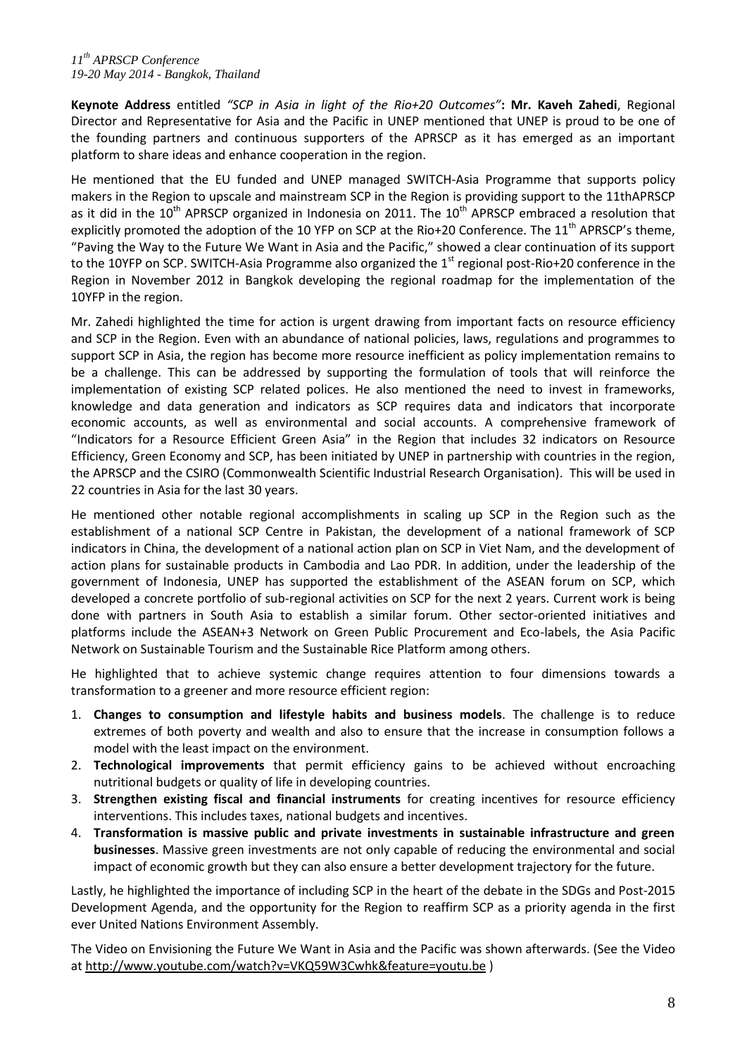**Keynote Address** entitled *"SCP in Asia in light of the Rio+20 Outcomes"*: **Mr. Kaveh Zahedi**, Regional Director and Representative for Asia and the Pacific in UNEP mentioned that UNEP is proud to be one of the founding partners and continuous supporters of the APRSCP as it has emerged as an important platform to share ideas and enhance cooperation in the region.

He mentioned that the EU funded and UNEP managed SWITCH-Asia Programme that supports policy makers in the Region to upscale and mainstream SCP in the Region is providing support to the 11thAPRSCP as it did in the 10th APRSCP organized in Indonesia on 2011. The 10th APRSCP embraced a resolution that explicitly promoted the adoption of the 10 YFP on SCP at the Rio+20 Conference. The 11th APRSCP's theme, "Paving the Way to the Future We Want in Asia and the Pacific," showed a clear continuation of its support to the 10YFP on SCP. SWITCH-Asia Programme also organized the 1st regional post-Rio+20 conference in the Region in November 2012 in Bangkok developing the regional roadmap for the implementation of the 10YFP in the region.

Mr. Zahedi highlighted the time for action is urgent drawing from important facts on resource efficiency and SCP in the Region. Even with an abundance of national policies, laws, regulations and programmes to support SCP in Asia, the region has become more resource inefficient as policy implementation remains to be a challenge. This can be addressed by supporting the formulation of tools that will reinforce the implementation of existing SCP related polices. He also mentioned the need to invest in frameworks, knowledge and data generation and indicators as SCP requires data and indicators that incorporate economic accounts, as well as environmental and social accounts. A comprehensive framework of "Indicators for a Resource Efficient Green Asia" in the Region that includes 32 indicators on Resource Efficiency, Green Economy and SCP, has been initiated by UNEP in partnership with countries in the region, the APRSCP and the CSIRO (Commonwealth Scientific Industrial Research Organisation). This will be used in 22 countries in Asia for the last 30 years.

He mentioned other notable regional accomplishments in scaling up SCP in the Region such as the establishment of a national SCP Centre in Pakistan, the development of a national framework of SCP indicators in China, the development of a national action plan on SCP in Viet Nam, and the development of action plans for sustainable products in Cambodia and Lao PDR. In addition, under the leadership of the government of Indonesia, UNEP has supported the establishment of the ASEAN forum on SCP, which developed a concrete portfolio of sub-regional activities on SCP for the next 2 years. Current work is being done with partners in South Asia to establish a similar forum. Other sector-oriented initiatives and platforms include the ASEAN+3 Network on Green Public Procurement and Eco-labels, the Asia Pacific Network on Sustainable Tourism and the Sustainable Rice Platform among others.

He highlighted that to achieve systemic change requires attention to four dimensions towards a transformation to a greener and more resource efficient region:

1. **Changes to consumption and lifestyle habits and business models**. The challenge is to reduce extremes of both poverty and wealth and also to ensure that the increase in consumption follows a model with the least impact on the environment.
2. **Technological improvements** that permit efficiency gains to be achieved without encroaching nutritional budgets or quality of life in developing countries.
3. **Strengthen existing fiscal and financial instruments** for creating incentives for resource efficiency interventions. This includes taxes, national budgets and incentives.
4. **Transformation is massive public and private investments in sustainable infrastructure and green businesses**. Massive green investments are not only capable of reducing the environmental and social impact of economic growth but they can also ensure a better development trajectory for the future.

Lastly, he highlighted the importance of including SCP in the heart of the debate in the SDGs and Post-2015 Development Agenda, and the opportunity for the Region to reaffirm SCP as a priority agenda in the first ever United Nations Environment Assembly.

The Video on Envisioning the Future We Want in Asia and the Pacific was shown afterwards. (See the Video at http://www.youtube.com/watch?v=VKQ59W3Cwhk&feature=youtu.be )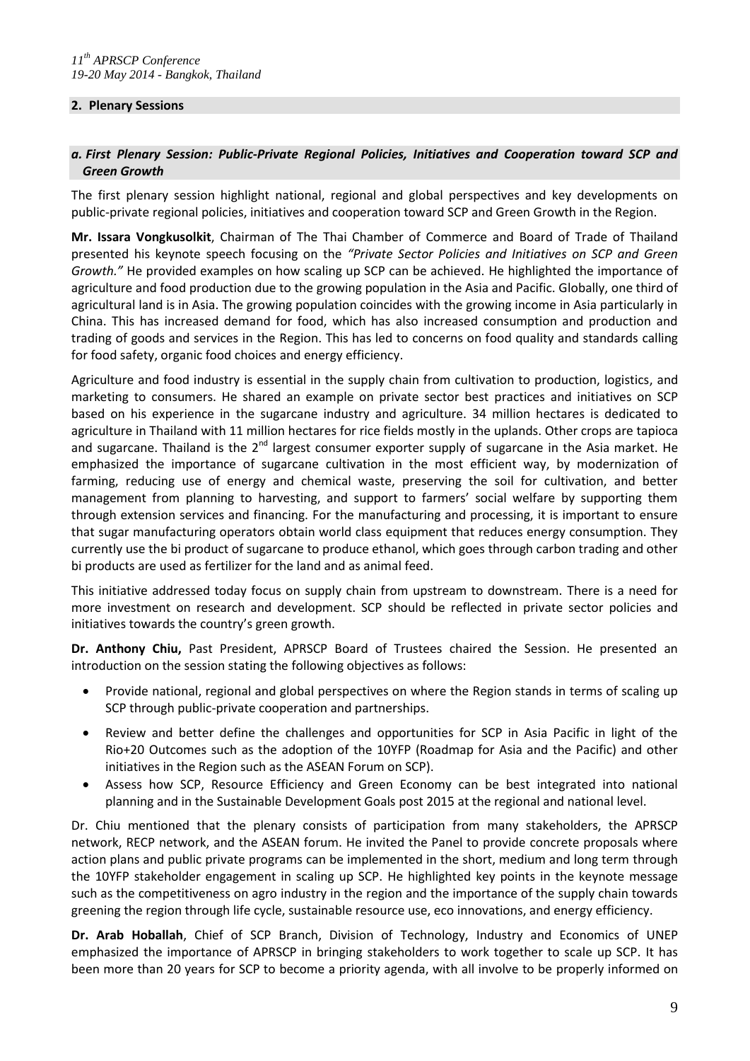## 2. Plenary Sessions

### *a. First Plenary Session: Public-Private Regional Policies, Initiatives and Cooperation toward SCP and Green Growth*

The first plenary session highlight national, regional and global perspectives and key developments on public-private regional policies, initiatives and cooperation toward SCP and Green Growth in the Region.

**Mr. Issara Vongkusolkit**, Chairman of The Thai Chamber of Commerce and Board of Trade of Thailand presented his keynote speech focusing on the *"Private Sector Policies and Initiatives on SCP and Green Growth."* He provided examples on how scaling up SCP can be achieved. He highlighted the importance of agriculture and food production due to the growing population in the Asia and Pacific. Globally, one third of agricultural land is in Asia. The growing population coincides with the growing income in Asia particularly in China. This has increased demand for food, which has also increased consumption and production and trading of goods and services in the Region. This has led to concerns on food quality and standards calling for food safety, organic food choices and energy efficiency.

Agriculture and food industry is essential in the supply chain from cultivation to production, logistics, and marketing to consumers. He shared an example on private sector best practices and initiatives on SCP based on his experience in the sugarcane industry and agriculture. 34 million hectares is dedicated to agriculture in Thailand with 11 million hectares for rice fields mostly in the uplands. Other crops are tapioca and sugarcane. Thailand is the 2nd largest consumer exporter supply of sugarcane in the Asia market. He emphasized the importance of sugarcane cultivation in the most efficient way, by modernization of farming, reducing use of energy and chemical waste, preserving the soil for cultivation, and better management from planning to harvesting, and support to farmers' social welfare by supporting them through extension services and financing. For the manufacturing and processing, it is important to ensure that sugar manufacturing operators obtain world class equipment that reduces energy consumption. They currently use the bi product of sugarcane to produce ethanol, which goes through carbon trading and other bi products are used as fertilizer for the land and as animal feed.

This initiative addressed today focus on supply chain from upstream to downstream. There is a need for more investment on research and development. SCP should be reflected in private sector policies and initiatives towards the country's green growth.

**Dr. Anthony Chiu,** Past President, APRSCP Board of Trustees chaired the Session. He presented an introduction on the session stating the following objectives as follows:

- Provide national, regional and global perspectives on where the Region stands in terms of scaling up SCP through public-private cooperation and partnerships.
- Review and better define the challenges and opportunities for SCP in Asia Pacific in light of the Rio+20 Outcomes such as the adoption of the 10YFP (Roadmap for Asia and the Pacific) and other initiatives in the Region such as the ASEAN Forum on SCP).
- Assess how SCP, Resource Efficiency and Green Economy can be best integrated into national planning and in the Sustainable Development Goals post 2015 at the regional and national level.

Dr. Chiu mentioned that the plenary consists of participation from many stakeholders, the APRSCP network, RECP network, and the ASEAN forum. He invited the Panel to provide concrete proposals where action plans and public private programs can be implemented in the short, medium and long term through the 10YFP stakeholder engagement in scaling up SCP. He highlighted key points in the keynote message such as the competitiveness on agro industry in the region and the importance of the supply chain towards greening the region through life cycle, sustainable resource use, eco innovations, and energy efficiency.

**Dr. Arab Hoballah**, Chief of SCP Branch, Division of Technology, Industry and Economics of UNEP emphasized the importance of APRSCP in bringing stakeholders to work together to scale up SCP. It has been more than 20 years for SCP to become a priority agenda, with all involve to be properly informed on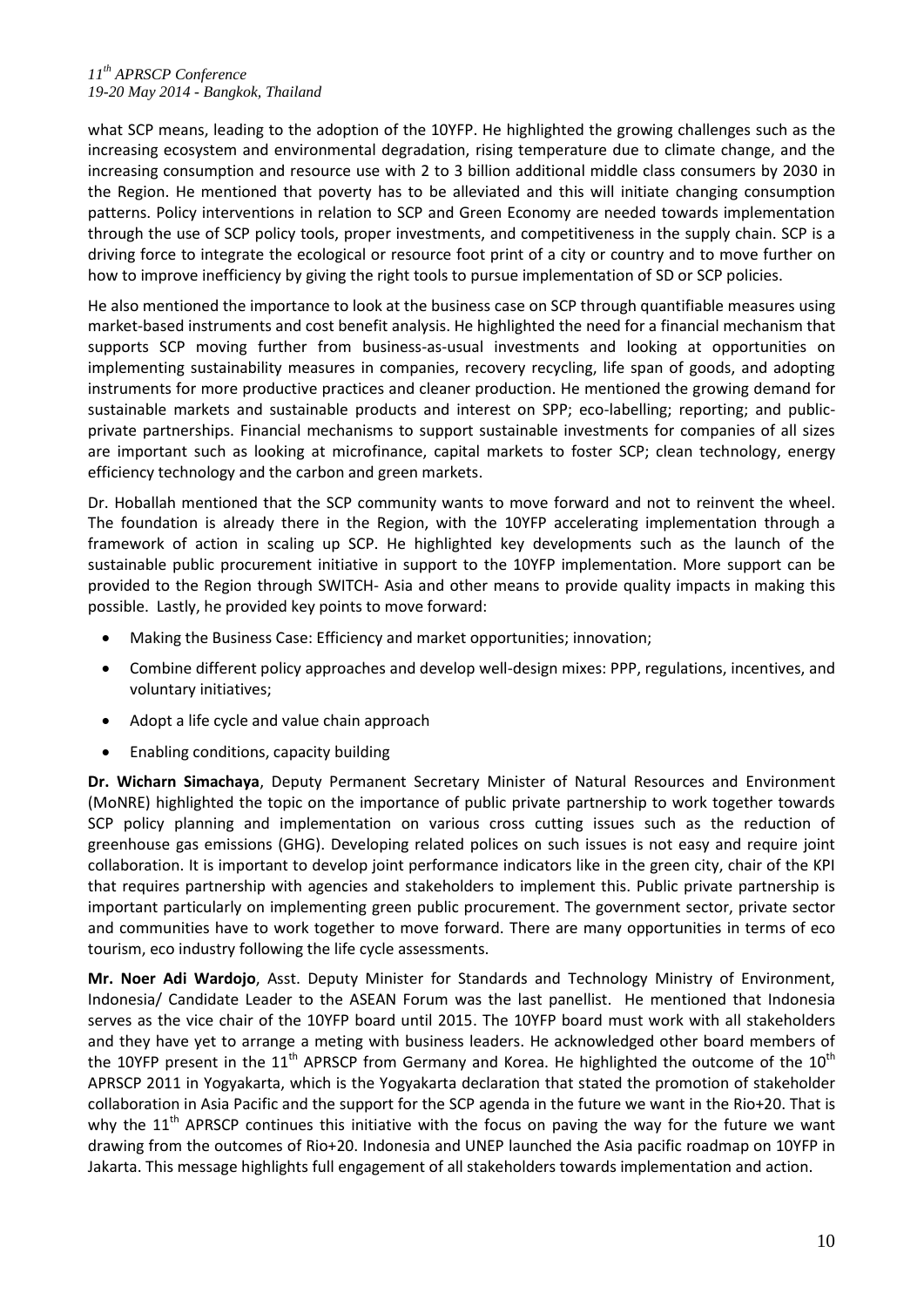what SCP means, leading to the adoption of the 10YFP. He highlighted the growing challenges such as the increasing ecosystem and environmental degradation, rising temperature due to climate change, and the increasing consumption and resource use with 2 to 3 billion additional middle class consumers by 2030 in the Region. He mentioned that poverty has to be alleviated and this will initiate changing consumption patterns. Policy interventions in relation to SCP and Green Economy are needed towards implementation through the use of SCP policy tools, proper investments, and competitiveness in the supply chain. SCP is a driving force to integrate the ecological or resource foot print of a city or country and to move further on how to improve inefficiency by giving the right tools to pursue implementation of SD or SCP policies.

He also mentioned the importance to look at the business case on SCP through quantifiable measures using market-based instruments and cost benefit analysis. He highlighted the need for a financial mechanism that supports SCP moving further from business-as-usual investments and looking at opportunities on implementing sustainability measures in companies, recovery recycling, life span of goods, and adopting instruments for more productive practices and cleaner production. He mentioned the growing demand for sustainable markets and sustainable products and interest on SPP; eco-labelling; reporting; and public-private partnerships. Financial mechanisms to support sustainable investments for companies of all sizes are important such as looking at microfinance, capital markets to foster SCP; clean technology, energy efficiency technology and the carbon and green markets.

Dr. Hoballah mentioned that the SCP community wants to move forward and not to reinvent the wheel. The foundation is already there in the Region, with the 10YFP accelerating implementation through a framework of action in scaling up SCP. He highlighted key developments such as the launch of the sustainable public procurement initiative in support to the 10YFP implementation. More support can be provided to the Region through SWITCH- Asia and other means to provide quality impacts in making this possible. Lastly, he provided key points to move forward:

- Making the Business Case: Efficiency and market opportunities; innovation;
- Combine different policy approaches and develop well-design mixes: PPP, regulations, incentives, and voluntary initiatives;
- Adopt a life cycle and value chain approach
- Enabling conditions, capacity building

**Dr. Wicharn Simachaya**, Deputy Permanent Secretary Minister of Natural Resources and Environment (MoNRE) highlighted the topic on the importance of public private partnership to work together towards SCP policy planning and implementation on various cross cutting issues such as the reduction of greenhouse gas emissions (GHG). Developing related polices on such issues is not easy and require joint collaboration. It is important to develop joint performance indicators like in the green city, chair of the KPI that requires partnership with agencies and stakeholders to implement this. Public private partnership is important particularly on implementing green public procurement. The government sector, private sector and communities have to work together to move forward. There are many opportunities in terms of eco tourism, eco industry following the life cycle assessments.

**Mr. Noer Adi Wardojo**, Asst. Deputy Minister for Standards and Technology Ministry of Environment, Indonesia/ Candidate Leader to the ASEAN Forum was the last panellist. He mentioned that Indonesia serves as the vice chair of the 10YFP board until 2015. The 10YFP board must work with all stakeholders and they have yet to arrange a meting with business leaders. He acknowledged other board members of the 10YFP present in the 11th APRSCP from Germany and Korea. He highlighted the outcome of the 10th APRSCP 2011 in Yogyakarta, which is the Yogyakarta declaration that stated the promotion of stakeholder collaboration in Asia Pacific and the support for the SCP agenda in the future we want in the Rio+20. That is why the 11th APRSCP continues this initiative with the focus on paving the way for the future we want drawing from the outcomes of Rio+20. Indonesia and UNEP launched the Asia pacific roadmap on 10YFP in Jakarta. This message highlights full engagement of all stakeholders towards implementation and action.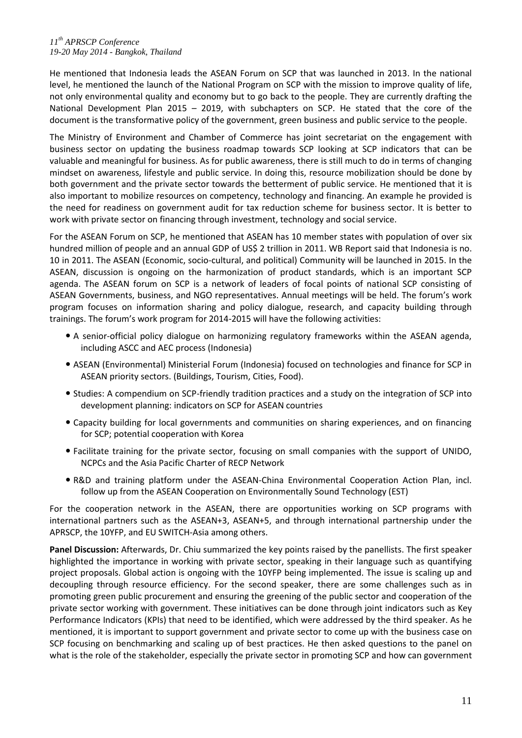He mentioned that Indonesia leads the ASEAN Forum on SCP that was launched in 2013. In the national level, he mentioned the launch of the National Program on SCP with the mission to improve quality of life, not only environmental quality and economy but to go back to the people. They are currently drafting the National Development Plan 2015 – 2019, with subchapters on SCP. He stated that the core of the document is the transformative policy of the government, green business and public service to the people.

The Ministry of Environment and Chamber of Commerce has joint secretariat on the engagement with business sector on updating the business roadmap towards SCP looking at SCP indicators that can be valuable and meaningful for business. As for public awareness, there is still much to do in terms of changing mindset on awareness, lifestyle and public service. In doing this, resource mobilization should be done by both government and the private sector towards the betterment of public service. He mentioned that it is also important to mobilize resources on competency, technology and financing. An example he provided is the need for readiness on government audit for tax reduction scheme for business sector. It is better to work with private sector on financing through investment, technology and social service.

For the ASEAN Forum on SCP, he mentioned that ASEAN has 10 member states with population of over six hundred million of people and an annual GDP of US$ 2 trillion in 2011. WB Report said that Indonesia is no. 10 in 2011. The ASEAN (Economic, socio-cultural, and political) Community will be launched in 2015. In the ASEAN, discussion is ongoing on the harmonization of product standards, which is an important SCP agenda. The ASEAN forum on SCP is a network of leaders of focal points of national SCP consisting of ASEAN Governments, business, and NGO representatives. Annual meetings will be held. The forum's work program focuses on information sharing and policy dialogue, research, and capacity building through trainings. The forum's work program for 2014-2015 will have the following activities:

- A senior-official policy dialogue on harmonizing regulatory frameworks within the ASEAN agenda, including ASCC and AEC process (Indonesia)
- ASEAN (Environmental) Ministerial Forum (Indonesia) focused on technologies and finance for SCP in ASEAN priority sectors. (Buildings, Tourism, Cities, Food).
- Studies: A compendium on SCP-friendly tradition practices and a study on the integration of SCP into development planning: indicators on SCP for ASEAN countries
- Capacity building for local governments and communities on sharing experiences, and on financing for SCP; potential cooperation with Korea
- Facilitate training for the private sector, focusing on small companies with the support of UNIDO, NCPCs and the Asia Pacific Charter of RECP Network
- R&D and training platform under the ASEAN-China Environmental Cooperation Action Plan, incl. follow up from the ASEAN Cooperation on Environmentally Sound Technology (EST)

For the cooperation network in the ASEAN, there are opportunities working on SCP programs with international partners such as the ASEAN+3, ASEAN+5, and through international partnership under the APRSCP, the 10YFP, and EU SWITCH-Asia among others.

**Panel Discussion:** Afterwards, Dr. Chiu summarized the key points raised by the panellists. The first speaker highlighted the importance in working with private sector, speaking in their language such as quantifying project proposals. Global action is ongoing with the 10YFP being implemented. The issue is scaling up and decoupling through resource efficiency. For the second speaker, there are some challenges such as in promoting green public procurement and ensuring the greening of the public sector and cooperation of the private sector working with government. These initiatives can be done through joint indicators such as Key Performance Indicators (KPIs) that need to be identified, which were addressed by the third speaker. As he mentioned, it is important to support government and private sector to come up with the business case on SCP focusing on benchmarking and scaling up of best practices. He then asked questions to the panel on what is the role of the stakeholder, especially the private sector in promoting SCP and how can government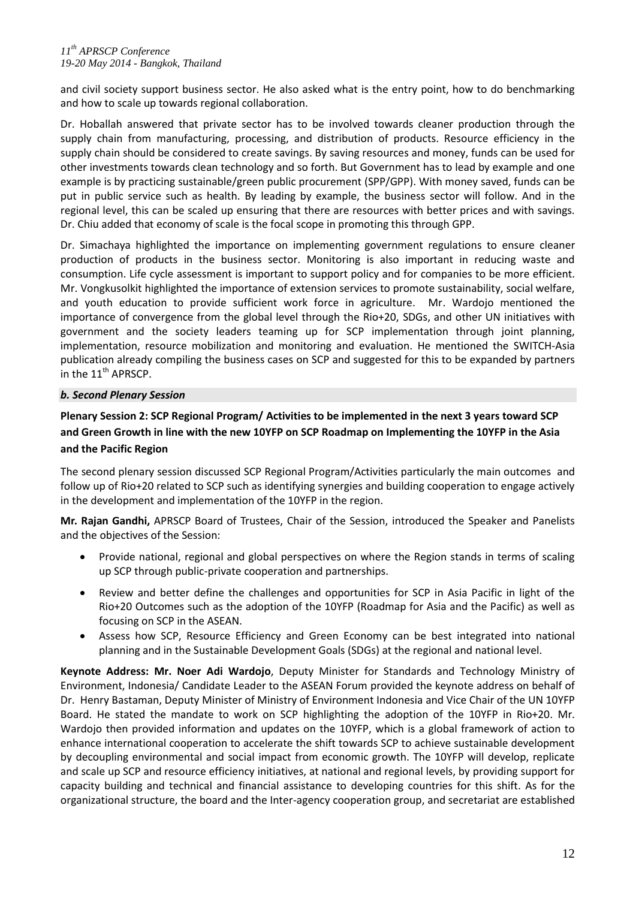and civil society support business sector. He also asked what is the entry point, how to do benchmarking and how to scale up towards regional collaboration.

Dr. Hoballah answered that private sector has to be involved towards cleaner production through the supply chain from manufacturing, processing, and distribution of products. Resource efficiency in the supply chain should be considered to create savings. By saving resources and money, funds can be used for other investments towards clean technology and so forth. But Government has to lead by example and one example is by practicing sustainable/green public procurement (SPP/GPP). With money saved, funds can be put in public service such as health. By leading by example, the business sector will follow. And in the regional level, this can be scaled up ensuring that there are resources with better prices and with savings. Dr. Chiu added that economy of scale is the focal scope in promoting this through GPP.

Dr. Simachaya highlighted the importance on implementing government regulations to ensure cleaner production of products in the business sector. Monitoring is also important in reducing waste and consumption. Life cycle assessment is important to support policy and for companies to be more efficient. Mr. Vongkusolkit highlighted the importance of extension services to promote sustainability, social welfare, and youth education to provide sufficient work force in agriculture. Mr. Wardojo mentioned the importance of convergence from the global level through the Rio+20, SDGs, and other UN initiatives with government and the society leaders teaming up for SCP implementation through joint planning, implementation, resource mobilization and monitoring and evaluation. He mentioned the SWITCH-Asia publication already compiling the business cases on SCP and suggested for this to be expanded by partners in the 11th APRSCP.

### *b. Second Plenary Session*

**Plenary Session 2: SCP Regional Program/ Activities to be implemented in the next 3 years toward SCP and Green Growth in line with the new 10YFP on SCP Roadmap on Implementing the 10YFP in the Asia and the Pacific Region**

The second plenary session discussed SCP Regional Program/Activities particularly the main outcomes and follow up of Rio+20 related to SCP such as identifying synergies and building cooperation to engage actively in the development and implementation of the 10YFP in the region.

**Mr. Rajan Gandhi,** APRSCP Board of Trustees, Chair of the Session, introduced the Speaker and Panelists and the objectives of the Session:

- Provide national, regional and global perspectives on where the Region stands in terms of scaling up SCP through public-private cooperation and partnerships.
- Review and better define the challenges and opportunities for SCP in Asia Pacific in light of the Rio+20 Outcomes such as the adoption of the 10YFP (Roadmap for Asia and the Pacific) as well as focusing on SCP in the ASEAN.
- Assess how SCP, Resource Efficiency and Green Economy can be best integrated into national planning and in the Sustainable Development Goals (SDGs) at the regional and national level.

**Keynote Address: Mr. Noer Adi Wardojo**, Deputy Minister for Standards and Technology Ministry of Environment, Indonesia/ Candidate Leader to the ASEAN Forum provided the keynote address on behalf of Dr. Henry Bastaman, Deputy Minister of Ministry of Environment Indonesia and Vice Chair of the UN 10YFP Board. He stated the mandate to work on SCP highlighting the adoption of the 10YFP in Rio+20. Mr. Wardojo then provided information and updates on the 10YFP, which is a global framework of action to enhance international cooperation to accelerate the shift towards SCP to achieve sustainable development by decoupling environmental and social impact from economic growth. The 10YFP will develop, replicate and scale up SCP and resource efficiency initiatives, at national and regional levels, by providing support for capacity building and technical and financial assistance to developing countries for this shift. As for the organizational structure, the board and the Inter-agency cooperation group, and secretariat are established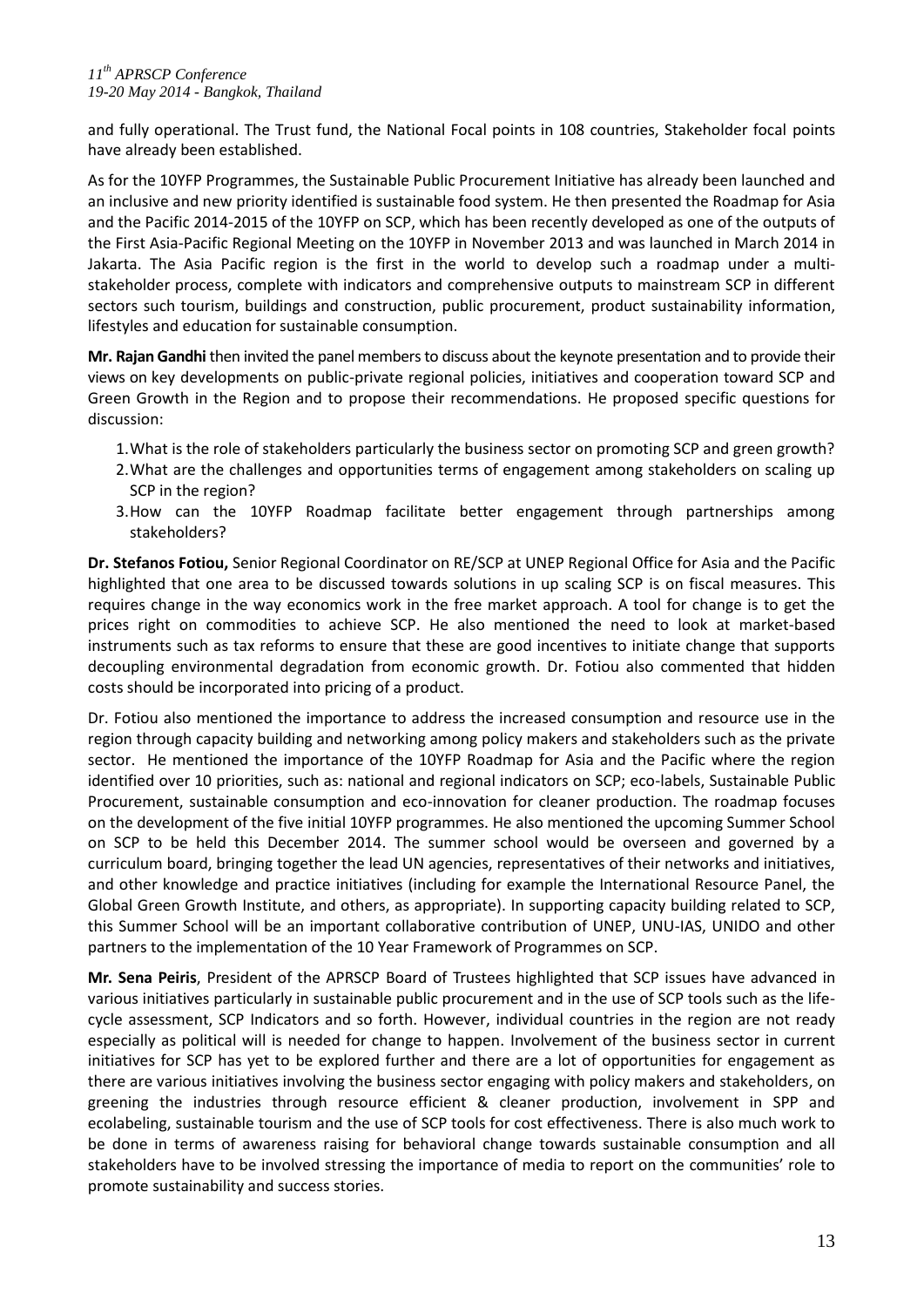and fully operational. The Trust fund, the National Focal points in 108 countries, Stakeholder focal points have already been established.

As for the 10YFP Programmes, the Sustainable Public Procurement Initiative has already been launched and an inclusive and new priority identified is sustainable food system. He then presented the Roadmap for Asia and the Pacific 2014-2015 of the 10YFP on SCP, which has been recently developed as one of the outputs of the First Asia-Pacific Regional Meeting on the 10YFP in November 2013 and was launched in March 2014 in Jakarta. The Asia Pacific region is the first in the world to develop such a roadmap under a multi-stakeholder process, complete with indicators and comprehensive outputs to mainstream SCP in different sectors such tourism, buildings and construction, public procurement, product sustainability information, lifestyles and education for sustainable consumption.

**Mr. Rajan Gandhi** then invited the panel members to discuss about the keynote presentation and to provide their views on key developments on public-private regional policies, initiatives and cooperation toward SCP and Green Growth in the Region and to propose their recommendations. He proposed specific questions for discussion:

1. What is the role of stakeholders particularly the business sector on promoting SCP and green growth?
2. What are the challenges and opportunities terms of engagement among stakeholders on scaling up SCP in the region?
3. How can the 10YFP Roadmap facilitate better engagement through partnerships among stakeholders?

**Dr. Stefanos Fotiou,** Senior Regional Coordinator on RE/SCP at UNEP Regional Office for Asia and the Pacific highlighted that one area to be discussed towards solutions in up scaling SCP is on fiscal measures. This requires change in the way economics work in the free market approach. A tool for change is to get the prices right on commodities to achieve SCP. He also mentioned the need to look at market-based instruments such as tax reforms to ensure that these are good incentives to initiate change that supports decoupling environmental degradation from economic growth. Dr. Fotiou also commented that hidden costs should be incorporated into pricing of a product.

Dr. Fotiou also mentioned the importance to address the increased consumption and resource use in the region through capacity building and networking among policy makers and stakeholders such as the private sector. He mentioned the importance of the 10YFP Roadmap for Asia and the Pacific where the region identified over 10 priorities, such as: national and regional indicators on SCP; eco-labels, Sustainable Public Procurement, sustainable consumption and eco-innovation for cleaner production. The roadmap focuses on the development of the five initial 10YFP programmes. He also mentioned the upcoming Summer School on SCP to be held this December 2014. The summer school would be overseen and governed by a curriculum board, bringing together the lead UN agencies, representatives of their networks and initiatives, and other knowledge and practice initiatives (including for example the International Resource Panel, the Global Green Growth Institute, and others, as appropriate). In supporting capacity building related to SCP, this Summer School will be an important collaborative contribution of UNEP, UNU-IAS, UNIDO and other partners to the implementation of the 10 Year Framework of Programmes on SCP.

**Mr. Sena Peiris**, President of the APRSCP Board of Trustees highlighted that SCP issues have advanced in various initiatives particularly in sustainable public procurement and in the use of SCP tools such as the life-cycle assessment, SCP Indicators and so forth. However, individual countries in the region are not ready especially as political will is needed for change to happen. Involvement of the business sector in current initiatives for SCP has yet to be explored further and there are a lot of opportunities for engagement as there are various initiatives involving the business sector engaging with policy makers and stakeholders, on greening the industries through resource efficient & cleaner production, involvement in SPP and ecolabeling, sustainable tourism and the use of SCP tools for cost effectiveness. There is also much work to be done in terms of awareness raising for behavioral change towards sustainable consumption and all stakeholders have to be involved stressing the importance of media to report on the communities' role to promote sustainability and success stories.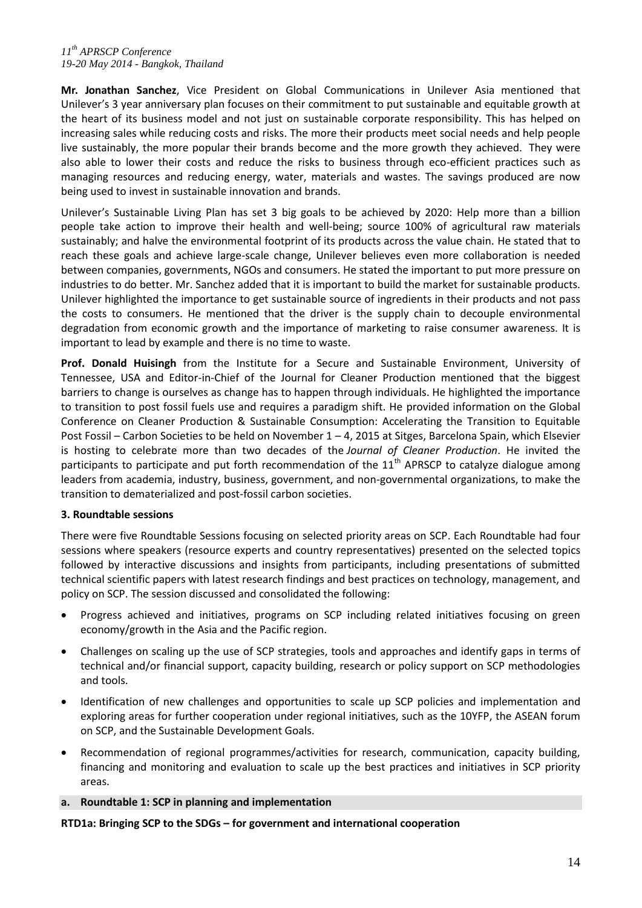**Mr. Jonathan Sanchez**, Vice President on Global Communications in Unilever Asia mentioned that Unilever's 3 year anniversary plan focuses on their commitment to put sustainable and equitable growth at the heart of its business model and not just on sustainable corporate responsibility. This has helped on increasing sales while reducing costs and risks. The more their products meet social needs and help people live sustainably, the more popular their brands become and the more growth they achieved. They were also able to lower their costs and reduce the risks to business through eco-efficient practices such as managing resources and reducing energy, water, materials and wastes. The savings produced are now being used to invest in sustainable innovation and brands.

Unilever's Sustainable Living Plan has set 3 big goals to be achieved by 2020: Help more than a billion people take action to improve their health and well-being; source 100% of agricultural raw materials sustainably; and halve the environmental footprint of its products across the value chain. He stated that to reach these goals and achieve large-scale change, Unilever believes even more collaboration is needed between companies, governments, NGOs and consumers. He stated the important to put more pressure on industries to do better. Mr. Sanchez added that it is important to build the market for sustainable products. Unilever highlighted the importance to get sustainable source of ingredients in their products and not pass the costs to consumers. He mentioned that the driver is the supply chain to decouple environmental degradation from economic growth and the importance of marketing to raise consumer awareness. It is important to lead by example and there is no time to waste.

**Prof. Donald Huisingh** from the Institute for a Secure and Sustainable Environment, University of Tennessee, USA and Editor-in-Chief of the Journal for Cleaner Production mentioned that the biggest barriers to change is ourselves as change has to happen through individuals. He highlighted the importance to transition to post fossil fuels use and requires a paradigm shift. He provided information on the Global Conference on Cleaner Production & Sustainable Consumption: Accelerating the Transition to Equitable Post Fossil – Carbon Societies to be held on November 1 – 4, 2015 at Sitges, Barcelona Spain, which Elsevier is hosting to celebrate more than two decades of the *Journal of Cleaner Production*. He invited the participants to participate and put forth recommendation of the 11th APRSCP to catalyze dialogue among leaders from academia, industry, business, government, and non-governmental organizations, to make the transition to dematerialized and post-fossil carbon societies.

**3. Roundtable sessions**

There were five Roundtable Sessions focusing on selected priority areas on SCP. Each Roundtable had four sessions where speakers (resource experts and country representatives) presented on the selected topics followed by interactive discussions and insights from participants, including presentations of submitted technical scientific papers with latest research findings and best practices on technology, management, and policy on SCP. The session discussed and consolidated the following:

- Progress achieved and initiatives, programs on SCP including related initiatives focusing on green economy/growth in the Asia and the Pacific region.
- Challenges on scaling up the use of SCP strategies, tools and approaches and identify gaps in terms of technical and/or financial support, capacity building, research or policy support on SCP methodologies and tools.
- Identification of new challenges and opportunities to scale up SCP policies and implementation and exploring areas for further cooperation under regional initiatives, such as the 10YFP, the ASEAN forum on SCP, and the Sustainable Development Goals.
- Recommendation of regional programmes/activities for research, communication, capacity building, financing and monitoring and evaluation to scale up the best practices and initiatives in SCP priority areas.

**a. Roundtable 1: SCP in planning and implementation**

**RTD1a: Bringing SCP to the SDGs – for government and international cooperation**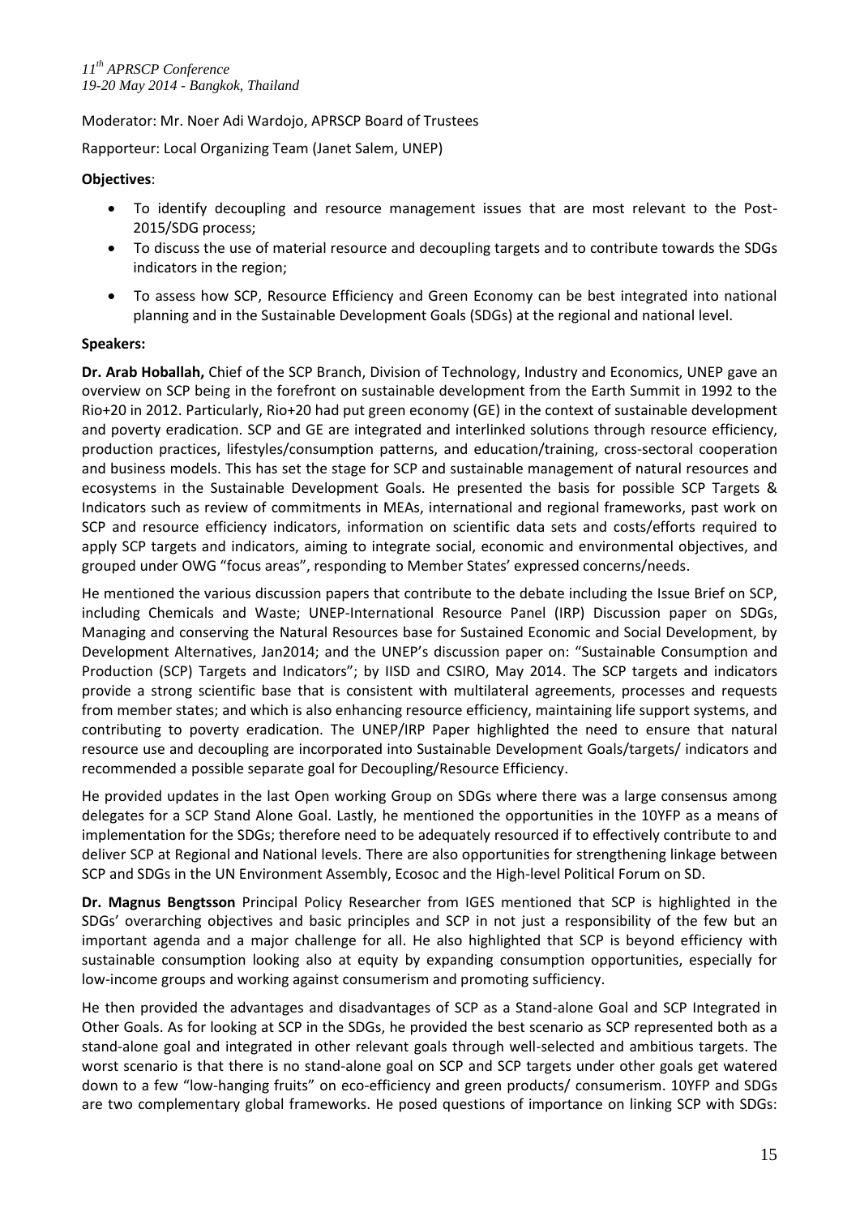Moderator: Mr. Noer Adi Wardojo, APRSCP Board of Trustees

Rapporteur: Local Organizing Team (Janet Salem, UNEP)

**Objectives**:

- To identify decoupling and resource management issues that are most relevant to the Post-2015/SDG process;
- To discuss the use of material resource and decoupling targets and to contribute towards the SDGs indicators in the region;
- To assess how SCP, Resource Efficiency and Green Economy can be best integrated into national planning and in the Sustainable Development Goals (SDGs) at the regional and national level.

**Speakers:**

**Dr. Arab Hoballah,** Chief of the SCP Branch, Division of Technology, Industry and Economics, UNEP gave an overview on SCP being in the forefront on sustainable development from the Earth Summit in 1992 to the Rio+20 in 2012. Particularly, Rio+20 had put green economy (GE) in the context of sustainable development and poverty eradication. SCP and GE are integrated and interlinked solutions through resource efficiency, production practices, lifestyles/consumption patterns, and education/training, cross-sectoral cooperation and business models. This has set the stage for SCP and sustainable management of natural resources and ecosystems in the Sustainable Development Goals. He presented the basis for possible SCP Targets & Indicators such as review of commitments in MEAs, international and regional frameworks, past work on SCP and resource efficiency indicators, information on scientific data sets and costs/efforts required to apply SCP targets and indicators, aiming to integrate social, economic and environmental objectives, and grouped under OWG "focus areas", responding to Member States' expressed concerns/needs.

He mentioned the various discussion papers that contribute to the debate including the Issue Brief on SCP, including Chemicals and Waste; UNEP-International Resource Panel (IRP) Discussion paper on SDGs, Managing and conserving the Natural Resources base for Sustained Economic and Social Development, by Development Alternatives, Jan2014; and the UNEP's discussion paper on: "Sustainable Consumption and Production (SCP) Targets and Indicators"; by IISD and CSIRO, May 2014. The SCP targets and indicators provide a strong scientific base that is consistent with multilateral agreements, processes and requests from member states; and which is also enhancing resource efficiency, maintaining life support systems, and contributing to poverty eradication. The UNEP/IRP Paper highlighted the need to ensure that natural resource use and decoupling are incorporated into Sustainable Development Goals/targets/ indicators and recommended a possible separate goal for Decoupling/Resource Efficiency.

He provided updates in the last Open working Group on SDGs where there was a large consensus among delegates for a SCP Stand Alone Goal. Lastly, he mentioned the opportunities in the 10YFP as a means of implementation for the SDGs; therefore need to be adequately resourced if to effectively contribute to and deliver SCP at Regional and National levels. There are also opportunities for strengthening linkage between SCP and SDGs in the UN Environment Assembly, Ecosoc and the High-level Political Forum on SD.

**Dr. Magnus Bengtsson** Principal Policy Researcher from IGES mentioned that SCP is highlighted in the SDGs' overarching objectives and basic principles and SCP in not just a responsibility of the few but an important agenda and a major challenge for all. He also highlighted that SCP is beyond efficiency with sustainable consumption looking also at equity by expanding consumption opportunities, especially for low-income groups and working against consumerism and promoting sufficiency.

He then provided the advantages and disadvantages of SCP as a Stand-alone Goal and SCP Integrated in Other Goals. As for looking at SCP in the SDGs, he provided the best scenario as SCP represented both as a stand-alone goal and integrated in other relevant goals through well-selected and ambitious targets. The worst scenario is that there is no stand-alone goal on SCP and SCP targets under other goals get watered down to a few "low-hanging fruits" on eco-efficiency and green products/ consumerism. 10YFP and SDGs are two complementary global frameworks. He posed questions of importance on linking SCP with SDGs: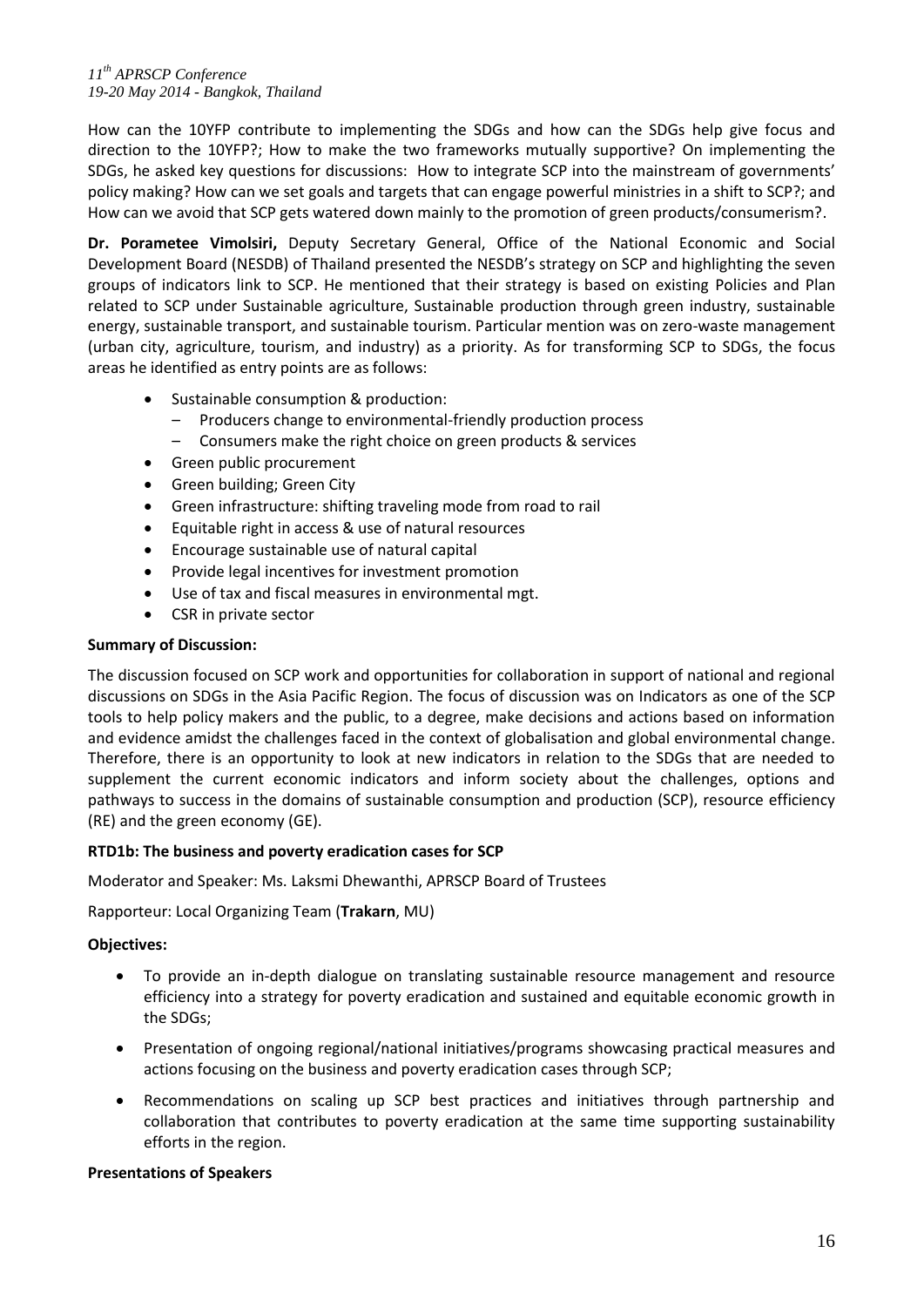How can the 10YFP contribute to implementing the SDGs and how can the SDGs help give focus and direction to the 10YFP?; How to make the two frameworks mutually supportive? On implementing the SDGs, he asked key questions for discussions: How to integrate SCP into the mainstream of governments' policy making? How can we set goals and targets that can engage powerful ministries in a shift to SCP?; and How can we avoid that SCP gets watered down mainly to the promotion of green products/consumerism?.

**Dr. Porametee Vimolsiri,** Deputy Secretary General, Office of the National Economic and Social Development Board (NESDB) of Thailand presented the NESDB's strategy on SCP and highlighting the seven groups of indicators link to SCP. He mentioned that their strategy is based on existing Policies and Plan related to SCP under Sustainable agriculture, Sustainable production through green industry, sustainable energy, sustainable transport, and sustainable tourism. Particular mention was on zero-waste management (urban city, agriculture, tourism, and industry) as a priority. As for transforming SCP to SDGs, the focus areas he identified as entry points are as follows:

- Sustainable consumption & production:
  - Producers change to environmental-friendly production process
  - Consumers make the right choice on green products & services
- Green public procurement
- Green building; Green City
- Green infrastructure: shifting traveling mode from road to rail
- Equitable right in access & use of natural resources
- Encourage sustainable use of natural capital
- Provide legal incentives for investment promotion
- Use of tax and fiscal measures in environmental mgt.
- CSR in private sector

**Summary of Discussion:**

The discussion focused on SCP work and opportunities for collaboration in support of national and regional discussions on SDGs in the Asia Pacific Region. The focus of discussion was on Indicators as one of the SCP tools to help policy makers and the public, to a degree, make decisions and actions based on information and evidence amidst the challenges faced in the context of globalisation and global environmental change. Therefore, there is an opportunity to look at new indicators in relation to the SDGs that are needed to supplement the current economic indicators and inform society about the challenges, options and pathways to success in the domains of sustainable consumption and production (SCP), resource efficiency (RE) and the green economy (GE).

**RTD1b: The business and poverty eradication cases for SCP**

Moderator and Speaker: Ms. Laksmi Dhewanthi, APRSCP Board of Trustees

Rapporteur: Local Organizing Team (**Trakarn**, MU)

**Objectives:**

- To provide an in-depth dialogue on translating sustainable resource management and resource efficiency into a strategy for poverty eradication and sustained and equitable economic growth in the SDGs;
- Presentation of ongoing regional/national initiatives/programs showcasing practical measures and actions focusing on the business and poverty eradication cases through SCP;
- Recommendations on scaling up SCP best practices and initiatives through partnership and collaboration that contributes to poverty eradication at the same time supporting sustainability efforts in the region.

**Presentations of Speakers**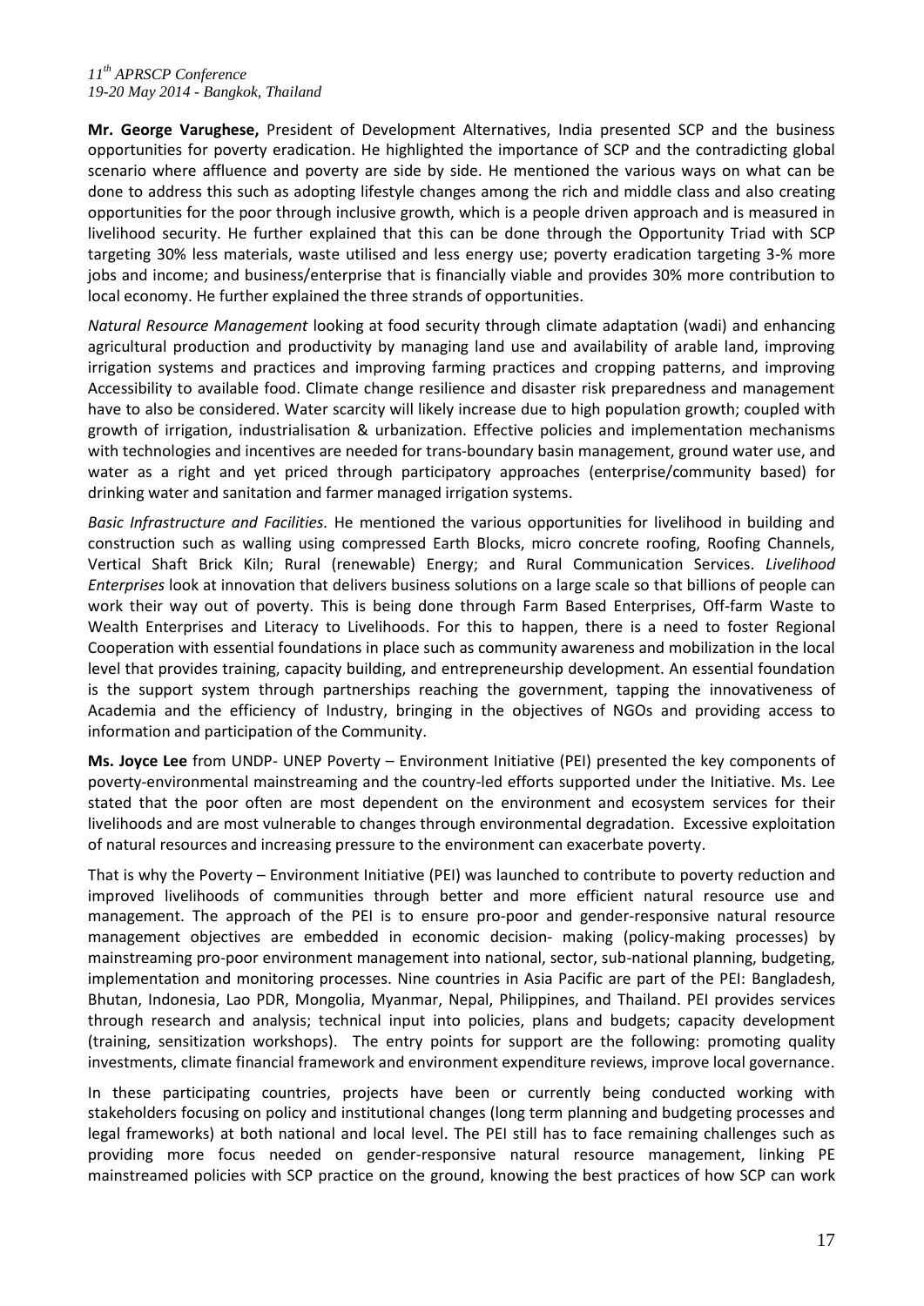**Mr. George Varughese,** President of Development Alternatives, India presented SCP and the business opportunities for poverty eradication. He highlighted the importance of SCP and the contradicting global scenario where affluence and poverty are side by side. He mentioned the various ways on what can be done to address this such as adopting lifestyle changes among the rich and middle class and also creating opportunities for the poor through inclusive growth, which is a people driven approach and is measured in livelihood security. He further explained that this can be done through the Opportunity Triad with SCP targeting 30% less materials, waste utilised and less energy use; poverty eradication targeting 3-% more jobs and income; and business/enterprise that is financially viable and provides 30% more contribution to local economy. He further explained the three strands of opportunities.

*Natural Resource Management* looking at food security through climate adaptation (wadi) and enhancing agricultural production and productivity by managing land use and availability of arable land, improving irrigation systems and practices and improving farming practices and cropping patterns, and improving Accessibility to available food. Climate change resilience and disaster risk preparedness and management have to also be considered. Water scarcity will likely increase due to high population growth; coupled with growth of irrigation, industrialisation & urbanization. Effective policies and implementation mechanisms with technologies and incentives are needed for trans-boundary basin management, ground water use, and water as a right and yet priced through participatory approaches (enterprise/community based) for drinking water and sanitation and farmer managed irrigation systems.

*Basic Infrastructure and Facilities.* He mentioned the various opportunities for livelihood in building and construction such as walling using compressed Earth Blocks, micro concrete roofing, Roofing Channels, Vertical Shaft Brick Kiln; Rural (renewable) Energy; and Rural Communication Services. *Livelihood Enterprises* look at innovation that delivers business solutions on a large scale so that billions of people can work their way out of poverty. This is being done through Farm Based Enterprises, Off-farm Waste to Wealth Enterprises and Literacy to Livelihoods. For this to happen, there is a need to foster Regional Cooperation with essential foundations in place such as community awareness and mobilization in the local level that provides training, capacity building, and entrepreneurship development. An essential foundation is the support system through partnerships reaching the government, tapping the innovativeness of Academia and the efficiency of Industry, bringing in the objectives of NGOs and providing access to information and participation of the Community.

**Ms. Joyce Lee** from UNDP- UNEP Poverty – Environment Initiative (PEI) presented the key components of poverty-environmental mainstreaming and the country-led efforts supported under the Initiative. Ms. Lee stated that the poor often are most dependent on the environment and ecosystem services for their livelihoods and are most vulnerable to changes through environmental degradation. Excessive exploitation of natural resources and increasing pressure to the environment can exacerbate poverty.

That is why the Poverty – Environment Initiative (PEI) was launched to contribute to poverty reduction and improved livelihoods of communities through better and more efficient natural resource use and management. The approach of the PEI is to ensure pro-poor and gender-responsive natural resource management objectives are embedded in economic decision- making (policy-making processes) by mainstreaming pro-poor environment management into national, sector, sub-national planning, budgeting, implementation and monitoring processes. Nine countries in Asia Pacific are part of the PEI: Bangladesh, Bhutan, Indonesia, Lao PDR, Mongolia, Myanmar, Nepal, Philippines, and Thailand. PEI provides services through research and analysis; technical input into policies, plans and budgets; capacity development (training, sensitization workshops). The entry points for support are the following: promoting quality investments, climate financial framework and environment expenditure reviews, improve local governance.

In these participating countries, projects have been or currently being conducted working with stakeholders focusing on policy and institutional changes (long term planning and budgeting processes and legal frameworks) at both national and local level. The PEI still has to face remaining challenges such as providing more focus needed on gender-responsive natural resource management, linking PE mainstreamed policies with SCP practice on the ground, knowing the best practices of how SCP can work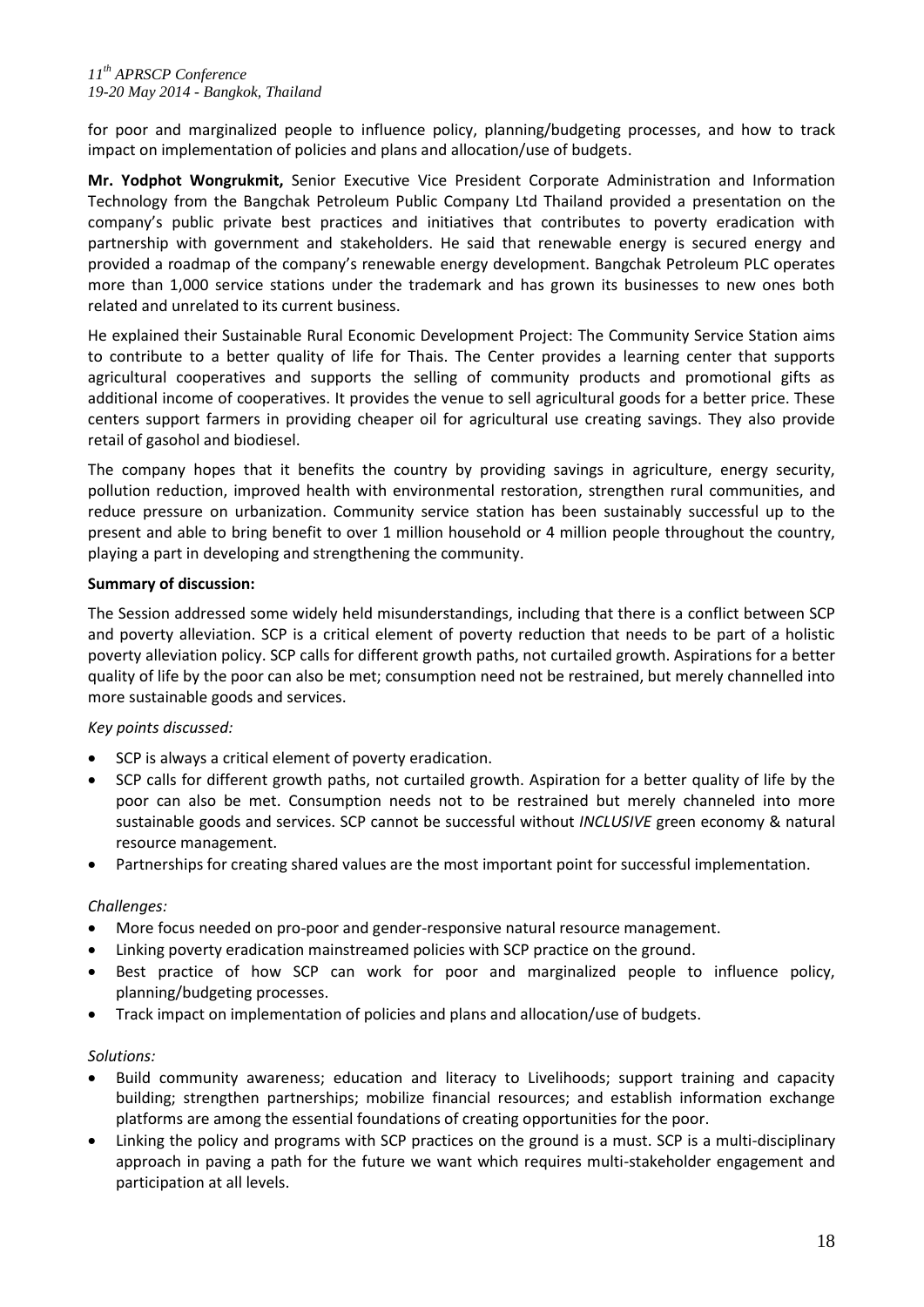for poor and marginalized people to influence policy, planning/budgeting processes, and how to track impact on implementation of policies and plans and allocation/use of budgets.

**Mr. Yodphot Wongrukmit,** Senior Executive Vice President Corporate Administration and Information Technology from the Bangchak Petroleum Public Company Ltd Thailand provided a presentation on the company's public private best practices and initiatives that contributes to poverty eradication with partnership with government and stakeholders. He said that renewable energy is secured energy and provided a roadmap of the company's renewable energy development. Bangchak Petroleum PLC operates more than 1,000 service stations under the trademark and has grown its businesses to new ones both related and unrelated to its current business.

He explained their Sustainable Rural Economic Development Project: The Community Service Station aims to contribute to a better quality of life for Thais. The Center provides a learning center that supports agricultural cooperatives and supports the selling of community products and promotional gifts as additional income of cooperatives. It provides the venue to sell agricultural goods for a better price. These centers support farmers in providing cheaper oil for agricultural use creating savings. They also provide retail of gasohol and biodiesel.

The company hopes that it benefits the country by providing savings in agriculture, energy security, pollution reduction, improved health with environmental restoration, strengthen rural communities, and reduce pressure on urbanization. Community service station has been sustainably successful up to the present and able to bring benefit to over 1 million household or 4 million people throughout the country, playing a part in developing and strengthening the community.

**Summary of discussion:**

The Session addressed some widely held misunderstandings, including that there is a conflict between SCP and poverty alleviation. SCP is a critical element of poverty reduction that needs to be part of a holistic poverty alleviation policy. SCP calls for different growth paths, not curtailed growth. Aspirations for a better quality of life by the poor can also be met; consumption need not be restrained, but merely channelled into more sustainable goods and services.

*Key points discussed:*

- SCP is always a critical element of poverty eradication.
- SCP calls for different growth paths, not curtailed growth. Aspiration for a better quality of life by the poor can also be met. Consumption needs not to be restrained but merely channeled into more sustainable goods and services. SCP cannot be successful without *INCLUSIVE* green economy & natural resource management.
- Partnerships for creating shared values are the most important point for successful implementation.

*Challenges:*

- More focus needed on pro-poor and gender-responsive natural resource management.
- Linking poverty eradication mainstreamed policies with SCP practice on the ground.
- Best practice of how SCP can work for poor and marginalized people to influence policy, planning/budgeting processes.
- Track impact on implementation of policies and plans and allocation/use of budgets.

*Solutions:*

- Build community awareness; education and literacy to Livelihoods; support training and capacity building; strengthen partnerships; mobilize financial resources; and establish information exchange platforms are among the essential foundations of creating opportunities for the poor.
- Linking the policy and programs with SCP practices on the ground is a must. SCP is a multi-disciplinary approach in paving a path for the future we want which requires multi-stakeholder engagement and participation at all levels.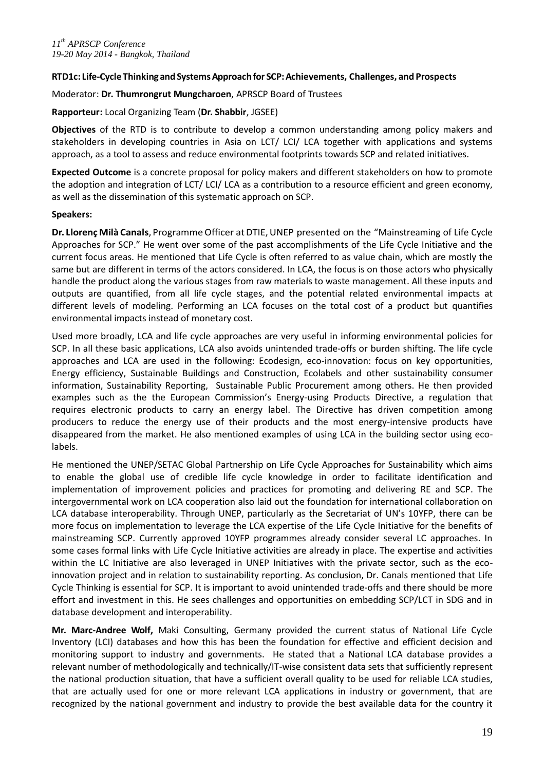**RTD1c: Life-Cycle Thinking and Systems Approach for SCP: Achievements, Challenges, and Prospects**

Moderator: **Dr. Thumrongrut Mungcharoen**, APRSCP Board of Trustees

**Rapporteur:** Local Organizing Team (**Dr. Shabbir**, JGSEE)

**Objectives** of the RTD is to contribute to develop a common understanding among policy makers and stakeholders in developing countries in Asia on LCT/ LCI/ LCA together with applications and systems approach, as a tool to assess and reduce environmental footprints towards SCP and related initiatives.

**Expected Outcome** is a concrete proposal for policy makers and different stakeholders on how to promote the adoption and integration of LCT/ LCI/ LCA as a contribution to a resource efficient and green economy, as well as the dissemination of this systematic approach on SCP.

**Speakers:**

**Dr. Llorenç Milà Canals**, Programme Officer at DTIE, UNEP presented on the "Mainstreaming of Life Cycle Approaches for SCP." He went over some of the past accomplishments of the Life Cycle Initiative and the current focus areas. He mentioned that Life Cycle is often referred to as value chain, which are mostly the same but are different in terms of the actors considered. In LCA, the focus is on those actors who physically handle the product along the various stages from raw materials to waste management. All these inputs and outputs are quantified, from all life cycle stages, and the potential related environmental impacts at different levels of modeling. Performing an LCA focuses on the total cost of a product but quantifies environmental impacts instead of monetary cost.

Used more broadly, LCA and life cycle approaches are very useful in informing environmental policies for SCP. In all these basic applications, LCA also avoids unintended trade-offs or burden shifting. The life cycle approaches and LCA are used in the following: Ecodesign, eco-innovation: focus on key opportunities, Energy efficiency, Sustainable Buildings and Construction, Ecolabels and other sustainability consumer information, Sustainability Reporting, Sustainable Public Procurement among others. He then provided examples such as the the European Commission's Energy-using Products Directive, a regulation that requires electronic products to carry an energy label. The Directive has driven competition among producers to reduce the energy use of their products and the most energy-intensive products have disappeared from the market. He also mentioned examples of using LCA in the building sector using eco-labels.

He mentioned the UNEP/SETAC Global Partnership on Life Cycle Approaches for Sustainability which aims to enable the global use of credible life cycle knowledge in order to facilitate identification and implementation of improvement policies and practices for promoting and delivering RE and SCP. The intergovernmental work on LCA cooperation also laid out the foundation for international collaboration on LCA database interoperability. Through UNEP, particularly as the Secretariat of UN's 10YFP, there can be more focus on implementation to leverage the LCA expertise of the Life Cycle Initiative for the benefits of mainstreaming SCP. Currently approved 10YFP programmes already consider several LC approaches. In some cases formal links with Life Cycle Initiative activities are already in place. The expertise and activities within the LC Initiative are also leveraged in UNEP Initiatives with the private sector, such as the eco-innovation project and in relation to sustainability reporting. As conclusion, Dr. Canals mentioned that Life Cycle Thinking is essential for SCP. It is important to avoid unintended trade-offs and there should be more effort and investment in this. He sees challenges and opportunities on embedding SCP/LCT in SDG and in database development and interoperability.

**Mr. Marc-Andree Wolf,** Maki Consulting, Germany provided the current status of National Life Cycle Inventory (LCI) databases and how this has been the foundation for effective and efficient decision and monitoring support to industry and governments. He stated that a National LCA database provides a relevant number of methodologically and technically/IT-wise consistent data sets that sufficiently represent the national production situation, that have a sufficient overall quality to be used for reliable LCA studies, that are actually used for one or more relevant LCA applications in industry or government, that are recognized by the national government and industry to provide the best available data for the country it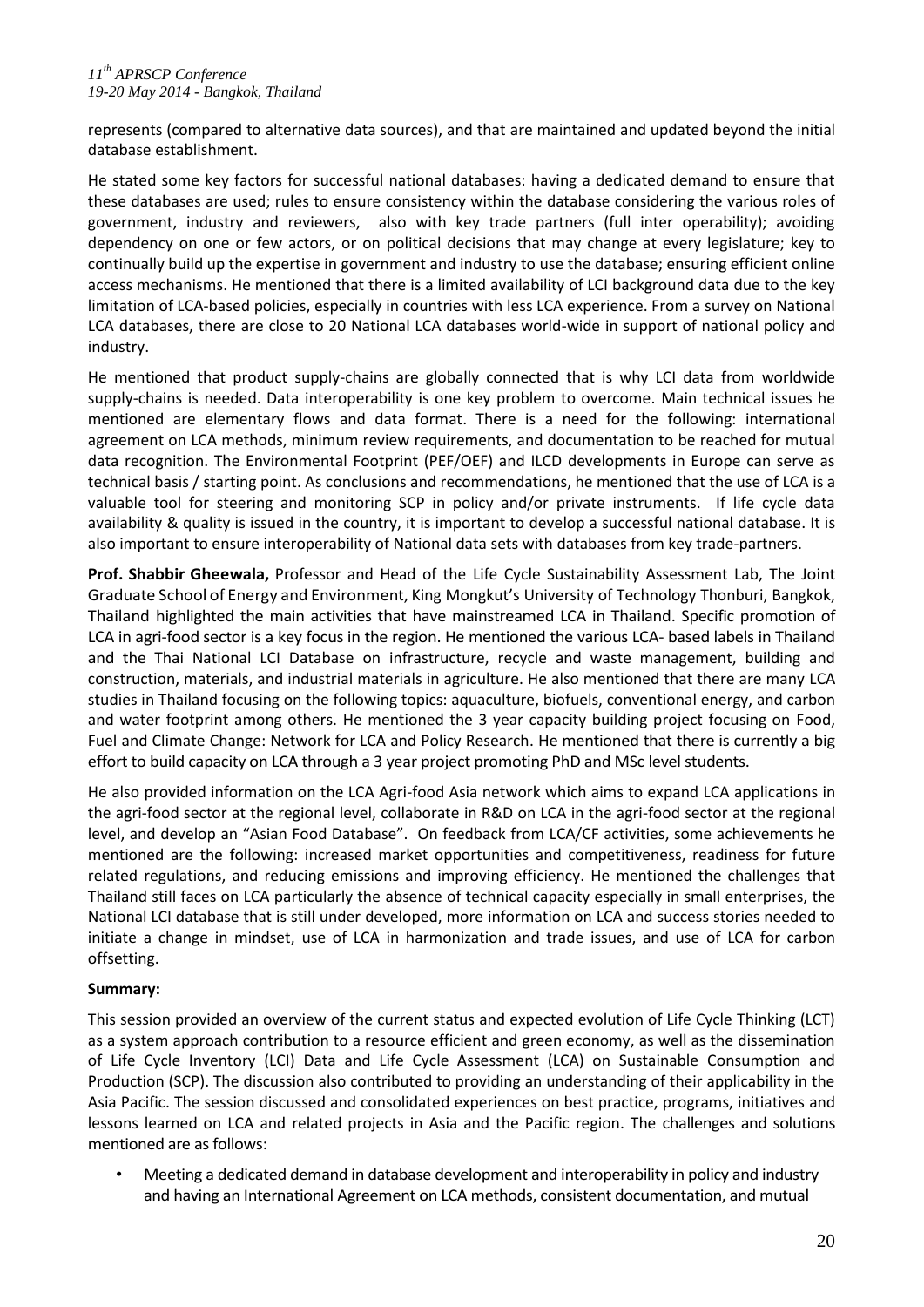represents (compared to alternative data sources), and that are maintained and updated beyond the initial database establishment.

He stated some key factors for successful national databases: having a dedicated demand to ensure that these databases are used; rules to ensure consistency within the database considering the various roles of government, industry and reviewers, also with key trade partners (full inter operability); avoiding dependency on one or few actors, or on political decisions that may change at every legislature; key to continually build up the expertise in government and industry to use the database; ensuring efficient online access mechanisms. He mentioned that there is a limited availability of LCI background data due to the key limitation of LCA-based policies, especially in countries with less LCA experience. From a survey on National LCA databases, there are close to 20 National LCA databases world-wide in support of national policy and industry.

He mentioned that product supply-chains are globally connected that is why LCI data from worldwide supply-chains is needed. Data interoperability is one key problem to overcome. Main technical issues he mentioned are elementary flows and data format. There is a need for the following: international agreement on LCA methods, minimum review requirements, and documentation to be reached for mutual data recognition. The Environmental Footprint (PEF/OEF) and ILCD developments in Europe can serve as technical basis / starting point. As conclusions and recommendations, he mentioned that the use of LCA is a valuable tool for steering and monitoring SCP in policy and/or private instruments. If life cycle data availability & quality is issued in the country, it is important to develop a successful national database. It is also important to ensure interoperability of National data sets with databases from key trade-partners.

**Prof. Shabbir Gheewala,** Professor and Head of the Life Cycle Sustainability Assessment Lab, The Joint Graduate School of Energy and Environment, King Mongkut's University of Technology Thonburi, Bangkok, Thailand highlighted the main activities that have mainstreamed LCA in Thailand. Specific promotion of LCA in agri-food sector is a key focus in the region. He mentioned the various LCA- based labels in Thailand and the Thai National LCI Database on infrastructure, recycle and waste management, building and construction, materials, and industrial materials in agriculture. He also mentioned that there are many LCA studies in Thailand focusing on the following topics: aquaculture, biofuels, conventional energy, and carbon and water footprint among others. He mentioned the 3 year capacity building project focusing on Food, Fuel and Climate Change: Network for LCA and Policy Research. He mentioned that there is currently a big effort to build capacity on LCA through a 3 year project promoting PhD and MSc level students.

He also provided information on the LCA Agri-food Asia network which aims to expand LCA applications in the agri-food sector at the regional level, collaborate in R&D on LCA in the agri-food sector at the regional level, and develop an "Asian Food Database". On feedback from LCA/CF activities, some achievements he mentioned are the following: increased market opportunities and competitiveness, readiness for future related regulations, and reducing emissions and improving efficiency. He mentioned the challenges that Thailand still faces on LCA particularly the absence of technical capacity especially in small enterprises, the National LCI database that is still under developed, more information on LCA and success stories needed to initiate a change in mindset, use of LCA in harmonization and trade issues, and use of LCA for carbon offsetting.

**Summary:**

This session provided an overview of the current status and expected evolution of Life Cycle Thinking (LCT) as a system approach contribution to a resource efficient and green economy, as well as the dissemination of Life Cycle Inventory (LCI) Data and Life Cycle Assessment (LCA) on Sustainable Consumption and Production (SCP). The discussion also contributed to providing an understanding of their applicability in the Asia Pacific. The session discussed and consolidated experiences on best practice, programs, initiatives and lessons learned on LCA and related projects in Asia and the Pacific region. The challenges and solutions mentioned are as follows:

- Meeting a dedicated demand in database development and interoperability in policy and industry and having an International Agreement on LCA methods, consistent documentation, and mutual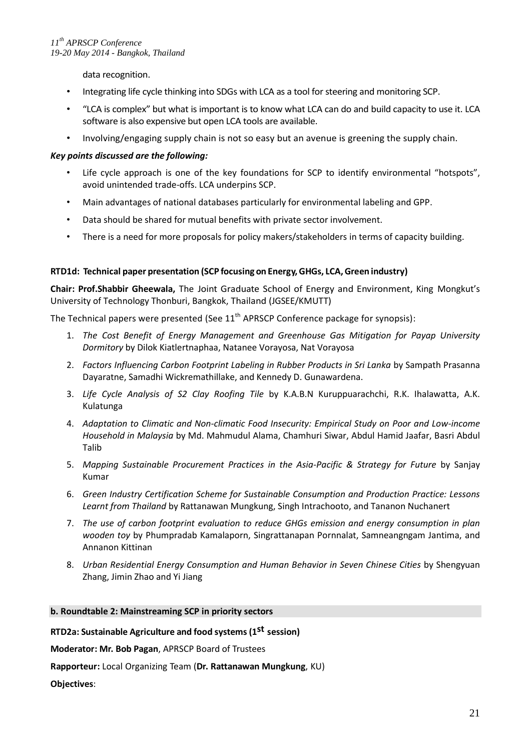data recognition.

- Integrating life cycle thinking into SDGs with LCA as a tool for steering and monitoring SCP.
- "LCA is complex" but what is important is to know what LCA can do and build capacity to use it. LCA software is also expensive but open LCA tools are available.
- Involving/engaging supply chain is not so easy but an avenue is greening the supply chain.

***Key points discussed are the following:***

- Life cycle approach is one of the key foundations for SCP to identify environmental "hotspots", avoid unintended trade-offs. LCA underpins SCP.
- Main advantages of national databases particularly for environmental labeling and GPP.
- Data should be shared for mutual benefits with private sector involvement.
- There is a need for more proposals for policy makers/stakeholders in terms of capacity building.

**RTD1d: Technical paper presentation (SCP focusing on Energy, GHGs, LCA, Green industry)**

**Chair: Prof.Shabbir Gheewala,** The Joint Graduate School of Energy and Environment, King Mongkut's University of Technology Thonburi, Bangkok, Thailand (JGSEE/KMUTT)

The Technical papers were presented (See 11th APRSCP Conference package for synopsis):

1. *The Cost Benefit of Energy Management and Greenhouse Gas Mitigation for Payap University Dormitory* by Dilok Kiatlertnaphaa, Natanee Vorayosa, Nat Vorayosa
2. *Factors Influencing Carbon Footprint Labeling in Rubber Products in Sri Lanka* by Sampath Prasanna Dayaratne, Samadhi Wickremathillake, and Kennedy D. Gunawardena.
3. *Life Cycle Analysis of S2 Clay Roofing Tile* by K.A.B.N Kuruppuarachchi, R.K. Ihalawatta, A.K. Kulatunga
4. *Adaptation to Climatic and Non-climatic Food Insecurity: Empirical Study on Poor and Low-income Household in Malaysia* by Md. Mahmudul Alama, Chamhuri Siwar, Abdul Hamid Jaafar, Basri Abdul Talib
5. *Mapping Sustainable Procurement Practices in the Asia-Pacific & Strategy for Future* by Sanjay Kumar
6. *Green Industry Certification Scheme for Sustainable Consumption and Production Practice: Lessons Learnt from Thailand* by Rattanawan Mungkung, Singh Intrachooto, and Tananon Nuchanert
7. *The use of carbon footprint evaluation to reduce GHGs emission and energy consumption in plan wooden toy* by Phumpradab Kamalaporn, Singrattanapan Pornnalat, Samneangngam Jantima, and Annanon Kittinan
8. *Urban Residential Energy Consumption and Human Behavior in Seven Chinese Cities* by Shengyuan Zhang, Jimin Zhao and Yi Jiang

**b. Roundtable 2: Mainstreaming SCP in priority sectors**

**RTD2a: Sustainable Agriculture and food systems (1st session)**

**Moderator: Mr. Bob Pagan**, APRSCP Board of Trustees

**Rapporteur:** Local Organizing Team (**Dr. Rattanawan Mungkung**, KU)

**Objectives**: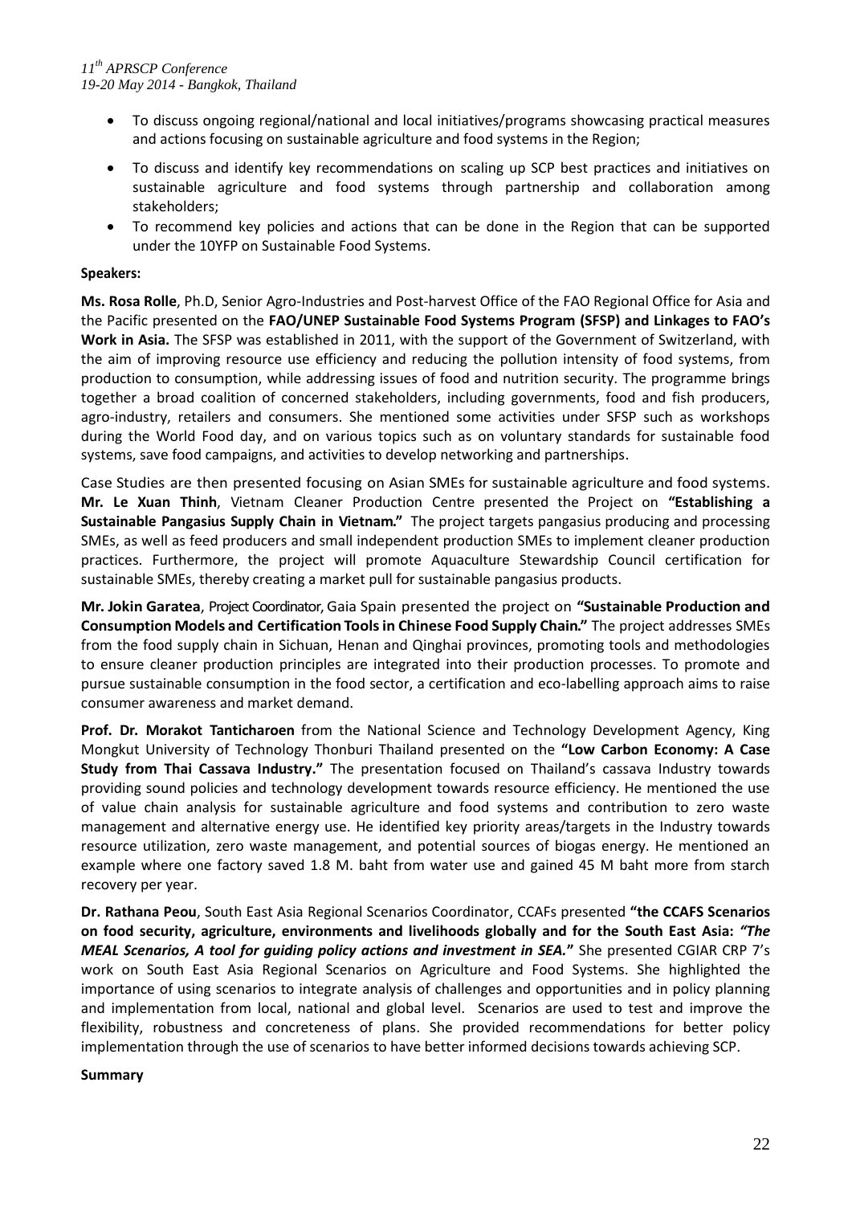- To discuss ongoing regional/national and local initiatives/programs showcasing practical measures and actions focusing on sustainable agriculture and food systems in the Region;
- To discuss and identify key recommendations on scaling up SCP best practices and initiatives on sustainable agriculture and food systems through partnership and collaboration among stakeholders;
- To recommend key policies and actions that can be done in the Region that can be supported under the 10YFP on Sustainable Food Systems.

**Speakers:**

**Ms. Rosa Rolle**, Ph.D, Senior Agro-Industries and Post-harvest Office of the FAO Regional Office for Asia and the Pacific presented on the **FAO/UNEP Sustainable Food Systems Program (SFSP) and Linkages to FAO's Work in Asia.** The SFSP was established in 2011, with the support of the Government of Switzerland, with the aim of improving resource use efficiency and reducing the pollution intensity of food systems, from production to consumption, while addressing issues of food and nutrition security. The programme brings together a broad coalition of concerned stakeholders, including governments, food and fish producers, agro-industry, retailers and consumers. She mentioned some activities under SFSP such as workshops during the World Food day, and on various topics such as on voluntary standards for sustainable food systems, save food campaigns, and activities to develop networking and partnerships.

Case Studies are then presented focusing on Asian SMEs for sustainable agriculture and food systems. **Mr. Le Xuan Thinh**, Vietnam Cleaner Production Centre presented the Project on **"Establishing a Sustainable Pangasius Supply Chain in Vietnam."** The project targets pangasius producing and processing SMEs, as well as feed producers and small independent production SMEs to implement cleaner production practices. Furthermore, the project will promote Aquaculture Stewardship Council certification for sustainable SMEs, thereby creating a market pull for sustainable pangasius products.

**Mr. Jokin Garatea**, Project Coordinator, Gaia Spain presented the project on **"Sustainable Production and Consumption Models and Certification Tools in Chinese Food Supply Chain."** The project addresses SMEs from the food supply chain in Sichuan, Henan and Qinghai provinces, promoting tools and methodologies to ensure cleaner production principles are integrated into their production processes. To promote and pursue sustainable consumption in the food sector, a certification and eco-labelling approach aims to raise consumer awareness and market demand.

**Prof. Dr. Morakot Tanticharoen** from the National Science and Technology Development Agency, King Mongkut University of Technology Thonburi Thailand presented on the **"Low Carbon Economy: A Case Study from Thai Cassava Industry."** The presentation focused on Thailand's cassava Industry towards providing sound policies and technology development towards resource efficiency. He mentioned the use of value chain analysis for sustainable agriculture and food systems and contribution to zero waste management and alternative energy use. He identified key priority areas/targets in the Industry towards resource utilization, zero waste management, and potential sources of biogas energy. He mentioned an example where one factory saved 1.8 M. baht from water use and gained 45 M baht more from starch recovery per year.

**Dr. Rathana Peou**, South East Asia Regional Scenarios Coordinator, CCAFs presented **"the CCAFS Scenarios on food security, agriculture, environments and livelihoods globally and for the South East Asia:** ***"The MEAL Scenarios, A tool for guiding policy actions and investment in SEA."*** She presented CGIAR CRP 7's work on South East Asia Regional Scenarios on Agriculture and Food Systems. She highlighted the importance of using scenarios to integrate analysis of challenges and opportunities and in policy planning and implementation from local, national and global level. Scenarios are used to test and improve the flexibility, robustness and concreteness of plans. She provided recommendations for better policy implementation through the use of scenarios to have better informed decisions towards achieving SCP.

**Summary**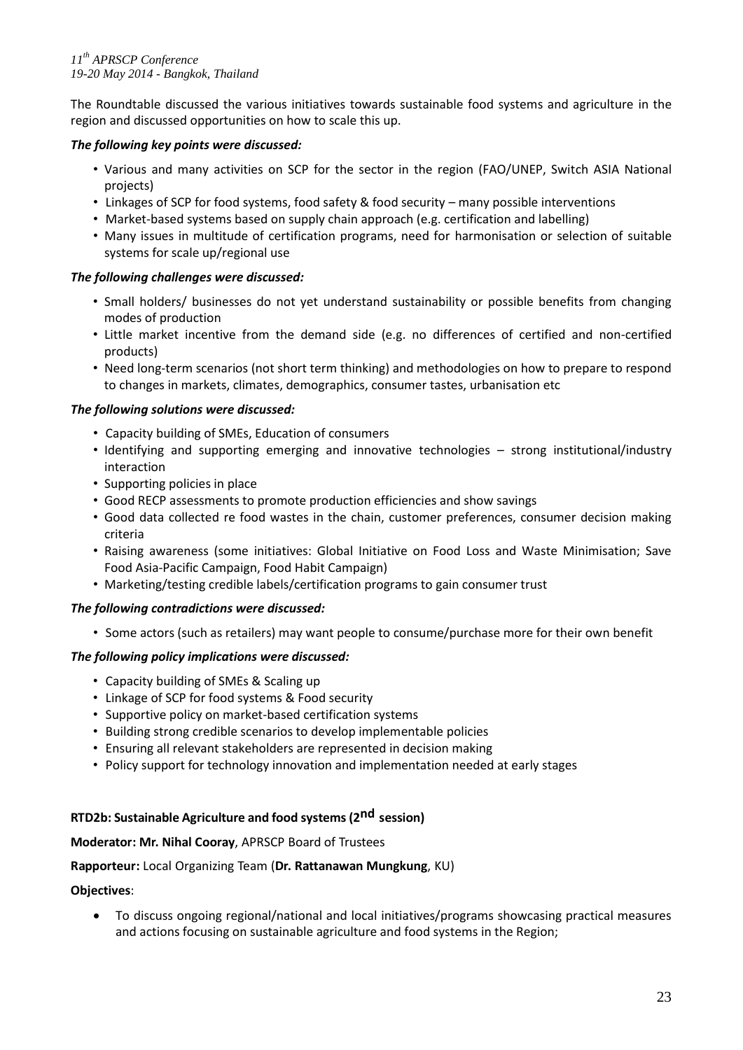The Roundtable discussed the various initiatives towards sustainable food systems and agriculture in the region and discussed opportunities on how to scale this up.

***The following key points were discussed:***

- Various and many activities on SCP for the sector in the region (FAO/UNEP, Switch ASIA National projects)
- Linkages of SCP for food systems, food safety & food security – many possible interventions
- Market-based systems based on supply chain approach (e.g. certification and labelling)
- Many issues in multitude of certification programs, need for harmonisation or selection of suitable systems for scale up/regional use

***The following challenges were discussed:***

- Small holders/ businesses do not yet understand sustainability or possible benefits from changing modes of production
- Little market incentive from the demand side (e.g. no differences of certified and non-certified products)
- Need long-term scenarios (not short term thinking) and methodologies on how to prepare to respond to changes in markets, climates, demographics, consumer tastes, urbanisation etc

***The following solutions were discussed:***

- Capacity building of SMEs, Education of consumers
- Identifying and supporting emerging and innovative technologies – strong institutional/industry interaction
- Supporting policies in place
- Good RECP assessments to promote production efficiencies and show savings
- Good data collected re food wastes in the chain, customer preferences, consumer decision making criteria
- Raising awareness (some initiatives: Global Initiative on Food Loss and Waste Minimisation; Save Food Asia-Pacific Campaign, Food Habit Campaign)
- Marketing/testing credible labels/certification programs to gain consumer trust

***The following contradictions were discussed:***

- Some actors (such as retailers) may want people to consume/purchase more for their own benefit

***The following policy implications were discussed:***

- Capacity building of SMEs & Scaling up
- Linkage of SCP for food systems & Food security
- Supportive policy on market-based certification systems
- Building strong credible scenarios to develop implementable policies
- Ensuring all relevant stakeholders are represented in decision making
- Policy support for technology innovation and implementation needed at early stages

## RTD2b: Sustainable Agriculture and food systems (2nd session)

**Moderator: Mr. Nihal Cooray**, APRSCP Board of Trustees

**Rapporteur:** Local Organizing Team (**Dr. Rattanawan Mungkung**, KU)

**Objectives**:

- To discuss ongoing regional/national and local initiatives/programs showcasing practical measures and actions focusing on sustainable agriculture and food systems in the Region;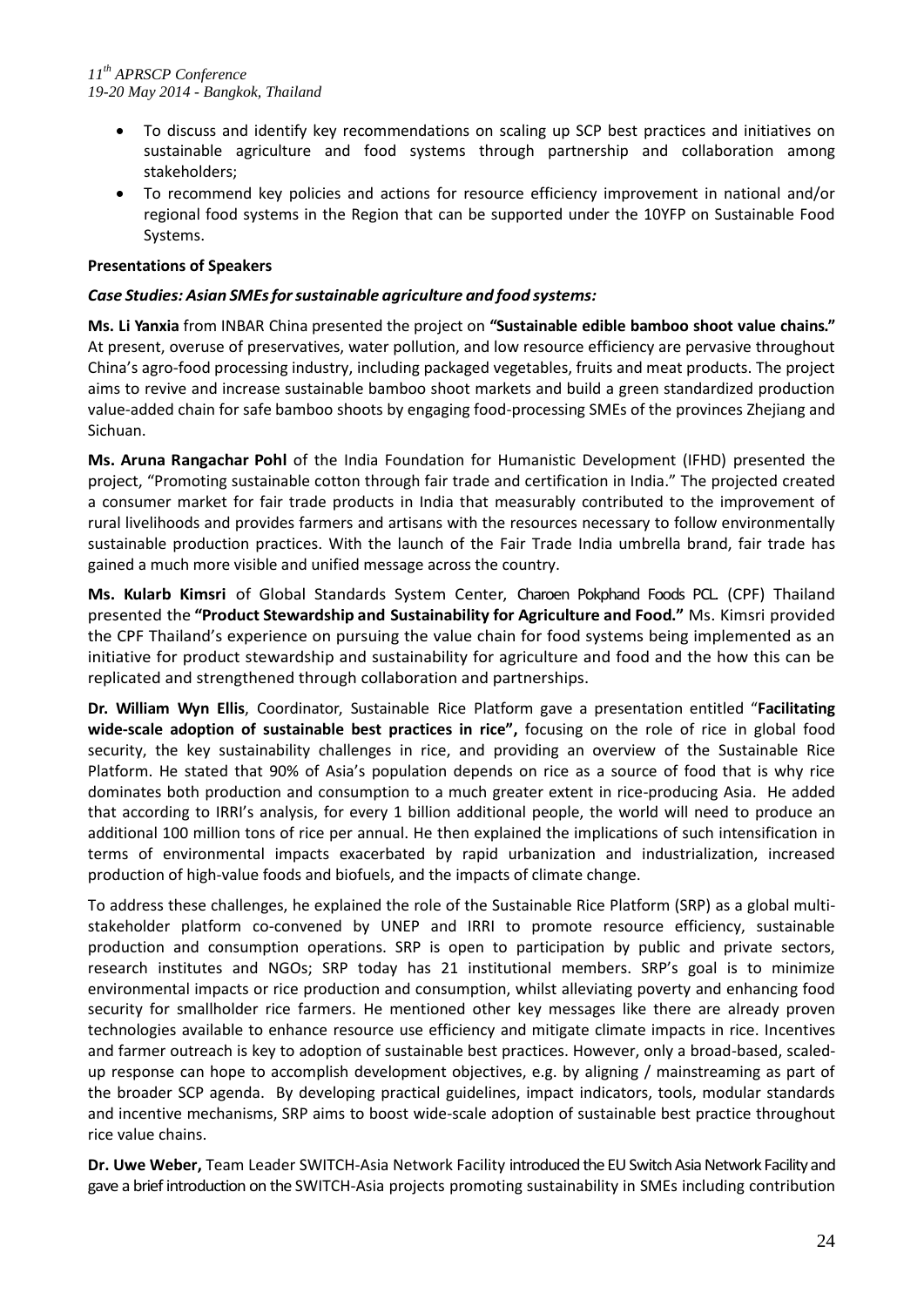- To discuss and identify key recommendations on scaling up SCP best practices and initiatives on sustainable agriculture and food systems through partnership and collaboration among stakeholders;
- To recommend key policies and actions for resource efficiency improvement in national and/or regional food systems in the Region that can be supported under the 10YFP on Sustainable Food Systems.

**Presentations of Speakers**

***Case Studies: Asian SMEs for sustainable agriculture and food systems:***

**Ms. Li Yanxia** from INBAR China presented the project on **"Sustainable edible bamboo shoot value chains."** At present, overuse of preservatives, water pollution, and low resource efficiency are pervasive throughout China's agro-food processing industry, including packaged vegetables, fruits and meat products. The project aims to revive and increase sustainable bamboo shoot markets and build a green standardized production value-added chain for safe bamboo shoots by engaging food-processing SMEs of the provinces Zhejiang and Sichuan.

**Ms. Aruna Rangachar Pohl** of the India Foundation for Humanistic Development (IFHD) presented the project, "Promoting sustainable cotton through fair trade and certification in India." The projected created a consumer market for fair trade products in India that measurably contributed to the improvement of rural livelihoods and provides farmers and artisans with the resources necessary to follow environmentally sustainable production practices. With the launch of the Fair Trade India umbrella brand, fair trade has gained a much more visible and unified message across the country.

**Ms. Kularb Kimsri** of Global Standards System Center, Charoen Pokphand Foods PCL. (CPF) Thailand presented the **"Product Stewardship and Sustainability for Agriculture and Food."** Ms. Kimsri provided the CPF Thailand's experience on pursuing the value chain for food systems being implemented as an initiative for product stewardship and sustainability for agriculture and food and the how this can be replicated and strengthened through collaboration and partnerships.

**Dr. William Wyn Ellis**, Coordinator, Sustainable Rice Platform gave a presentation entitled "**Facilitating wide-scale adoption of sustainable best practices in rice",** focusing on the role of rice in global food security, the key sustainability challenges in rice, and providing an overview of the Sustainable Rice Platform. He stated that 90% of Asia's population depends on rice as a source of food that is why rice dominates both production and consumption to a much greater extent in rice-producing Asia. He added that according to IRRI's analysis, for every 1 billion additional people, the world will need to produce an additional 100 million tons of rice per annual. He then explained the implications of such intensification in terms of environmental impacts exacerbated by rapid urbanization and industrialization, increased production of high-value foods and biofuels, and the impacts of climate change.

To address these challenges, he explained the role of the Sustainable Rice Platform (SRP) as a global multi-stakeholder platform co-convened by UNEP and IRRI to promote resource efficiency, sustainable production and consumption operations. SRP is open to participation by public and private sectors, research institutes and NGOs; SRP today has 21 institutional members. SRP's goal is to minimize environmental impacts or rice production and consumption, whilst alleviating poverty and enhancing food security for smallholder rice farmers. He mentioned other key messages like there are already proven technologies available to enhance resource use efficiency and mitigate climate impacts in rice. Incentives and farmer outreach is key to adoption of sustainable best practices. However, only a broad-based, scaled-up response can hope to accomplish development objectives, e.g. by aligning / mainstreaming as part of the broader SCP agenda. By developing practical guidelines, impact indicators, tools, modular standards and incentive mechanisms, SRP aims to boost wide-scale adoption of sustainable best practice throughout rice value chains.

**Dr. Uwe Weber,** Team Leader SWITCH-Asia Network Facility introduced the EU Switch Asia Network Facility and gave a brief introduction on the SWITCH-Asia projects promoting sustainability in SMEs including contribution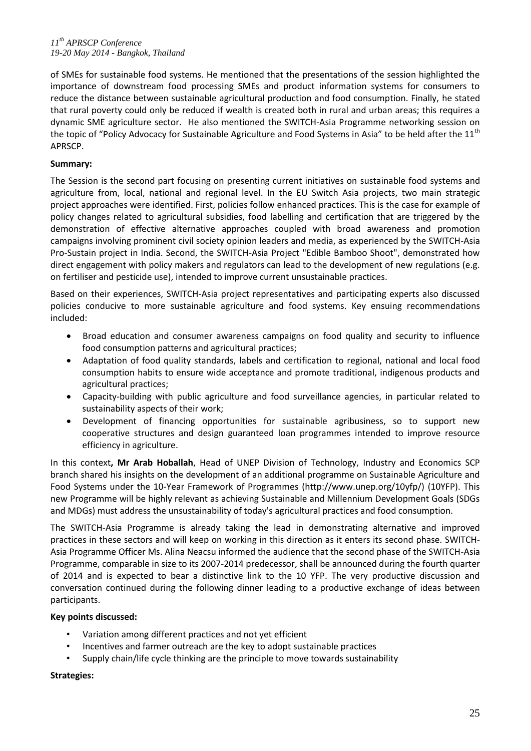of SMEs for sustainable food systems. He mentioned that the presentations of the session highlighted the importance of downstream food processing SMEs and product information systems for consumers to reduce the distance between sustainable agricultural production and food consumption. Finally, he stated that rural poverty could only be reduced if wealth is created both in rural and urban areas; this requires a dynamic SME agriculture sector. He also mentioned the SWITCH-Asia Programme networking session on the topic of "Policy Advocacy for Sustainable Agriculture and Food Systems in Asia" to be held after the 11th APRSCP.

**Summary:**

The Session is the second part focusing on presenting current initiatives on sustainable food systems and agriculture from, local, national and regional level. In the EU Switch Asia projects, two main strategic project approaches were identified. First, policies follow enhanced practices. This is the case for example of policy changes related to agricultural subsidies, food labelling and certification that are triggered by the demonstration of effective alternative approaches coupled with broad awareness and promotion campaigns involving prominent civil society opinion leaders and media, as experienced by the SWITCH-Asia Pro-Sustain project in India. Second, the SWITCH-Asia Project "Edible Bamboo Shoot", demonstrated how direct engagement with policy makers and regulators can lead to the development of new regulations (e.g. on fertiliser and pesticide use), intended to improve current unsustainable practices.

Based on their experiences, SWITCH-Asia project representatives and participating experts also discussed policies conducive to more sustainable agriculture and food systems. Key ensuing recommendations included:

- Broad education and consumer awareness campaigns on food quality and security to influence food consumption patterns and agricultural practices;
- Adaptation of food quality standards, labels and certification to regional, national and local food consumption habits to ensure wide acceptance and promote traditional, indigenous products and agricultural practices;
- Capacity-building with public agriculture and food surveillance agencies, in particular related to sustainability aspects of their work;
- Development of financing opportunities for sustainable agribusiness, so to support new cooperative structures and design guaranteed loan programmes intended to improve resource efficiency in agriculture.

In this context**, Mr Arab Hoballah**, Head of UNEP Division of Technology, Industry and Economics SCP branch shared his insights on the development of an additional programme on Sustainable Agriculture and Food Systems under the 10-Year Framework of Programmes (http://www.unep.org/10yfp/) (10YFP). This new Programme will be highly relevant as achieving Sustainable and Millennium Development Goals (SDGs and MDGs) must address the unsustainability of today's agricultural practices and food consumption.

The SWITCH-Asia Programme is already taking the lead in demonstrating alternative and improved practices in these sectors and will keep on working in this direction as it enters its second phase. SWITCH-Asia Programme Officer Ms. Alina Neacsu informed the audience that the second phase of the SWITCH-Asia Programme, comparable in size to its 2007-2014 predecessor, shall be announced during the fourth quarter of 2014 and is expected to bear a distinctive link to the 10 YFP. The very productive discussion and conversation continued during the following dinner leading to a productive exchange of ideas between participants.

**Key points discussed:**

- Variation among different practices and not yet efficient
- Incentives and farmer outreach are the key to adopt sustainable practices
- Supply chain/life cycle thinking are the principle to move towards sustainability

**Strategies:**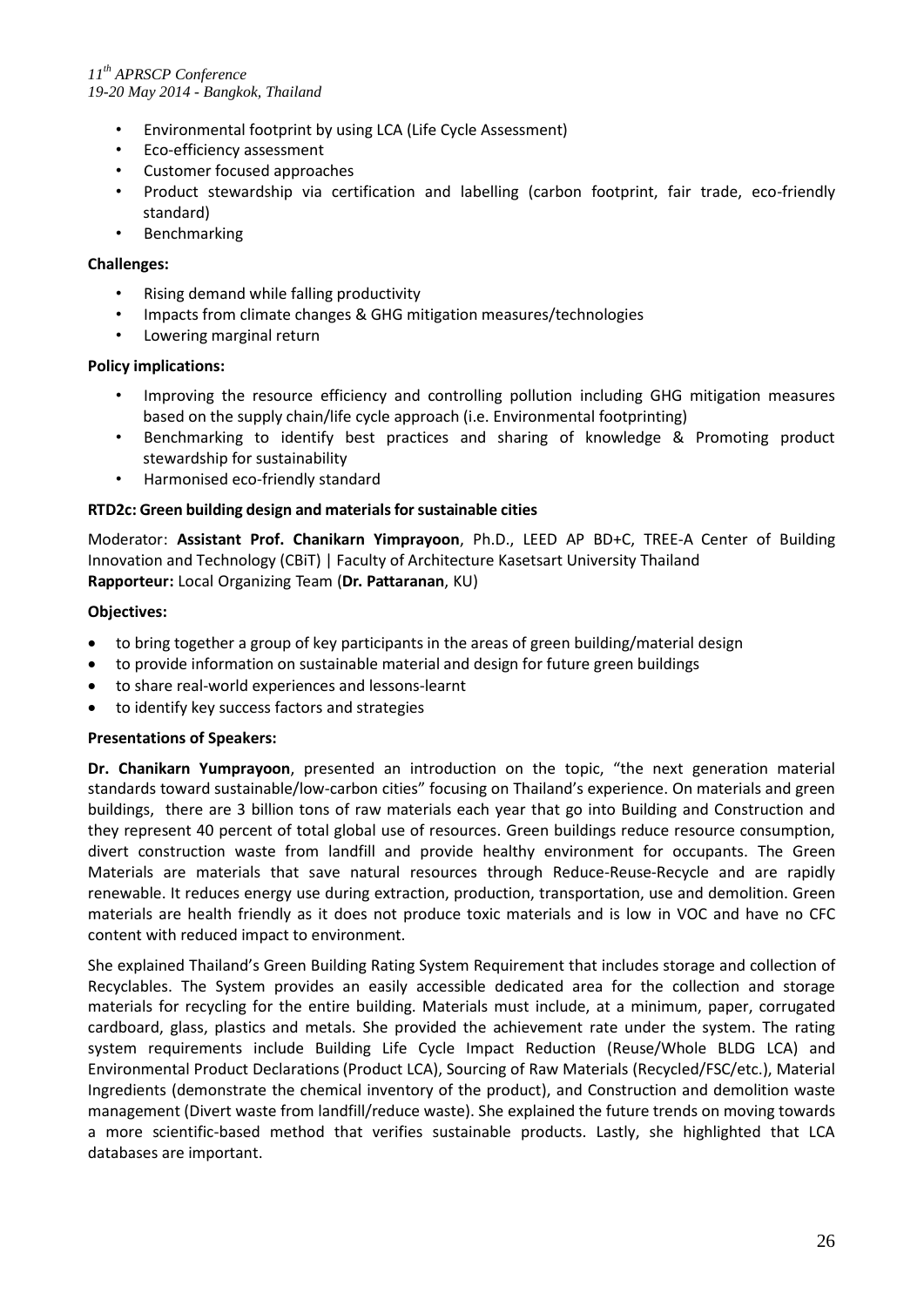- Environmental footprint by using LCA (Life Cycle Assessment)
- Eco-efficiency assessment
- Customer focused approaches
- Product stewardship via certification and labelling (carbon footprint, fair trade, eco-friendly standard)
- Benchmarking

**Challenges:**

- Rising demand while falling productivity
- Impacts from climate changes & GHG mitigation measures/technologies
- Lowering marginal return

**Policy implications:**

- Improving the resource efficiency and controlling pollution including GHG mitigation measures based on the supply chain/life cycle approach (i.e. Environmental footprinting)
- Benchmarking to identify best practices and sharing of knowledge & Promoting product stewardship for sustainability
- Harmonised eco-friendly standard

**RTD2c: Green building design and materials for sustainable cities**

Moderator: **Assistant Prof. Chanikarn Yimprayoon**, Ph.D., LEED AP BD+C, TREE-A Center of Building Innovation and Technology (CBiT) | Faculty of Architecture Kasetsart University Thailand
**Rapporteur:** Local Organizing Team (**Dr. Pattaranan**, KU)

**Objectives:**

- to bring together a group of key participants in the areas of green building/material design
- to provide information on sustainable material and design for future green buildings
- to share real-world experiences and lessons-learnt
- to identify key success factors and strategies

**Presentations of Speakers:**

**Dr. Chanikarn Yumprayoon**, presented an introduction on the topic, "the next generation material standards toward sustainable/low-carbon cities" focusing on Thailand's experience. On materials and green buildings, there are 3 billion tons of raw materials each year that go into Building and Construction and they represent 40 percent of total global use of resources. Green buildings reduce resource consumption, divert construction waste from landfill and provide healthy environment for occupants. The Green Materials are materials that save natural resources through Reduce-Reuse-Recycle and are rapidly renewable. It reduces energy use during extraction, production, transportation, use and demolition. Green materials are health friendly as it does not produce toxic materials and is low in VOC and have no CFC content with reduced impact to environment.

She explained Thailand's Green Building Rating System Requirement that includes storage and collection of Recyclables. The System provides an easily accessible dedicated area for the collection and storage materials for recycling for the entire building. Materials must include, at a minimum, paper, corrugated cardboard, glass, plastics and metals. She provided the achievement rate under the system. The rating system requirements include Building Life Cycle Impact Reduction (Reuse/Whole BLDG LCA) and Environmental Product Declarations (Product LCA), Sourcing of Raw Materials (Recycled/FSC/etc.), Material Ingredients (demonstrate the chemical inventory of the product), and Construction and demolition waste management (Divert waste from landfill/reduce waste). She explained the future trends on moving towards a more scientific-based method that verifies sustainable products. Lastly, she highlighted that LCA databases are important.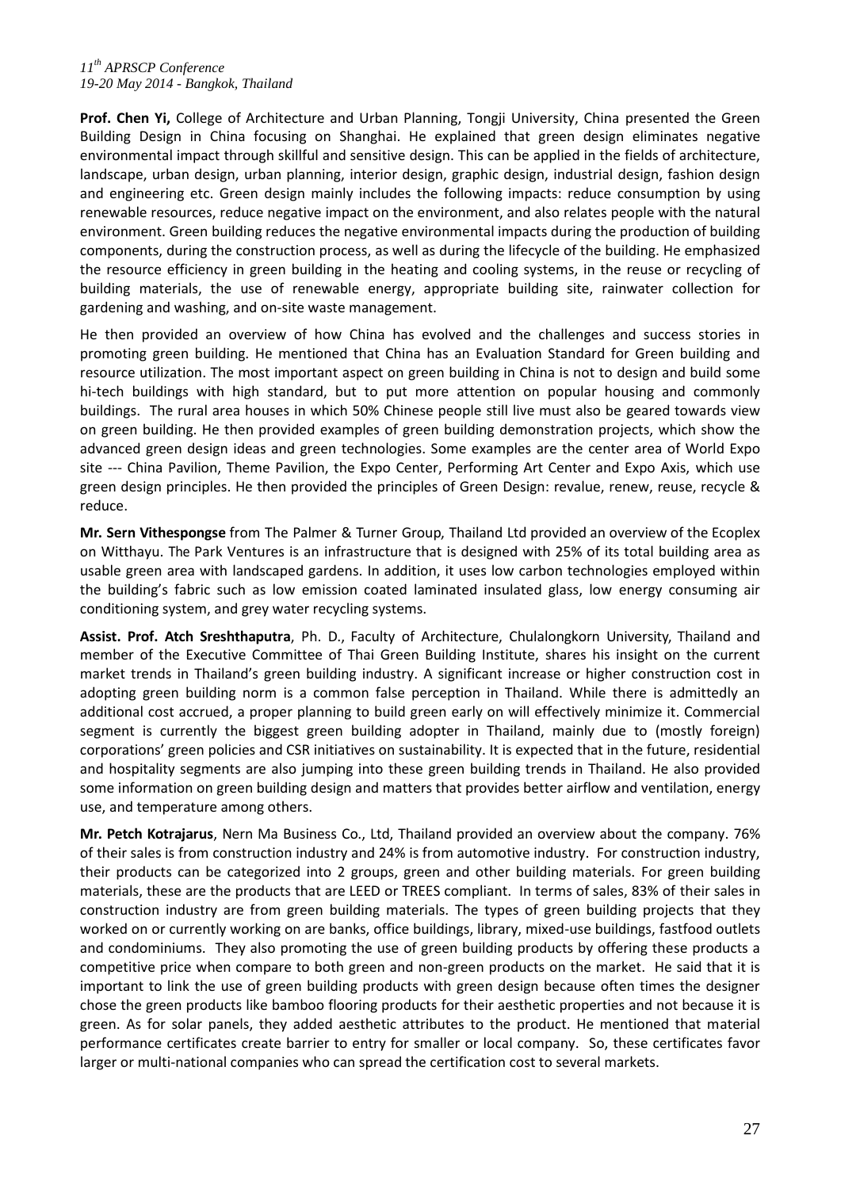**Prof. Chen Yi,** College of Architecture and Urban Planning, Tongji University, China presented the Green Building Design in China focusing on Shanghai. He explained that green design eliminates negative environmental impact through skillful and sensitive design. This can be applied in the fields of architecture, landscape, urban design, urban planning, interior design, graphic design, industrial design, fashion design and engineering etc. Green design mainly includes the following impacts: reduce consumption by using renewable resources, reduce negative impact on the environment, and also relates people with the natural environment. Green building reduces the negative environmental impacts during the production of building components, during the construction process, as well as during the lifecycle of the building. He emphasized the resource efficiency in green building in the heating and cooling systems, in the reuse or recycling of building materials, the use of renewable energy, appropriate building site, rainwater collection for gardening and washing, and on-site waste management.

He then provided an overview of how China has evolved and the challenges and success stories in promoting green building. He mentioned that China has an Evaluation Standard for Green building and resource utilization. The most important aspect on green building in China is not to design and build some hi-tech buildings with high standard, but to put more attention on popular housing and commonly buildings. The rural area houses in which 50% Chinese people still live must also be geared towards view on green building. He then provided examples of green building demonstration projects, which show the advanced green design ideas and green technologies. Some examples are the center area of World Expo site --- China Pavilion, Theme Pavilion, the Expo Center, Performing Art Center and Expo Axis, which use green design principles. He then provided the principles of Green Design: revalue, renew, reuse, recycle & reduce.

**Mr. Sern Vithespongse** from The Palmer & Turner Group, Thailand Ltd provided an overview of the Ecoplex on Witthayu. The Park Ventures is an infrastructure that is designed with 25% of its total building area as usable green area with landscaped gardens. In addition, it uses low carbon technologies employed within the building's fabric such as low emission coated laminated insulated glass, low energy consuming air conditioning system, and grey water recycling systems.

**Assist. Prof. Atch Sreshthaputra**, Ph. D., Faculty of Architecture, Chulalongkorn University, Thailand and member of the Executive Committee of Thai Green Building Institute, shares his insight on the current market trends in Thailand's green building industry. A significant increase or higher construction cost in adopting green building norm is a common false perception in Thailand. While there is admittedly an additional cost accrued, a proper planning to build green early on will effectively minimize it. Commercial segment is currently the biggest green building adopter in Thailand, mainly due to (mostly foreign) corporations' green policies and CSR initiatives on sustainability. It is expected that in the future, residential and hospitality segments are also jumping into these green building trends in Thailand. He also provided some information on green building design and matters that provides better airflow and ventilation, energy use, and temperature among others.

**Mr. Petch Kotrajarus**, Nern Ma Business Co., Ltd, Thailand provided an overview about the company. 76% of their sales is from construction industry and 24% is from automotive industry. For construction industry, their products can be categorized into 2 groups, green and other building materials. For green building materials, these are the products that are LEED or TREES compliant. In terms of sales, 83% of their sales in construction industry are from green building materials. The types of green building projects that they worked on or currently working on are banks, office buildings, library, mixed-use buildings, fastfood outlets and condominiums. They also promoting the use of green building products by offering these products a competitive price when compare to both green and non-green products on the market. He said that it is important to link the use of green building products with green design because often times the designer chose the green products like bamboo flooring products for their aesthetic properties and not because it is green. As for solar panels, they added aesthetic attributes to the product. He mentioned that material performance certificates create barrier to entry for smaller or local company. So, these certificates favor larger or multi-national companies who can spread the certification cost to several markets.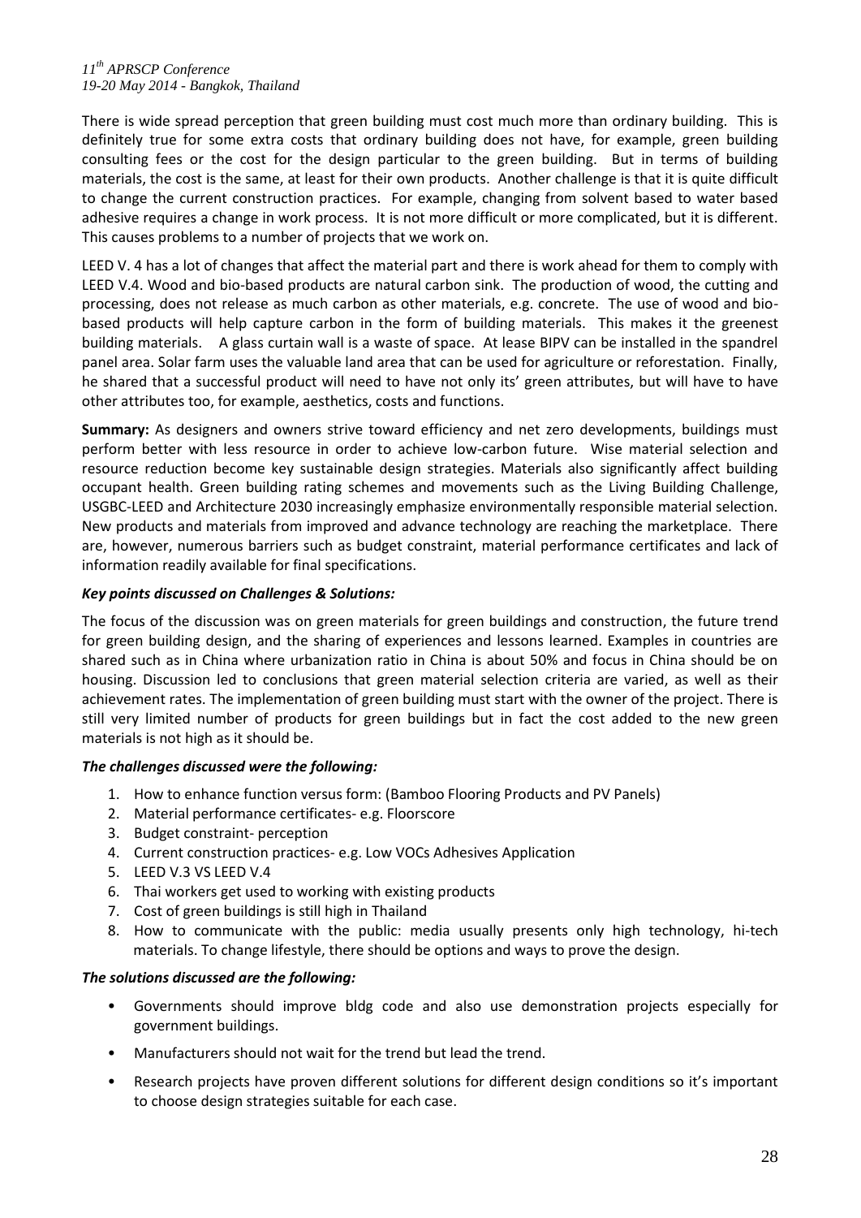There is wide spread perception that green building must cost much more than ordinary building. This is definitely true for some extra costs that ordinary building does not have, for example, green building consulting fees or the cost for the design particular to the green building. But in terms of building materials, the cost is the same, at least for their own products. Another challenge is that it is quite difficult to change the current construction practices. For example, changing from solvent based to water based adhesive requires a change in work process. It is not more difficult or more complicated, but it is different. This causes problems to a number of projects that we work on.

LEED V. 4 has a lot of changes that affect the material part and there is work ahead for them to comply with LEED V.4. Wood and bio-based products are natural carbon sink. The production of wood, the cutting and processing, does not release as much carbon as other materials, e.g. concrete. The use of wood and bio-based products will help capture carbon in the form of building materials. This makes it the greenest building materials. A glass curtain wall is a waste of space. At lease BIPV can be installed in the spandrel panel area. Solar farm uses the valuable land area that can be used for agriculture or reforestation. Finally, he shared that a successful product will need to have not only its' green attributes, but will have to have other attributes too, for example, aesthetics, costs and functions.

**Summary:** As designers and owners strive toward efficiency and net zero developments, buildings must perform better with less resource in order to achieve low-carbon future. Wise material selection and resource reduction become key sustainable design strategies. Materials also significantly affect building occupant health. Green building rating schemes and movements such as the Living Building Challenge, USGBC-LEED and Architecture 2030 increasingly emphasize environmentally responsible material selection. New products and materials from improved and advance technology are reaching the marketplace. There are, however, numerous barriers such as budget constraint, material performance certificates and lack of information readily available for final specifications.

***Key points discussed on Challenges & Solutions:***

The focus of the discussion was on green materials for green buildings and construction, the future trend for green building design, and the sharing of experiences and lessons learned. Examples in countries are shared such as in China where urbanization ratio in China is about 50% and focus in China should be on housing. Discussion led to conclusions that green material selection criteria are varied, as well as their achievement rates. The implementation of green building must start with the owner of the project. There is still very limited number of products for green buildings but in fact the cost added to the new green materials is not high as it should be.

***The challenges discussed were the following:***

1. How to enhance function versus form: (Bamboo Flooring Products and PV Panels)
2. Material performance certificates- e.g. Floorscore
3. Budget constraint- perception
4. Current construction practices- e.g. Low VOCs Adhesives Application
5. LEED V.3 VS LEED V.4
6. Thai workers get used to working with existing products
7. Cost of green buildings is still high in Thailand
8. How to communicate with the public: media usually presents only high technology, hi-tech materials. To change lifestyle, there should be options and ways to prove the design.

***The solutions discussed are the following:***

- Governments should improve bldg code and also use demonstration projects especially for government buildings.
- Manufacturers should not wait for the trend but lead the trend.
- Research projects have proven different solutions for different design conditions so it's important to choose design strategies suitable for each case.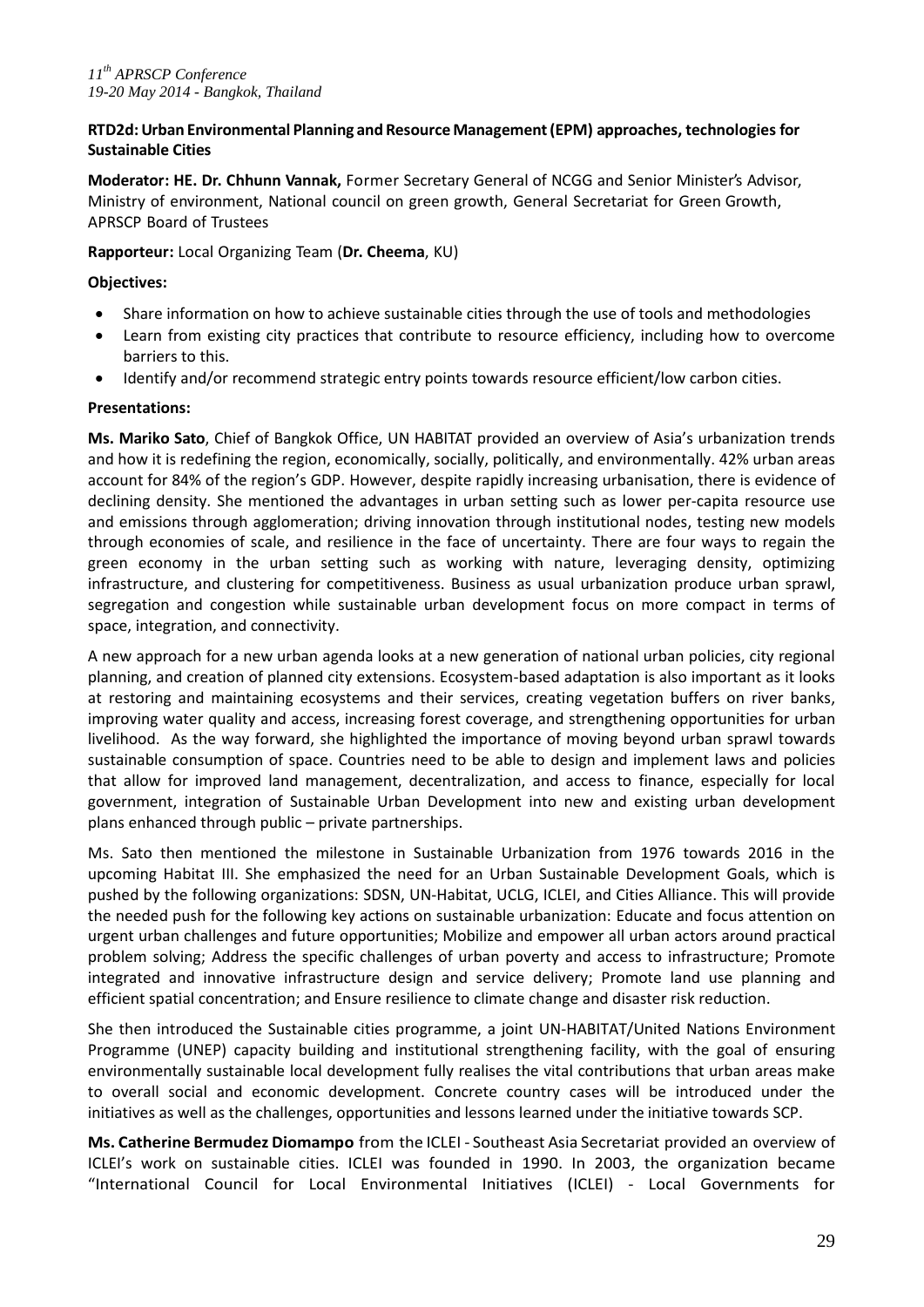**RTD2d: Urban Environmental Planning and Resource Management (EPM) approaches, technologies for Sustainable Cities**

**Moderator: HE. Dr. Chhunn Vannak,** Former Secretary General of NCGG and Senior Minister's Advisor, Ministry of environment, National council on green growth, General Secretariat for Green Growth, APRSCP Board of Trustees

**Rapporteur:** Local Organizing Team (**Dr. Cheema**, KU)

**Objectives:**

- Share information on how to achieve sustainable cities through the use of tools and methodologies
- Learn from existing city practices that contribute to resource efficiency, including how to overcome barriers to this.
- Identify and/or recommend strategic entry points towards resource efficient/low carbon cities.

**Presentations:**

**Ms. Mariko Sato**, Chief of Bangkok Office, UN HABITAT provided an overview of Asia's urbanization trends and how it is redefining the region, economically, socially, politically, and environmentally. 42% urban areas account for 84% of the region's GDP. However, despite rapidly increasing urbanisation, there is evidence of declining density. She mentioned the advantages in urban setting such as lower per-capita resource use and emissions through agglomeration; driving innovation through institutional nodes, testing new models through economies of scale, and resilience in the face of uncertainty. There are four ways to regain the green economy in the urban setting such as working with nature, leveraging density, optimizing infrastructure, and clustering for competitiveness. Business as usual urbanization produce urban sprawl, segregation and congestion while sustainable urban development focus on more compact in terms of space, integration, and connectivity.

A new approach for a new urban agenda looks at a new generation of national urban policies, city regional planning, and creation of planned city extensions. Ecosystem-based adaptation is also important as it looks at restoring and maintaining ecosystems and their services, creating vegetation buffers on river banks, improving water quality and access, increasing forest coverage, and strengthening opportunities for urban livelihood. As the way forward, she highlighted the importance of moving beyond urban sprawl towards sustainable consumption of space. Countries need to be able to design and implement laws and policies that allow for improved land management, decentralization, and access to finance, especially for local government, integration of Sustainable Urban Development into new and existing urban development plans enhanced through public – private partnerships.

Ms. Sato then mentioned the milestone in Sustainable Urbanization from 1976 towards 2016 in the upcoming Habitat III. She emphasized the need for an Urban Sustainable Development Goals, which is pushed by the following organizations: SDSN, UN-Habitat, UCLG, ICLEI, and Cities Alliance. This will provide the needed push for the following key actions on sustainable urbanization: Educate and focus attention on urgent urban challenges and future opportunities; Mobilize and empower all urban actors around practical problem solving; Address the specific challenges of urban poverty and access to infrastructure; Promote integrated and innovative infrastructure design and service delivery; Promote land use planning and efficient spatial concentration; and Ensure resilience to climate change and disaster risk reduction.

She then introduced the Sustainable cities programme, a joint UN-HABITAT/United Nations Environment Programme (UNEP) capacity building and institutional strengthening facility, with the goal of ensuring environmentally sustainable local development fully realises the vital contributions that urban areas make to overall social and economic development. Concrete country cases will be introduced under the initiatives as well as the challenges, opportunities and lessons learned under the initiative towards SCP.

**Ms. Catherine Bermudez Diomampo** from the ICLEI - Southeast Asia Secretariat provided an overview of ICLEI's work on sustainable cities. ICLEI was founded in 1990. In 2003, the organization became "International Council for Local Environmental Initiatives (ICLEI) - Local Governments for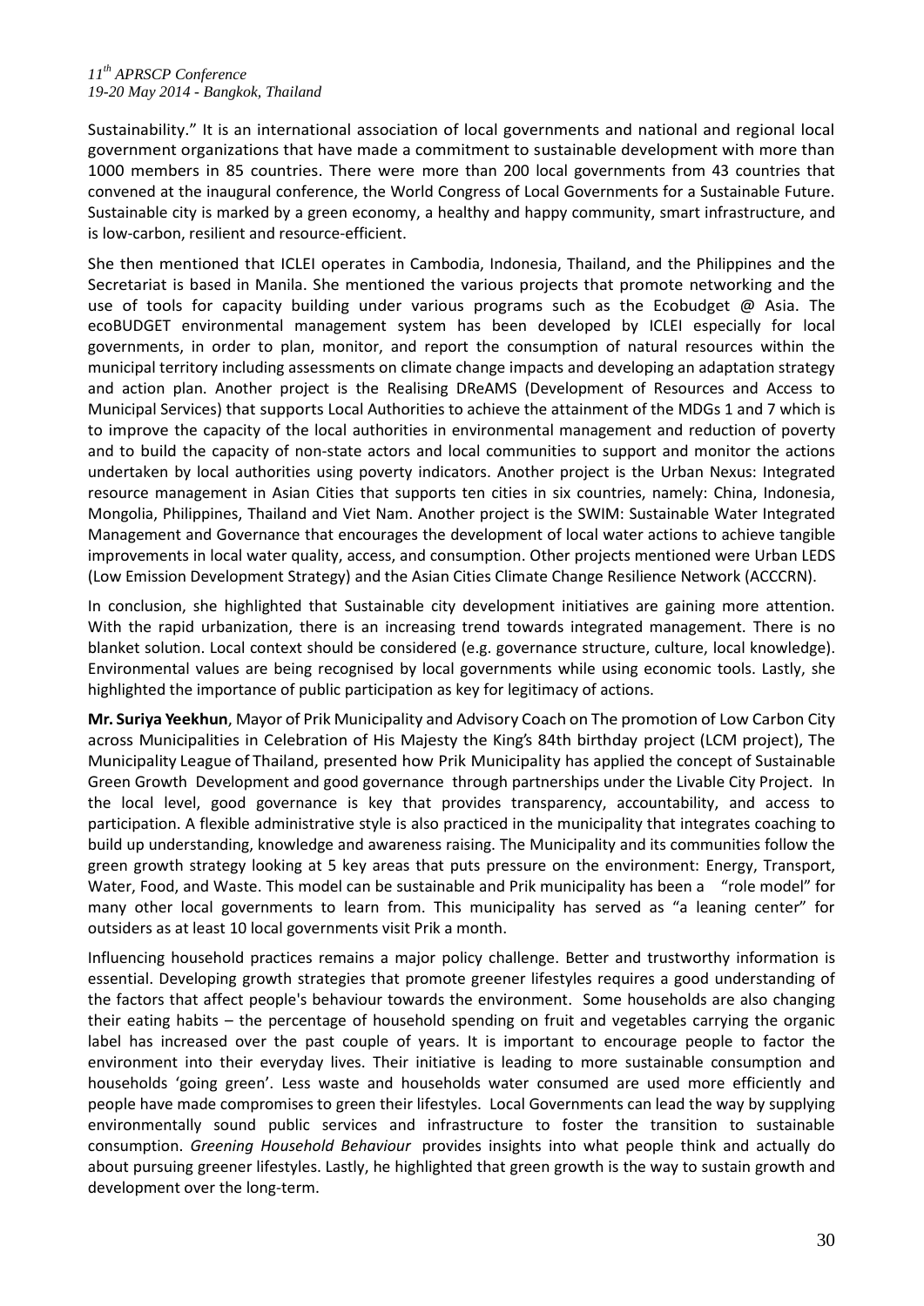Sustainability." It is an international association of local governments and national and regional local government organizations that have made a commitment to sustainable development with more than 1000 members in 85 countries. There were more than 200 local governments from 43 countries that convened at the inaugural conference, the World Congress of Local Governments for a Sustainable Future. Sustainable city is marked by a green economy, a healthy and happy community, smart infrastructure, and is low-carbon, resilient and resource-efficient.

She then mentioned that ICLEI operates in Cambodia, Indonesia, Thailand, and the Philippines and the Secretariat is based in Manila. She mentioned the various projects that promote networking and the use of tools for capacity building under various programs such as the Ecobudget @ Asia. The ecoBUDGET environmental management system has been developed by ICLEI especially for local governments, in order to plan, monitor, and report the consumption of natural resources within the municipal territory including assessments on climate change impacts and developing an adaptation strategy and action plan. Another project is the Realising DReAMS (Development of Resources and Access to Municipal Services) that supports Local Authorities to achieve the attainment of the MDGs 1 and 7 which is to improve the capacity of the local authorities in environmental management and reduction of poverty and to build the capacity of non-state actors and local communities to support and monitor the actions undertaken by local authorities using poverty indicators. Another project is the Urban Nexus: Integrated resource management in Asian Cities that supports ten cities in six countries, namely: China, Indonesia, Mongolia, Philippines, Thailand and Viet Nam. Another project is the SWIM: Sustainable Water Integrated Management and Governance that encourages the development of local water actions to achieve tangible improvements in local water quality, access, and consumption. Other projects mentioned were Urban LEDS (Low Emission Development Strategy) and the Asian Cities Climate Change Resilience Network (ACCCRN).

In conclusion, she highlighted that Sustainable city development initiatives are gaining more attention. With the rapid urbanization, there is an increasing trend towards integrated management. There is no blanket solution. Local context should be considered (e.g. governance structure, culture, local knowledge). Environmental values are being recognised by local governments while using economic tools. Lastly, she highlighted the importance of public participation as key for legitimacy of actions.

**Mr. Suriya Yeekhun**, Mayor of Prik Municipality and Advisory Coach on The promotion of Low Carbon City across Municipalities in Celebration of His Majesty the King's 84th birthday project (LCM project), The Municipality League of Thailand, presented how Prik Municipality has applied the concept of Sustainable Green Growth Development and good governance through partnerships under the Livable City Project. In the local level, good governance is key that provides transparency, accountability, and access to participation. A flexible administrative style is also practiced in the municipality that integrates coaching to build up understanding, knowledge and awareness raising. The Municipality and its communities follow the green growth strategy looking at 5 key areas that puts pressure on the environment: Energy, Transport, Water, Food, and Waste. This model can be sustainable and Prik municipality has been a "role model" for many other local governments to learn from. This municipality has served as "a leaning center" for outsiders as at least 10 local governments visit Prik a month.

Influencing household practices remains a major policy challenge. Better and trustworthy information is essential. Developing growth strategies that promote greener lifestyles requires a good understanding of the factors that affect people's behaviour towards the environment. Some households are also changing their eating habits – the percentage of household spending on fruit and vegetables carrying the organic label has increased over the past couple of years. It is important to encourage people to factor the environment into their everyday lives. Their initiative is leading to more sustainable consumption and households 'going green'. Less waste and households water consumed are used more efficiently and people have made compromises to green their lifestyles. Local Governments can lead the way by supplying environmentally sound public services and infrastructure to foster the transition to sustainable consumption. *Greening Household Behaviour* provides insights into what people think and actually do about pursuing greener lifestyles. Lastly, he highlighted that green growth is the way to sustain growth and development over the long-term.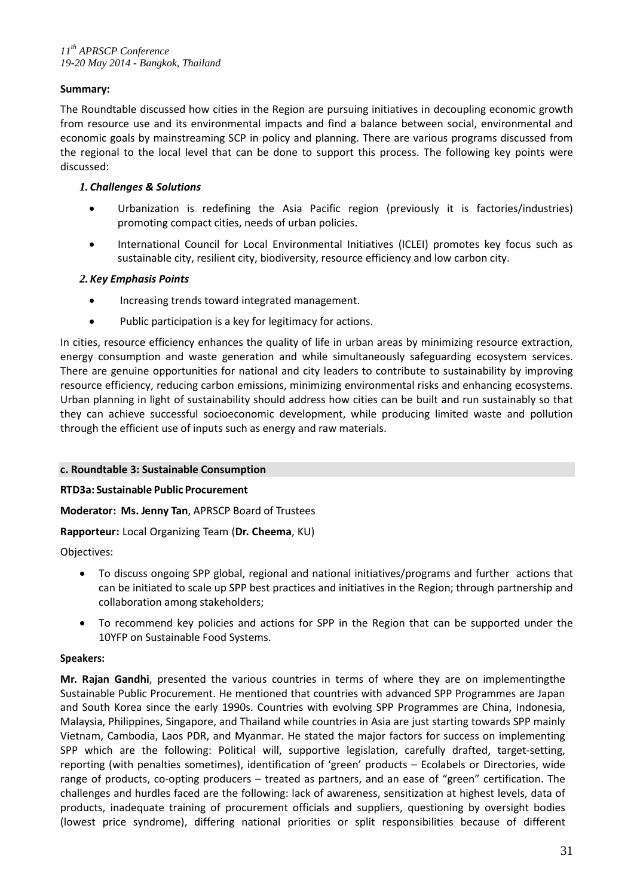**Summary:**

The Roundtable discussed how cities in the Region are pursuing initiatives in decoupling economic growth from resource use and its environmental impacts and find a balance between social, environmental and economic goals by mainstreaming SCP in policy and planning. There are various programs discussed from the regional to the local level that can be done to support this process. The following key points were discussed:

*1. Challenges & Solutions*

- Urbanization is redefining the Asia Pacific region (previously it is factories/industries) promoting compact cities, needs of urban policies.
- International Council for Local Environmental Initiatives (ICLEI) promotes key focus such as sustainable city, resilient city, biodiversity, resource efficiency and low carbon city.

*2. Key Emphasis Points*

- Increasing trends toward integrated management.
- Public participation is a key for legitimacy for actions.

In cities, resource efficiency enhances the quality of life in urban areas by minimizing resource extraction, energy consumption and waste generation and while simultaneously safeguarding ecosystem services. There are genuine opportunities for national and city leaders to contribute to sustainability by improving resource efficiency, reducing carbon emissions, minimizing environmental risks and enhancing ecosystems. Urban planning in light of sustainability should address how cities can be built and run sustainably so that they can achieve successful socioeconomic development, while producing limited waste and pollution through the efficient use of inputs such as energy and raw materials.

### c. Roundtable 3: Sustainable Consumption

**RTD3a: Sustainable Public Procurement**

**Moderator: Ms. Jenny Tan**, APRSCP Board of Trustees

**Rapporteur:** Local Organizing Team (**Dr. Cheema**, KU)

Objectives:

- To discuss ongoing SPP global, regional and national initiatives/programs and further actions that can be initiated to scale up SPP best practices and initiatives in the Region; through partnership and collaboration among stakeholders;
- To recommend key policies and actions for SPP in the Region that can be supported under the 10YFP on Sustainable Food Systems.

**Speakers:**

**Mr. Rajan Gandhi**, presented the various countries in terms of where they are on implementingthe Sustainable Public Procurement. He mentioned that countries with advanced SPP Programmes are Japan and South Korea since the early 1990s. Countries with evolving SPP Programmes are China, Indonesia, Malaysia, Philippines, Singapore, and Thailand while countries in Asia are just starting towards SPP mainly Vietnam, Cambodia, Laos PDR, and Myanmar. He stated the major factors for success on implementing SPP which are the following: Political will, supportive legislation, carefully drafted, target-setting, reporting (with penalties sometimes), identification of 'green' products – Ecolabels or Directories, wide range of products, co-opting producers – treated as partners, and an ease of "green" certification. The challenges and hurdles faced are the following: lack of awareness, sensitization at highest levels, data of products, inadequate training of procurement officials and suppliers, questioning by oversight bodies (lowest price syndrome), differing national priorities or split responsibilities because of different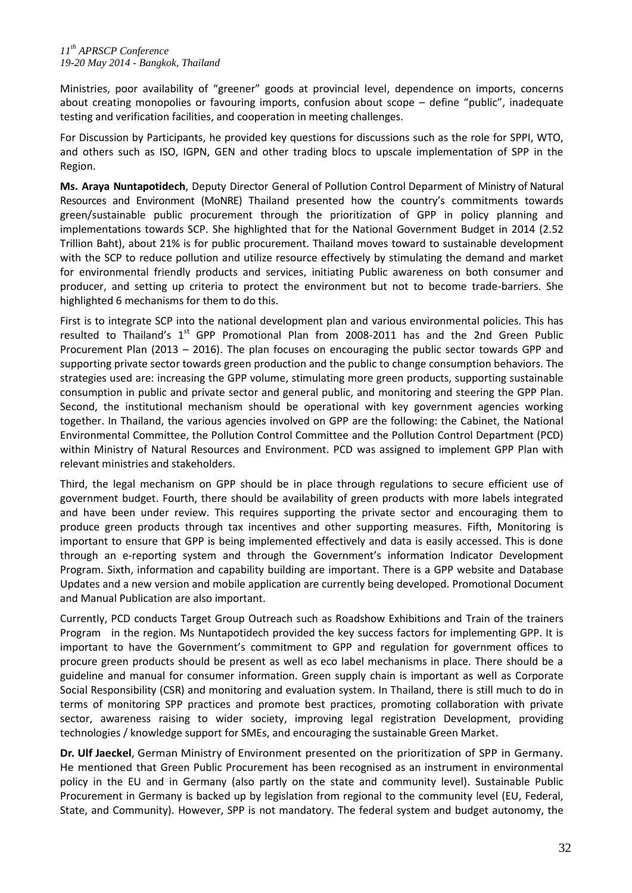Ministries, poor availability of "greener" goods at provincial level, dependence on imports, concerns about creating monopolies or favouring imports, confusion about scope – define "public", inadequate testing and verification facilities, and cooperation in meeting challenges.

For Discussion by Participants, he provided key questions for discussions such as the role for SPPI, WTO, and others such as ISO, IGPN, GEN and other trading blocs to upscale implementation of SPP in the Region.

**Ms. Araya Nuntapotidech**, Deputy Director General of Pollution Control Deparment of Ministry of Natural Resources and Environment (MoNRE) Thailand presented how the country's commitments towards green/sustainable public procurement through the prioritization of GPP in policy planning and implementations towards SCP. She highlighted that for the National Government Budget in 2014 (2.52 Trillion Baht), about 21% is for public procurement. Thailand moves toward to sustainable development with the SCP to reduce pollution and utilize resource effectively by stimulating the demand and market for environmental friendly products and services, initiating Public awareness on both consumer and producer, and setting up criteria to protect the environment but not to become trade-barriers. She highlighted 6 mechanisms for them to do this.

First is to integrate SCP into the national development plan and various environmental policies. This has resulted to Thailand's 1st GPP Promotional Plan from 2008-2011 has and the 2nd Green Public Procurement Plan (2013 – 2016). The plan focuses on encouraging the public sector towards GPP and supporting private sector towards green production and the public to change consumption behaviors. The strategies used are: increasing the GPP volume, stimulating more green products, supporting sustainable consumption in public and private sector and general public, and monitoring and steering the GPP Plan. Second, the institutional mechanism should be operational with key government agencies working together. In Thailand, the various agencies involved on GPP are the following: the Cabinet, the National Environmental Committee, the Pollution Control Committee and the Pollution Control Department (PCD) within Ministry of Natural Resources and Environment. PCD was assigned to implement GPP Plan with relevant ministries and stakeholders.

Third, the legal mechanism on GPP should be in place through regulations to secure efficient use of government budget. Fourth, there should be availability of green products with more labels integrated and have been under review. This requires supporting the private sector and encouraging them to produce green products through tax incentives and other supporting measures. Fifth, Monitoring is important to ensure that GPP is being implemented effectively and data is easily accessed. This is done through an e-reporting system and through the Government's information Indicator Development Program. Sixth, information and capability building are important. There is a GPP website and Database Updates and a new version and mobile application are currently being developed. Promotional Document and Manual Publication are also important.

Currently, PCD conducts Target Group Outreach such as Roadshow Exhibitions and Train of the trainers Program in the region. Ms Nuntapotidech provided the key success factors for implementing GPP. It is important to have the Government's commitment to GPP and regulation for government offices to procure green products should be present as well as eco label mechanisms in place. There should be a guideline and manual for consumer information. Green supply chain is important as well as Corporate Social Responsibility (CSR) and monitoring and evaluation system. In Thailand, there is still much to do in terms of monitoring SPP practices and promote best practices, promoting collaboration with private sector, awareness raising to wider society, improving legal registration Development, providing technologies / knowledge support for SMEs, and encouraging the sustainable Green Market.

**Dr. Ulf Jaeckel**, German Ministry of Environment presented on the prioritization of SPP in Germany. He mentioned that Green Public Procurement has been recognised as an instrument in environmental policy in the EU and in Germany (also partly on the state and community level). Sustainable Public Procurement in Germany is backed up by legislation from regional to the community level (EU, Federal, State, and Community). However, SPP is not mandatory. The federal system and budget autonomy, the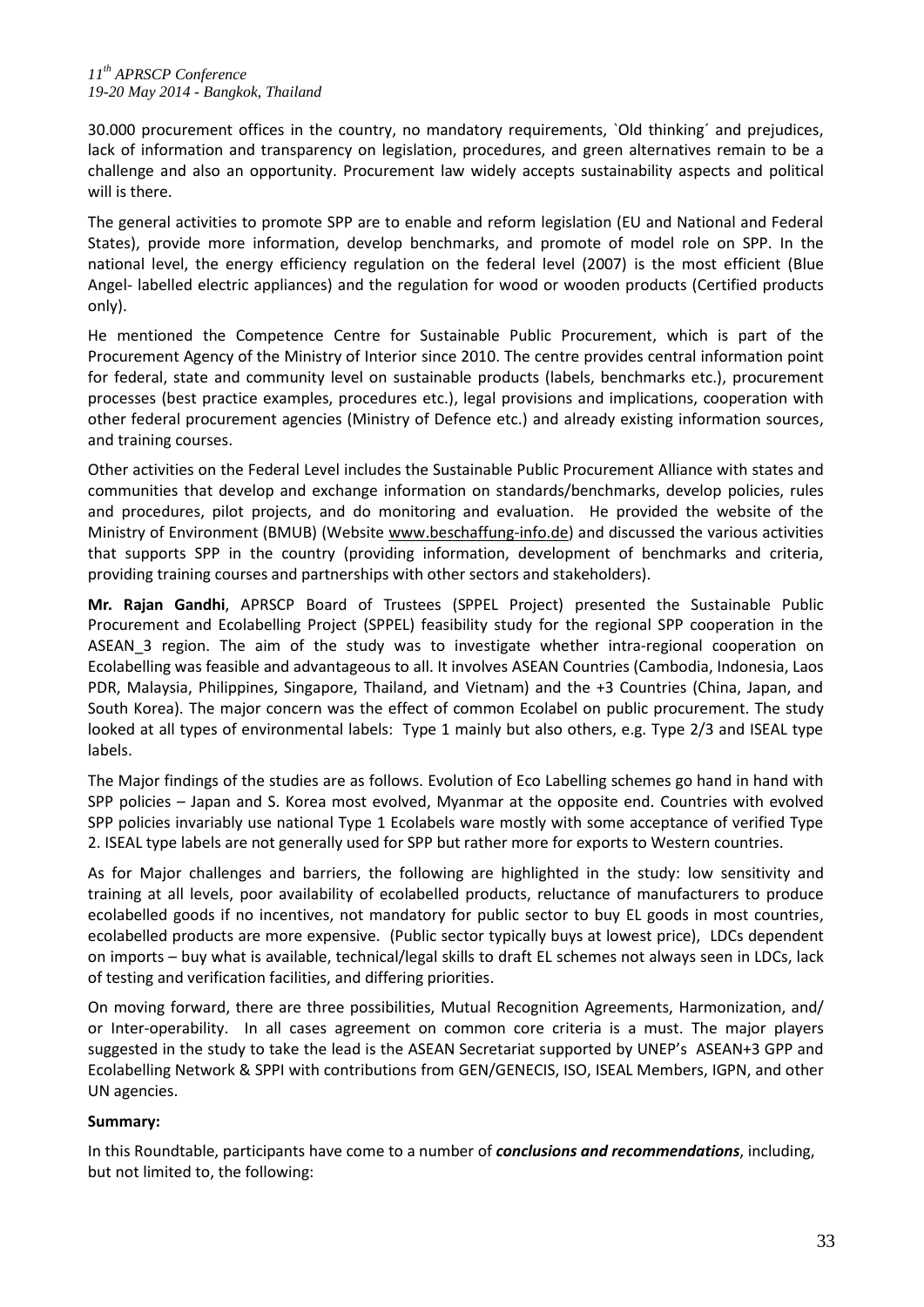30.000 procurement offices in the country, no mandatory requirements, `Old thinking´ and prejudices, lack of information and transparency on legislation, procedures, and green alternatives remain to be a challenge and also an opportunity. Procurement law widely accepts sustainability aspects and political will is there.

The general activities to promote SPP are to enable and reform legislation (EU and National and Federal States), provide more information, develop benchmarks, and promote of model role on SPP. In the national level, the energy efficiency regulation on the federal level (2007) is the most efficient (Blue Angel- labelled electric appliances) and the regulation for wood or wooden products (Certified products only).

He mentioned the Competence Centre for Sustainable Public Procurement, which is part of the Procurement Agency of the Ministry of Interior since 2010. The centre provides central information point for federal, state and community level on sustainable products (labels, benchmarks etc.), procurement processes (best practice examples, procedures etc.), legal provisions and implications, cooperation with other federal procurement agencies (Ministry of Defence etc.) and already existing information sources, and training courses.

Other activities on the Federal Level includes the Sustainable Public Procurement Alliance with states and communities that develop and exchange information on standards/benchmarks, develop policies, rules and procedures, pilot projects, and do monitoring and evaluation. He provided the website of the Ministry of Environment (BMUB) (Website www.beschaffung-info.de) and discussed the various activities that supports SPP in the country (providing information, development of benchmarks and criteria, providing training courses and partnerships with other sectors and stakeholders).

**Mr. Rajan Gandhi**, APRSCP Board of Trustees (SPPEL Project) presented the Sustainable Public Procurement and Ecolabelling Project (SPPEL) feasibility study for the regional SPP cooperation in the ASEAN_3 region. The aim of the study was to investigate whether intra-regional cooperation on Ecolabelling was feasible and advantageous to all. It involves ASEAN Countries (Cambodia, Indonesia, Laos PDR, Malaysia, Philippines, Singapore, Thailand, and Vietnam) and the +3 Countries (China, Japan, and South Korea). The major concern was the effect of common Ecolabel on public procurement. The study looked at all types of environmental labels: Type 1 mainly but also others, e.g. Type 2/3 and ISEAL type labels.

The Major findings of the studies are as follows. Evolution of Eco Labelling schemes go hand in hand with SPP policies – Japan and S. Korea most evolved, Myanmar at the opposite end. Countries with evolved SPP policies invariably use national Type 1 Ecolabels ware mostly with some acceptance of verified Type 2. ISEAL type labels are not generally used for SPP but rather more for exports to Western countries.

As for Major challenges and barriers, the following are highlighted in the study: low sensitivity and training at all levels, poor availability of ecolabelled products, reluctance of manufacturers to produce ecolabelled goods if no incentives, not mandatory for public sector to buy EL goods in most countries, ecolabelled products are more expensive. (Public sector typically buys at lowest price), LDCs dependent on imports – buy what is available, technical/legal skills to draft EL schemes not always seen in LDCs, lack of testing and verification facilities, and differing priorities.

On moving forward, there are three possibilities, Mutual Recognition Agreements, Harmonization, and/ or Inter-operability. In all cases agreement on common core criteria is a must. The major players suggested in the study to take the lead is the ASEAN Secretariat supported by UNEP's ASEAN+3 GPP and Ecolabelling Network & SPPI with contributions from GEN/GENECIS, ISO, ISEAL Members, IGPN, and other UN agencies.

**Summary:**

In this Roundtable, participants have come to a number of ***conclusions and recommendations***, including, but not limited to, the following: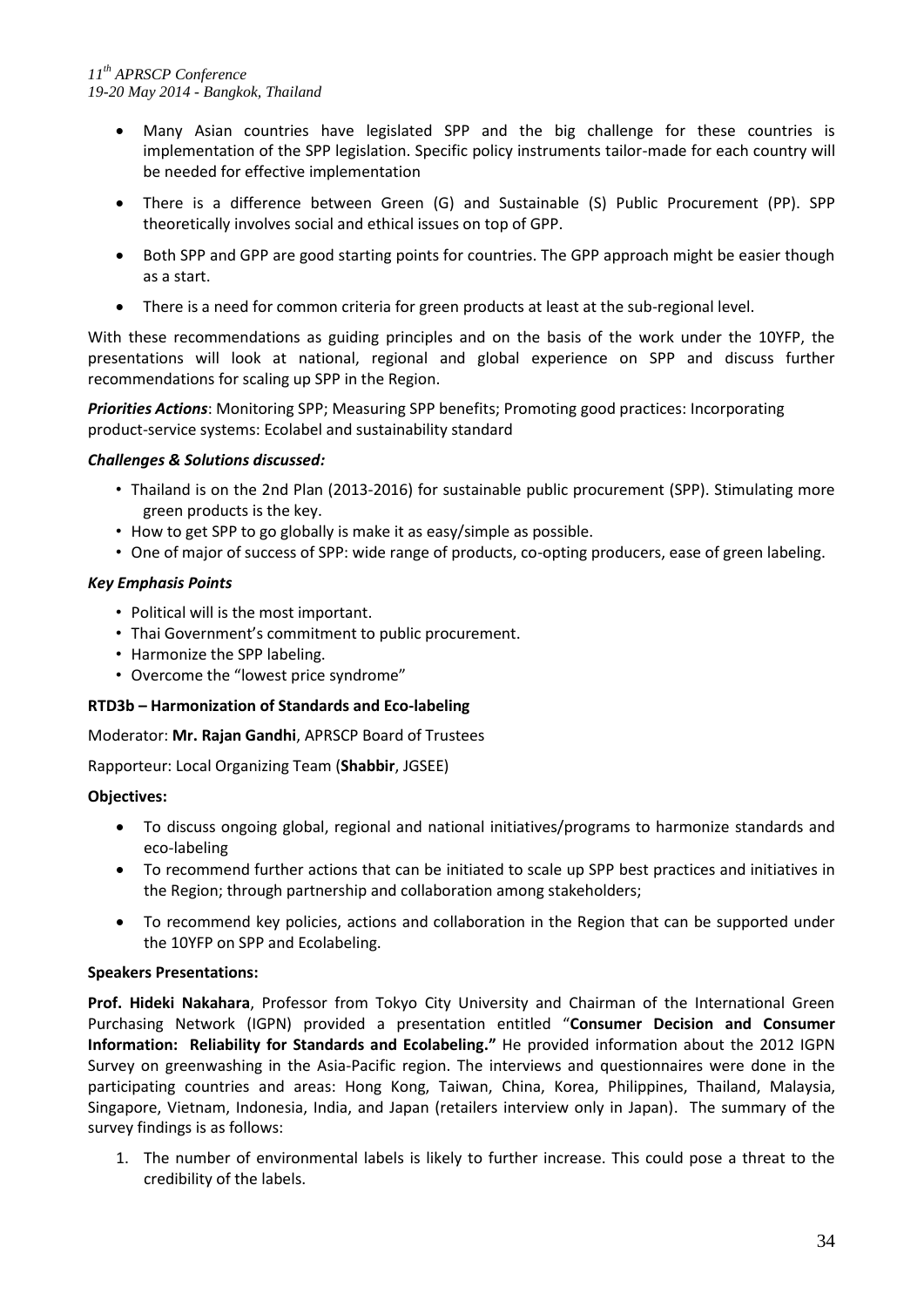- Many Asian countries have legislated SPP and the big challenge for these countries is implementation of the SPP legislation. Specific policy instruments tailor-made for each country will be needed for effective implementation
- There is a difference between Green (G) and Sustainable (S) Public Procurement (PP). SPP theoretically involves social and ethical issues on top of GPP.
- Both SPP and GPP are good starting points for countries. The GPP approach might be easier though as a start.
- There is a need for common criteria for green products at least at the sub-regional level.

With these recommendations as guiding principles and on the basis of the work under the 10YFP, the presentations will look at national, regional and global experience on SPP and discuss further recommendations for scaling up SPP in the Region.

***Priorities Actions***: Monitoring SPP; Measuring SPP benefits; Promoting good practices: Incorporating product-service systems: Ecolabel and sustainability standard

***Challenges & Solutions discussed:***

- Thailand is on the 2nd Plan (2013-2016) for sustainable public procurement (SPP). Stimulating more green products is the key.
- How to get SPP to go globally is make it as easy/simple as possible.
- One of major of success of SPP: wide range of products, co-opting producers, ease of green labeling.

***Key Emphasis Points***

- Political will is the most important.
- Thai Government's commitment to public procurement.
- Harmonize the SPP labeling.
- Overcome the "lowest price syndrome"

**RTD3b – Harmonization of Standards and Eco-labeling**

Moderator: **Mr. Rajan Gandhi**, APRSCP Board of Trustees

Rapporteur: Local Organizing Team (**Shabbir**, JGSEE)

**Objectives:**

- To discuss ongoing global, regional and national initiatives/programs to harmonize standards and eco-labeling
- To recommend further actions that can be initiated to scale up SPP best practices and initiatives in the Region; through partnership and collaboration among stakeholders;
- To recommend key policies, actions and collaboration in the Region that can be supported under the 10YFP on SPP and Ecolabeling.

**Speakers Presentations:**

**Prof. Hideki Nakahara**, Professor from Tokyo City University and Chairman of the International Green Purchasing Network (IGPN) provided a presentation entitled "**Consumer Decision and Consumer Information: Reliability for Standards and Ecolabeling."** He provided information about the 2012 IGPN Survey on greenwashing in the Asia-Pacific region. The interviews and questionnaires were done in the participating countries and areas: Hong Kong, Taiwan, China, Korea, Philippines, Thailand, Malaysia, Singapore, Vietnam, Indonesia, India, and Japan (retailers interview only in Japan). The summary of the survey findings is as follows:

1. The number of environmental labels is likely to further increase. This could pose a threat to the credibility of the labels.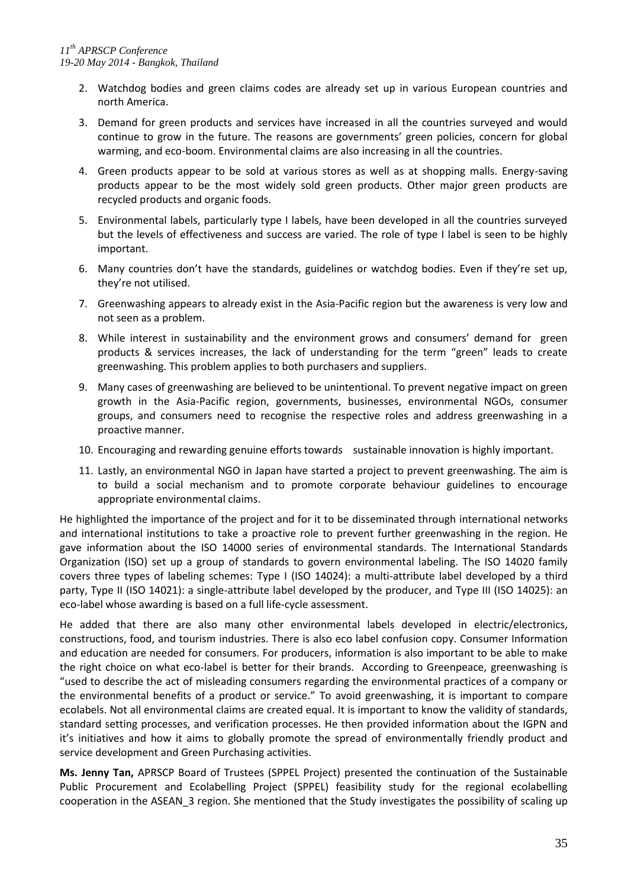2. Watchdog bodies and green claims codes are already set up in various European countries and north America.
3. Demand for green products and services have increased in all the countries surveyed and would continue to grow in the future. The reasons are governments' green policies, concern for global warming, and eco-boom. Environmental claims are also increasing in all the countries.
4. Green products appear to be sold at various stores as well as at shopping malls. Energy-saving products appear to be the most widely sold green products. Other major green products are recycled products and organic foods.
5. Environmental labels, particularly type I labels, have been developed in all the countries surveyed but the levels of effectiveness and success are varied. The role of type I label is seen to be highly important.
6. Many countries don't have the standards, guidelines or watchdog bodies. Even if they're set up, they're not utilised.
7. Greenwashing appears to already exist in the Asia-Pacific region but the awareness is very low and not seen as a problem.
8. While interest in sustainability and the environment grows and consumers' demand for green products & services increases, the lack of understanding for the term "green" leads to create greenwashing. This problem applies to both purchasers and suppliers.
9. Many cases of greenwashing are believed to be unintentional. To prevent negative impact on green growth in the Asia-Pacific region, governments, businesses, environmental NGOs, consumer groups, and consumers need to recognise the respective roles and address greenwashing in a proactive manner.
10. Encouraging and rewarding genuine efforts towards sustainable innovation is highly important.
11. Lastly, an environmental NGO in Japan have started a project to prevent greenwashing. The aim is to build a social mechanism and to promote corporate behaviour guidelines to encourage appropriate environmental claims.

He highlighted the importance of the project and for it to be disseminated through international networks and international institutions to take a proactive role to prevent further greenwashing in the region. He gave information about the ISO 14000 series of environmental standards. The International Standards Organization (ISO) set up a group of standards to govern environmental labeling. The ISO 14020 family covers three types of labeling schemes: Type I (ISO 14024): a multi-attribute label developed by a third party, Type II (ISO 14021): a single-attribute label developed by the producer, and Type III (ISO 14025): an eco-label whose awarding is based on a full life-cycle assessment.

He added that there are also many other environmental labels developed in electric/electronics, constructions, food, and tourism industries. There is also eco label confusion copy. Consumer Information and education are needed for consumers. For producers, information is also important to be able to make the right choice on what eco-label is better for their brands. According to Greenpeace, greenwashing is "used to describe the act of misleading consumers regarding the environmental practices of a company or the environmental benefits of a product or service." To avoid greenwashing, it is important to compare ecolabels. Not all environmental claims are created equal. It is important to know the validity of standards, standard setting processes, and verification processes. He then provided information about the IGPN and it's initiatives and how it aims to globally promote the spread of environmentally friendly product and service development and Green Purchasing activities.

**Ms. Jenny Tan,** APRSCP Board of Trustees (SPPEL Project) presented the continuation of the Sustainable Public Procurement and Ecolabelling Project (SPPEL) feasibility study for the regional ecolabelling cooperation in the ASEAN_3 region. She mentioned that the Study investigates the possibility of scaling up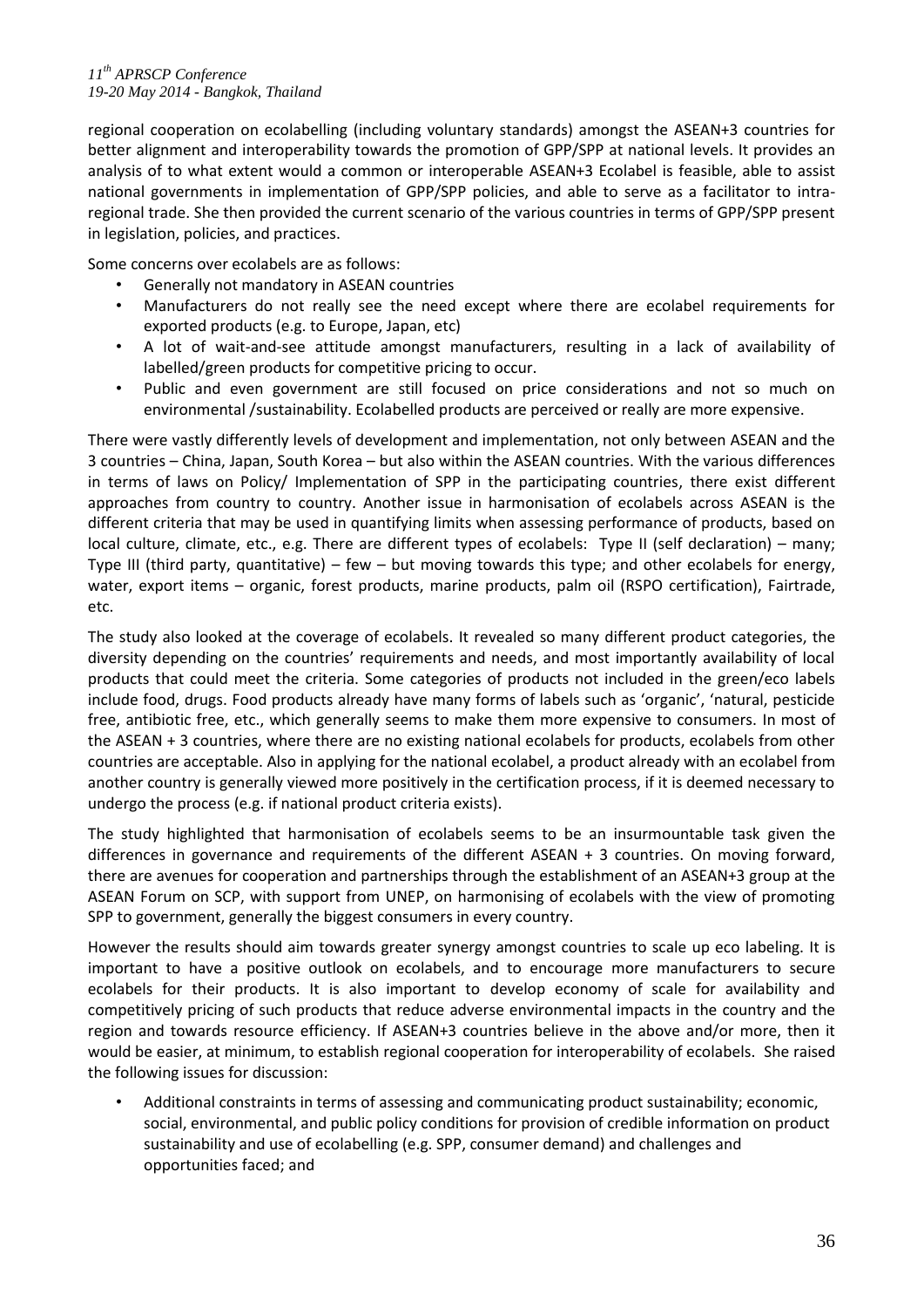regional cooperation on ecolabelling (including voluntary standards) amongst the ASEAN+3 countries for better alignment and interoperability towards the promotion of GPP/SPP at national levels. It provides an analysis of to what extent would a common or interoperable ASEAN+3 Ecolabel is feasible, able to assist national governments in implementation of GPP/SPP policies, and able to serve as a facilitator to intra-regional trade. She then provided the current scenario of the various countries in terms of GPP/SPP present in legislation, policies, and practices.

Some concerns over ecolabels are as follows:

- Generally not mandatory in ASEAN countries
- Manufacturers do not really see the need except where there are ecolabel requirements for exported products (e.g. to Europe, Japan, etc)
- A lot of wait-and-see attitude amongst manufacturers, resulting in a lack of availability of labelled/green products for competitive pricing to occur.
- Public and even government are still focused on price considerations and not so much on environmental /sustainability. Ecolabelled products are perceived or really are more expensive.

There were vastly differently levels of development and implementation, not only between ASEAN and the 3 countries – China, Japan, South Korea – but also within the ASEAN countries. With the various differences in terms of laws on Policy/ Implementation of SPP in the participating countries, there exist different approaches from country to country. Another issue in harmonisation of ecolabels across ASEAN is the different criteria that may be used in quantifying limits when assessing performance of products, based on local culture, climate, etc., e.g. There are different types of ecolabels: Type II (self declaration) – many; Type III (third party, quantitative) – few – but moving towards this type; and other ecolabels for energy, water, export items – organic, forest products, marine products, palm oil (RSPO certification), Fairtrade, etc.

The study also looked at the coverage of ecolabels. It revealed so many different product categories, the diversity depending on the countries' requirements and needs, and most importantly availability of local products that could meet the criteria. Some categories of products not included in the green/eco labels include food, drugs. Food products already have many forms of labels such as 'organic', 'natural, pesticide free, antibiotic free, etc., which generally seems to make them more expensive to consumers. In most of the ASEAN + 3 countries, where there are no existing national ecolabels for products, ecolabels from other countries are acceptable. Also in applying for the national ecolabel, a product already with an ecolabel from another country is generally viewed more positively in the certification process, if it is deemed necessary to undergo the process (e.g. if national product criteria exists).

The study highlighted that harmonisation of ecolabels seems to be an insurmountable task given the differences in governance and requirements of the different ASEAN + 3 countries. On moving forward, there are avenues for cooperation and partnerships through the establishment of an ASEAN+3 group at the ASEAN Forum on SCP, with support from UNEP, on harmonising of ecolabels with the view of promoting SPP to government, generally the biggest consumers in every country.

However the results should aim towards greater synergy amongst countries to scale up eco labeling. It is important to have a positive outlook on ecolabels, and to encourage more manufacturers to secure ecolabels for their products. It is also important to develop economy of scale for availability and competitively pricing of such products that reduce adverse environmental impacts in the country and the region and towards resource efficiency. If ASEAN+3 countries believe in the above and/or more, then it would be easier, at minimum, to establish regional cooperation for interoperability of ecolabels. She raised the following issues for discussion:

- Additional constraints in terms of assessing and communicating product sustainability; economic, social, environmental, and public policy conditions for provision of credible information on product sustainability and use of ecolabelling (e.g. SPP, consumer demand) and challenges and opportunities faced; and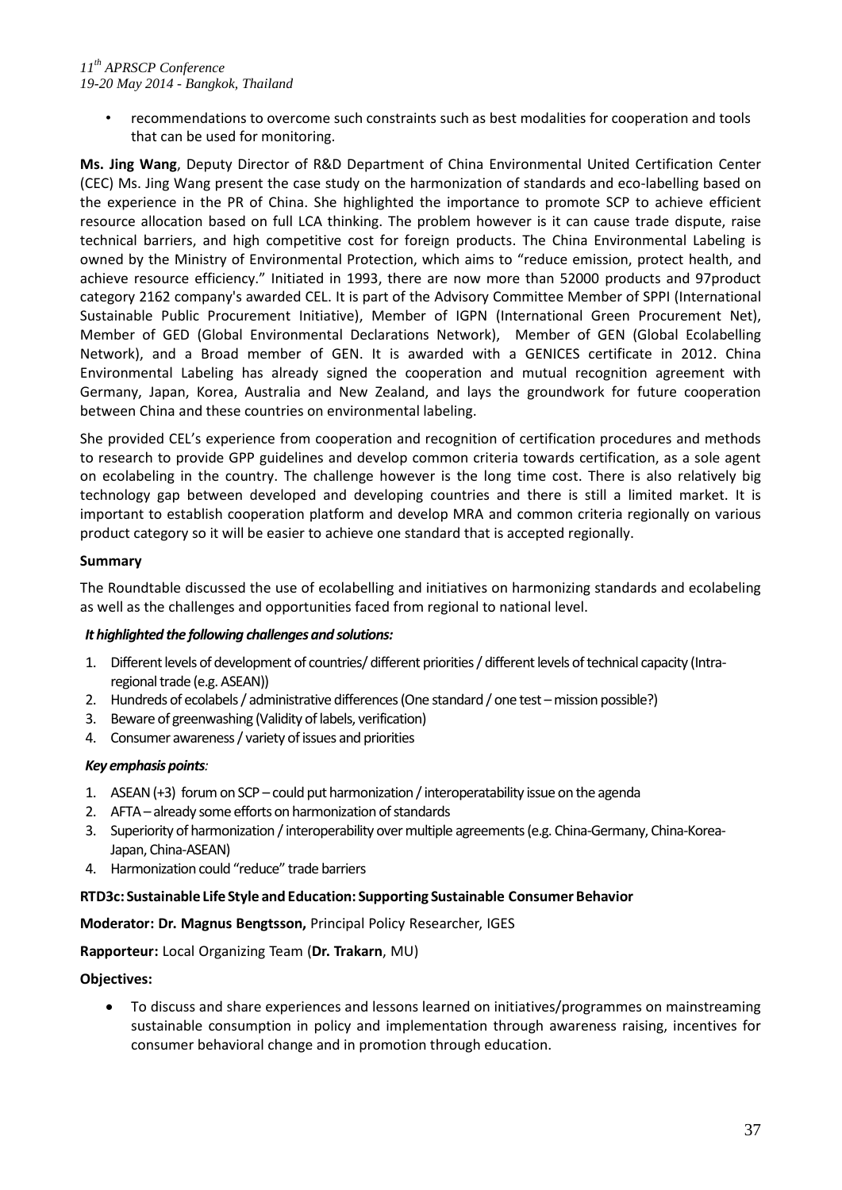- recommendations to overcome such constraints such as best modalities for cooperation and tools that can be used for monitoring.

**Ms. Jing Wang**, Deputy Director of R&D Department of China Environmental United Certification Center (CEC) Ms. Jing Wang present the case study on the harmonization of standards and eco-labelling based on the experience in the PR of China. She highlighted the importance to promote SCP to achieve efficient resource allocation based on full LCA thinking. The problem however is it can cause trade dispute, raise technical barriers, and high competitive cost for foreign products. The China Environmental Labeling is owned by the Ministry of Environmental Protection, which aims to "reduce emission, protect health, and achieve resource efficiency." Initiated in 1993, there are now more than 52000 products and 97product category 2162 company's awarded CEL. It is part of the Advisory Committee Member of SPPI (International Sustainable Public Procurement Initiative), Member of IGPN (International Green Procurement Net), Member of GED (Global Environmental Declarations Network), Member of GEN (Global Ecolabelling Network), and a Broad member of GEN. It is awarded with a GENICES certificate in 2012. China Environmental Labeling has already signed the cooperation and mutual recognition agreement with Germany, Japan, Korea, Australia and New Zealand, and lays the groundwork for future cooperation between China and these countries on environmental labeling.

She provided CEL's experience from cooperation and recognition of certification procedures and methods to research to provide GPP guidelines and develop common criteria towards certification, as a sole agent on ecolabeling in the country. The challenge however is the long time cost. There is also relatively big technology gap between developed and developing countries and there is still a limited market. It is important to establish cooperation platform and develop MRA and common criteria regionally on various product category so it will be easier to achieve one standard that is accepted regionally.

**Summary**

The Roundtable discussed the use of ecolabelling and initiatives on harmonizing standards and ecolabeling as well as the challenges and opportunities faced from regional to national level.

***It highlighted the following challenges and solutions:***

1. Different levels of development of countries/ different priorities / different levels of technical capacity (Intra-regional trade (e.g. ASEAN))
2. Hundreds of ecolabels / administrative differences (One standard / one test – mission possible?)
3. Beware of greenwashing (Validity of labels, verification)
4. Consumer awareness / variety of issues and priorities

***Key emphasis points***:

1. ASEAN (+3) forum on SCP – could put harmonization / interoperatability issue on the agenda
2. AFTA – already some efforts on harmonization of standards
3. Superiority of harmonization / interoperability over multiple agreements (e.g. China-Germany, China-Korea-Japan, China-ASEAN)
4. Harmonization could "reduce" trade barriers

**RTD3c: Sustainable Life Style and Education: Supporting Sustainable Consumer Behavior**

**Moderator: Dr. Magnus Bengtsson,** Principal Policy Researcher, IGES

**Rapporteur:** Local Organizing Team (**Dr. Trakarn**, MU)

**Objectives:**

- To discuss and share experiences and lessons learned on initiatives/programmes on mainstreaming sustainable consumption in policy and implementation through awareness raising, incentives for consumer behavioral change and in promotion through education.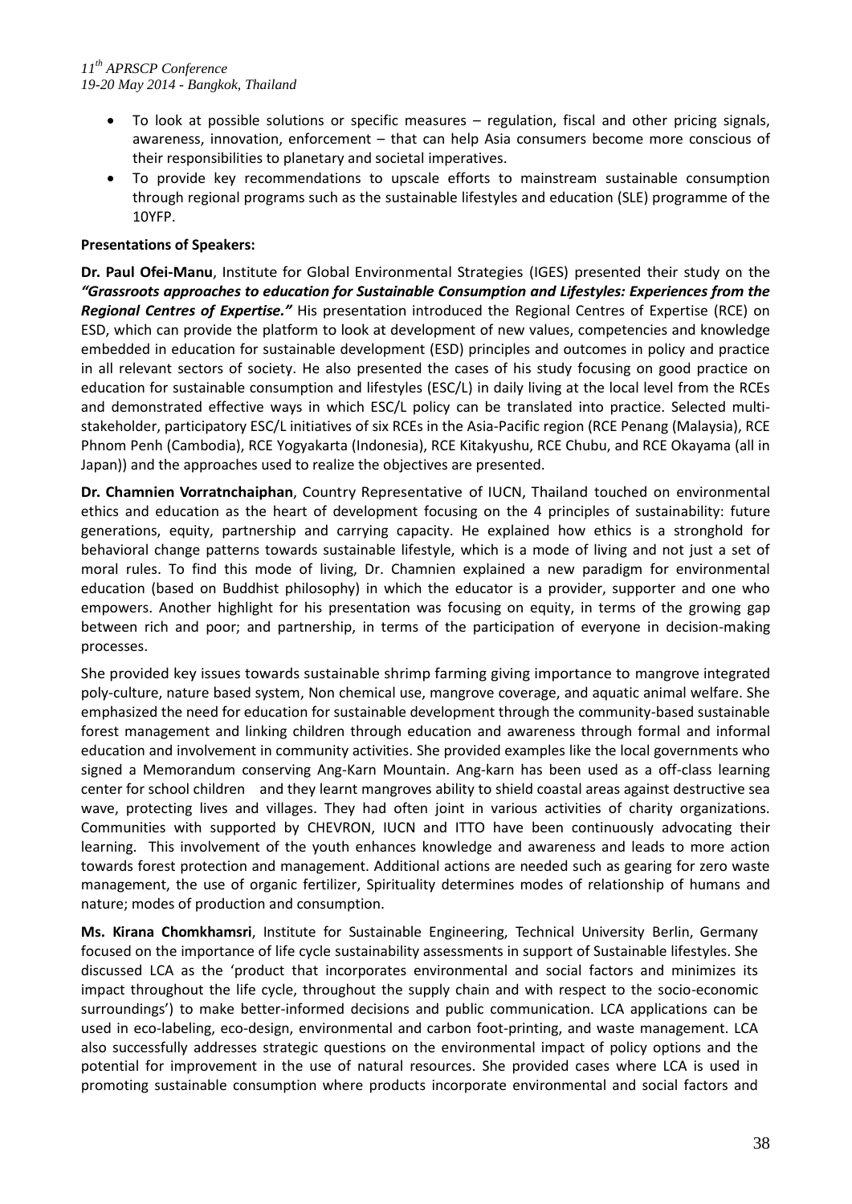- To look at possible solutions or specific measures – regulation, fiscal and other pricing signals, awareness, innovation, enforcement – that can help Asia consumers become more conscious of their responsibilities to planetary and societal imperatives.
- To provide key recommendations to upscale efforts to mainstream sustainable consumption through regional programs such as the sustainable lifestyles and education (SLE) programme of the 10YFP.

**Presentations of Speakers:**

**Dr. Paul Ofei-Manu**, Institute for Global Environmental Strategies (IGES) presented their study on the ***"Grassroots approaches to education for Sustainable Consumption and Lifestyles: Experiences from the Regional Centres of Expertise."*** His presentation introduced the Regional Centres of Expertise (RCE) on ESD, which can provide the platform to look at development of new values, competencies and knowledge embedded in education for sustainable development (ESD) principles and outcomes in policy and practice in all relevant sectors of society. He also presented the cases of his study focusing on good practice on education for sustainable consumption and lifestyles (ESC/L) in daily living at the local level from the RCEs and demonstrated effective ways in which ESC/L policy can be translated into practice. Selected multi-stakeholder, participatory ESC/L initiatives of six RCEs in the Asia-Pacific region (RCE Penang (Malaysia), RCE Phnom Penh (Cambodia), RCE Yogyakarta (Indonesia), RCE Kitakyushu, RCE Chubu, and RCE Okayama (all in Japan)) and the approaches used to realize the objectives are presented.

**Dr. Chamnien Vorratnchaiphan**, Country Representative of IUCN, Thailand touched on environmental ethics and education as the heart of development focusing on the 4 principles of sustainability: future generations, equity, partnership and carrying capacity. He explained how ethics is a stronghold for behavioral change patterns towards sustainable lifestyle, which is a mode of living and not just a set of moral rules. To find this mode of living, Dr. Chamnien explained a new paradigm for environmental education (based on Buddhist philosophy) in which the educator is a provider, supporter and one who empowers. Another highlight for his presentation was focusing on equity, in terms of the growing gap between rich and poor; and partnership, in terms of the participation of everyone in decision-making processes.

She provided key issues towards sustainable shrimp farming giving importance to mangrove integrated poly-culture, nature based system, Non chemical use, mangrove coverage, and aquatic animal welfare. She emphasized the need for education for sustainable development through the community-based sustainable forest management and linking children through education and awareness through formal and informal education and involvement in community activities. She provided examples like the local governments who signed a Memorandum conserving Ang-Karn Mountain. Ang-karn has been used as a off-class learning center for school children and they learnt mangroves ability to shield coastal areas against destructive sea wave, protecting lives and villages. They had often joint in various activities of charity organizations. Communities with supported by CHEVRON, IUCN and ITTO have been continuously advocating their learning. This involvement of the youth enhances knowledge and awareness and leads to more action towards forest protection and management. Additional actions are needed such as gearing for zero waste management, the use of organic fertilizer, Spirituality determines modes of relationship of humans and nature; modes of production and consumption.

**Ms. Kirana Chomkhamsri**, Institute for Sustainable Engineering, Technical University Berlin, Germany focused on the importance of life cycle sustainability assessments in support of Sustainable lifestyles. She discussed LCA as the 'product that incorporates environmental and social factors and minimizes its impact throughout the life cycle, throughout the supply chain and with respect to the socio-economic surroundings') to make better-informed decisions and public communication. LCA applications can be used in eco-labeling, eco-design, environmental and carbon foot-printing, and waste management. LCA also successfully addresses strategic questions on the environmental impact of policy options and the potential for improvement in the use of natural resources. She provided cases where LCA is used in promoting sustainable consumption where products incorporate environmental and social factors and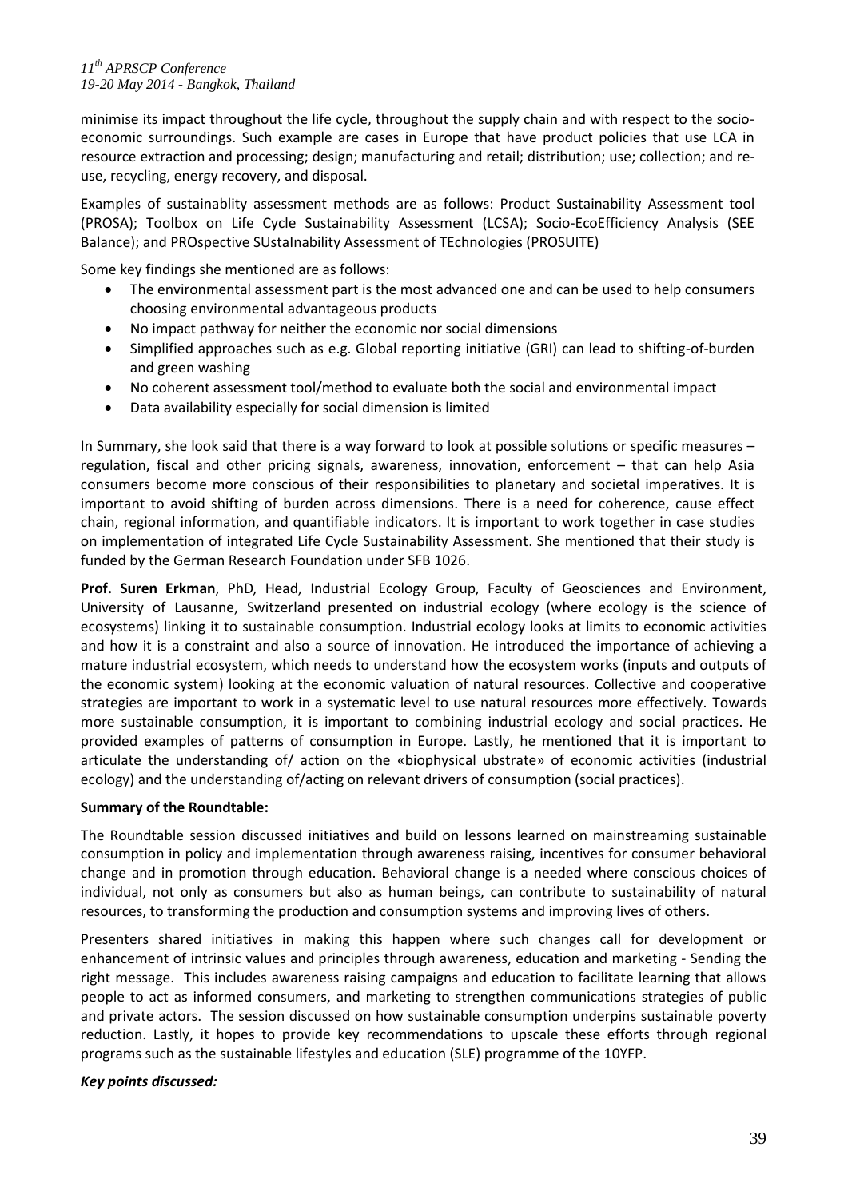minimise its impact throughout the life cycle, throughout the supply chain and with respect to the socio-economic surroundings. Such example are cases in Europe that have product policies that use LCA in resource extraction and processing; design; manufacturing and retail; distribution; use; collection; and re-use, recycling, energy recovery, and disposal.

Examples of sustainablity assessment methods are as follows: Product Sustainability Assessment tool (PROSA); Toolbox on Life Cycle Sustainability Assessment (LCSA); Socio-EcoEfficiency Analysis (SEE Balance); and PROspective SUstaInability Assessment of TEchnologies (PROSUITE)

Some key findings she mentioned are as follows:

- The environmental assessment part is the most advanced one and can be used to help consumers choosing environmental advantageous products
- No impact pathway for neither the economic nor social dimensions
- Simplified approaches such as e.g. Global reporting initiative (GRI) can lead to shifting-of-burden and green washing
- No coherent assessment tool/method to evaluate both the social and environmental impact
- Data availability especially for social dimension is limited

In Summary, she look said that there is a way forward to look at possible solutions or specific measures – regulation, fiscal and other pricing signals, awareness, innovation, enforcement – that can help Asia consumers become more conscious of their responsibilities to planetary and societal imperatives. It is important to avoid shifting of burden across dimensions. There is a need for coherence, cause effect chain, regional information, and quantifiable indicators. It is important to work together in case studies on implementation of integrated Life Cycle Sustainability Assessment. She mentioned that their study is funded by the German Research Foundation under SFB 1026.

**Prof. Suren Erkman**, PhD, Head, Industrial Ecology Group, Faculty of Geosciences and Environment, University of Lausanne, Switzerland presented on industrial ecology (where ecology is the science of ecosystems) linking it to sustainable consumption. Industrial ecology looks at limits to economic activities and how it is a constraint and also a source of innovation. He introduced the importance of achieving a mature industrial ecosystem, which needs to understand how the ecosystem works (inputs and outputs of the economic system) looking at the economic valuation of natural resources. Collective and cooperative strategies are important to work in a systematic level to use natural resources more effectively. Towards more sustainable consumption, it is important to combining industrial ecology and social practices. He provided examples of patterns of consumption in Europe. Lastly, he mentioned that it is important to articulate the understanding of/ action on the «biophysical substrate» of economic activities (industrial ecology) and the understanding of/acting on relevant drivers of consumption (social practices).

**Summary of the Roundtable:**

The Roundtable session discussed initiatives and build on lessons learned on mainstreaming sustainable consumption in policy and implementation through awareness raising, incentives for consumer behavioral change and in promotion through education. Behavioral change is a needed where conscious choices of individual, not only as consumers but also as human beings, can contribute to sustainability of natural resources, to transforming the production and consumption systems and improving lives of others.

Presenters shared initiatives in making this happen where such changes call for development or enhancement of intrinsic values and principles through awareness, education and marketing - Sending the right message. This includes awareness raising campaigns and education to facilitate learning that allows people to act as informed consumers, and marketing to strengthen communications strategies of public and private actors. The session discussed on how sustainable consumption underpins sustainable poverty reduction. Lastly, it hopes to provide key recommendations to upscale these efforts through regional programs such as the sustainable lifestyles and education (SLE) programme of the 10YFP.

***Key points discussed:***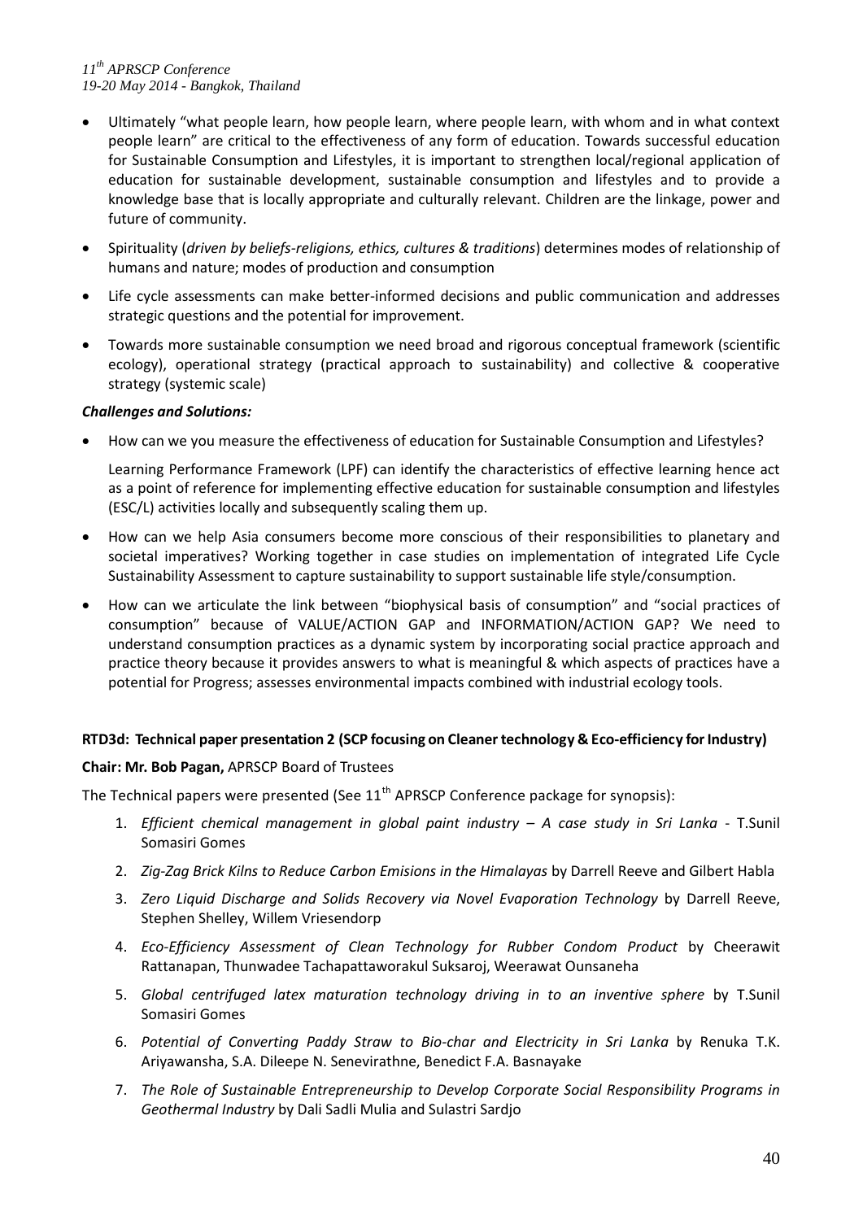- Ultimately "what people learn, how people learn, where people learn, with whom and in what context people learn" are critical to the effectiveness of any form of education. Towards successful education for Sustainable Consumption and Lifestyles, it is important to strengthen local/regional application of education for sustainable development, sustainable consumption and lifestyles and to provide a knowledge base that is locally appropriate and culturally relevant. Children are the linkage, power and future of community.
- Spirituality (*driven by beliefs-religions, ethics, cultures & traditions*) determines modes of relationship of humans and nature; modes of production and consumption
- Life cycle assessments can make better-informed decisions and public communication and addresses strategic questions and the potential for improvement.
- Towards more sustainable consumption we need broad and rigorous conceptual framework (scientific ecology), operational strategy (practical approach to sustainability) and collective & cooperative strategy (systemic scale)

***Challenges and Solutions:***

- How can we you measure the effectiveness of education for Sustainable Consumption and Lifestyles?

  Learning Performance Framework (LPF) can identify the characteristics of effective learning hence act as a point of reference for implementing effective education for sustainable consumption and lifestyles (ESC/L) activities locally and subsequently scaling them up.

- How can we help Asia consumers become more conscious of their responsibilities to planetary and societal imperatives? Working together in case studies on implementation of integrated Life Cycle Sustainability Assessment to capture sustainability to support sustainable life style/consumption.
- How can we articulate the link between "biophysical basis of consumption" and "social practices of consumption" because of VALUE/ACTION GAP and INFORMATION/ACTION GAP? We need to understand consumption practices as a dynamic system by incorporating social practice approach and practice theory because it provides answers to what is meaningful & which aspects of practices have a potential for Progress; assesses environmental impacts combined with industrial ecology tools.

**RTD3d: Technical paper presentation 2 (SCP focusing on Cleaner technology & Eco-efficiency for Industry)**

**Chair: Mr. Bob Pagan,** APRSCP Board of Trustees

The Technical papers were presented (See 11th APRSCP Conference package for synopsis):

1. *Efficient chemical management in global paint industry – A case study in Sri Lanka* - T.Sunil Somasiri Gomes
2. *Zig-Zag Brick Kilns to Reduce Carbon Emisions in the Himalayas* by Darrell Reeve and Gilbert Habla
3. *Zero Liquid Discharge and Solids Recovery via Novel Evaporation Technology* by Darrell Reeve, Stephen Shelley, Willem Vriesendorp
4. *Eco-Efficiency Assessment of Clean Technology for Rubber Condom Product* by Cheerawit Rattanapan, Thunwadee Tachapattaworakul Suksaroj, Weerawat Ounsaneha
5. *Global centrifuged latex maturation technology driving in to an inventive sphere* by T.Sunil Somasiri Gomes
6. *Potential of Converting Paddy Straw to Bio-char and Electricity in Sri Lanka* by Renuka T.K. Ariyawansha, S.A. Dileepe N. Senevirathne, Benedict F.A. Basnayake
7. *The Role of Sustainable Entrepreneurship to Develop Corporate Social Responsibility Programs in Geothermal Industry* by Dali Sadli Mulia and Sulastri Sardjo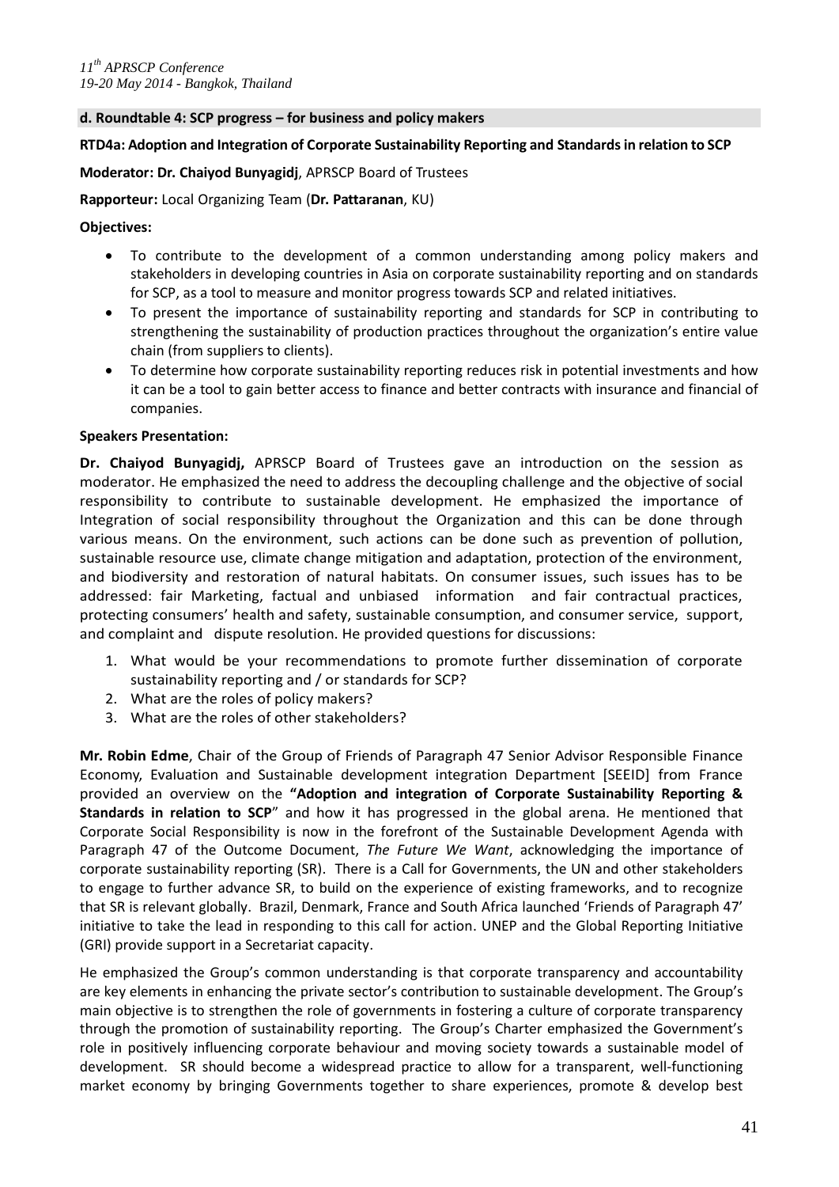**d. Roundtable 4: SCP progress – for business and policy makers**

**RTD4a: Adoption and Integration of Corporate Sustainability Reporting and Standards in relation to SCP**

**Moderator: Dr. Chaiyod Bunyagidj**, APRSCP Board of Trustees

**Rapporteur:** Local Organizing Team (**Dr. Pattaranan**, KU)

**Objectives:**

- To contribute to the development of a common understanding among policy makers and stakeholders in developing countries in Asia on corporate sustainability reporting and on standards for SCP, as a tool to measure and monitor progress towards SCP and related initiatives.
- To present the importance of sustainability reporting and standards for SCP in contributing to strengthening the sustainability of production practices throughout the organization's entire value chain (from suppliers to clients).
- To determine how corporate sustainability reporting reduces risk in potential investments and how it can be a tool to gain better access to finance and better contracts with insurance and financial of companies.

**Speakers Presentation:**

**Dr. Chaiyod Bunyagidj,** APRSCP Board of Trustees gave an introduction on the session as moderator. He emphasized the need to address the decoupling challenge and the objective of social responsibility to contribute to sustainable development. He emphasized the importance of Integration of social responsibility throughout the Organization and this can be done through various means. On the environment, such actions can be done such as prevention of pollution, sustainable resource use, climate change mitigation and adaptation, protection of the environment, and biodiversity and restoration of natural habitats. On consumer issues, such issues has to be addressed: fair Marketing, factual and unbiased information and fair contractual practices, protecting consumers' health and safety, sustainable consumption, and consumer service, support, and complaint and dispute resolution. He provided questions for discussions:

1. What would be your recommendations to promote further dissemination of corporate sustainability reporting and / or standards for SCP?
2. What are the roles of policy makers?
3. What are the roles of other stakeholders?

**Mr. Robin Edme**, Chair of the Group of Friends of Paragraph 47 Senior Advisor Responsible Finance Economy, Evaluation and Sustainable development integration Department [SEEID] from France provided an overview on the **"Adoption and integration of Corporate Sustainability Reporting & Standards in relation to SCP**" and how it has progressed in the global arena. He mentioned that Corporate Social Responsibility is now in the forefront of the Sustainable Development Agenda with Paragraph 47 of the Outcome Document, *The Future We Want*, acknowledging the importance of corporate sustainability reporting (SR). There is a Call for Governments, the UN and other stakeholders to engage to further advance SR, to build on the experience of existing frameworks, and to recognize that SR is relevant globally. Brazil, Denmark, France and South Africa launched 'Friends of Paragraph 47' initiative to take the lead in responding to this call for action. UNEP and the Global Reporting Initiative (GRI) provide support in a Secretariat capacity.

He emphasized the Group's common understanding is that corporate transparency and accountability are key elements in enhancing the private sector's contribution to sustainable development. The Group's main objective is to strengthen the role of governments in fostering a culture of corporate transparency through the promotion of sustainability reporting. The Group's Charter emphasized the Government's role in positively influencing corporate behaviour and moving society towards a sustainable model of development. SR should become a widespread practice to allow for a transparent, well-functioning market economy by bringing Governments together to share experiences, promote & develop best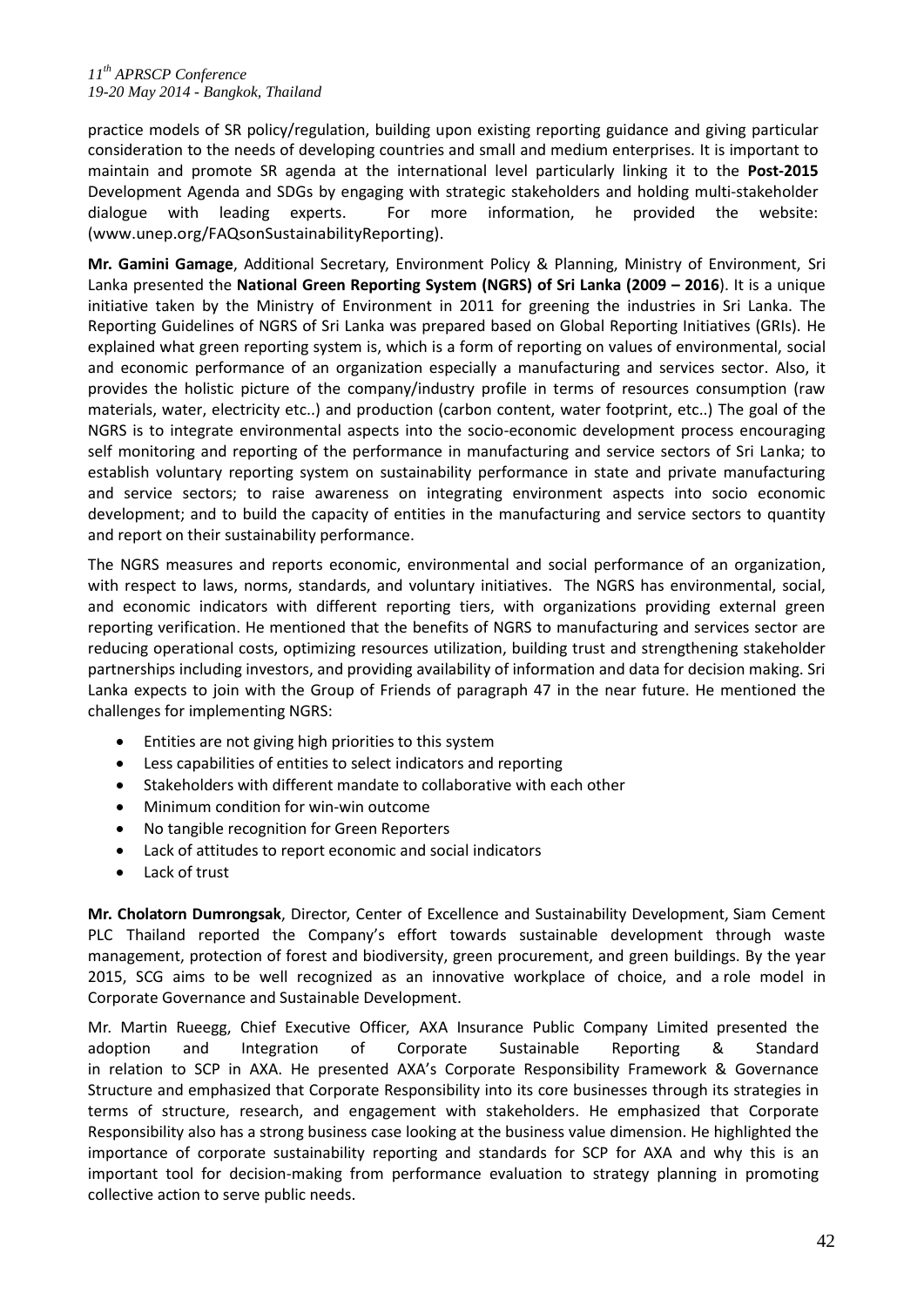practice models of SR policy/regulation, building upon existing reporting guidance and giving particular consideration to the needs of developing countries and small and medium enterprises. It is important to maintain and promote SR agenda at the international level particularly linking it to the **Post-2015** Development Agenda and SDGs by engaging with strategic stakeholders and holding multi-stakeholder dialogue with leading experts. For more information, he provided the website: (www.unep.org/FAQsonSustainabilityReporting).

**Mr. Gamini Gamage**, Additional Secretary, Environment Policy & Planning, Ministry of Environment, Sri Lanka presented the **National Green Reporting System (NGRS) of Sri Lanka (2009 – 2016**). It is a unique initiative taken by the Ministry of Environment in 2011 for greening the industries in Sri Lanka. The Reporting Guidelines of NGRS of Sri Lanka was prepared based on Global Reporting Initiatives (GRIs). He explained what green reporting system is, which is a form of reporting on values of environmental, social and economic performance of an organization especially a manufacturing and services sector. Also, it provides the holistic picture of the company/industry profile in terms of resources consumption (raw materials, water, electricity etc..) and production (carbon content, water footprint, etc..) The goal of the NGRS is to integrate environmental aspects into the socio-economic development process encouraging self monitoring and reporting of the performance in manufacturing and service sectors of Sri Lanka; to establish voluntary reporting system on sustainability performance in state and private manufacturing and service sectors; to raise awareness on integrating environment aspects into socio economic development; and to build the capacity of entities in the manufacturing and service sectors to quantity and report on their sustainability performance.

The NGRS measures and reports economic, environmental and social performance of an organization, with respect to laws, norms, standards, and voluntary initiatives. The NGRS has environmental, social, and economic indicators with different reporting tiers, with organizations providing external green reporting verification. He mentioned that the benefits of NGRS to manufacturing and services sector are reducing operational costs, optimizing resources utilization, building trust and strengthening stakeholder partnerships including investors, and providing availability of information and data for decision making. Sri Lanka expects to join with the Group of Friends of paragraph 47 in the near future. He mentioned the challenges for implementing NGRS:

- Entities are not giving high priorities to this system
- Less capabilities of entities to select indicators and reporting
- Stakeholders with different mandate to collaborative with each other
- Minimum condition for win-win outcome
- No tangible recognition for Green Reporters
- Lack of attitudes to report economic and social indicators
- Lack of trust

**Mr. Cholatorn Dumrongsak**, Director, Center of Excellence and Sustainability Development, Siam Cement PLC Thailand reported the Company's effort towards sustainable development through waste management, protection of forest and biodiversity, green procurement, and green buildings. By the year 2015, SCG aims to be well recognized as an innovative workplace of choice, and a role model in Corporate Governance and Sustainable Development.

Mr. Martin Rueegg, Chief Executive Officer, AXA Insurance Public Company Limited presented the adoption and Integration of Corporate Sustainable Reporting & Standard in relation to SCP in AXA. He presented AXA's Corporate Responsibility Framework & Governance Structure and emphasized that Corporate Responsibility into its core businesses through its strategies in terms of structure, research, and engagement with stakeholders. He emphasized that Corporate Responsibility also has a strong business case looking at the business value dimension. He highlighted the importance of corporate sustainability reporting and standards for SCP for AXA and why this is an important tool for decision-making from performance evaluation to strategy planning in promoting collective action to serve public needs.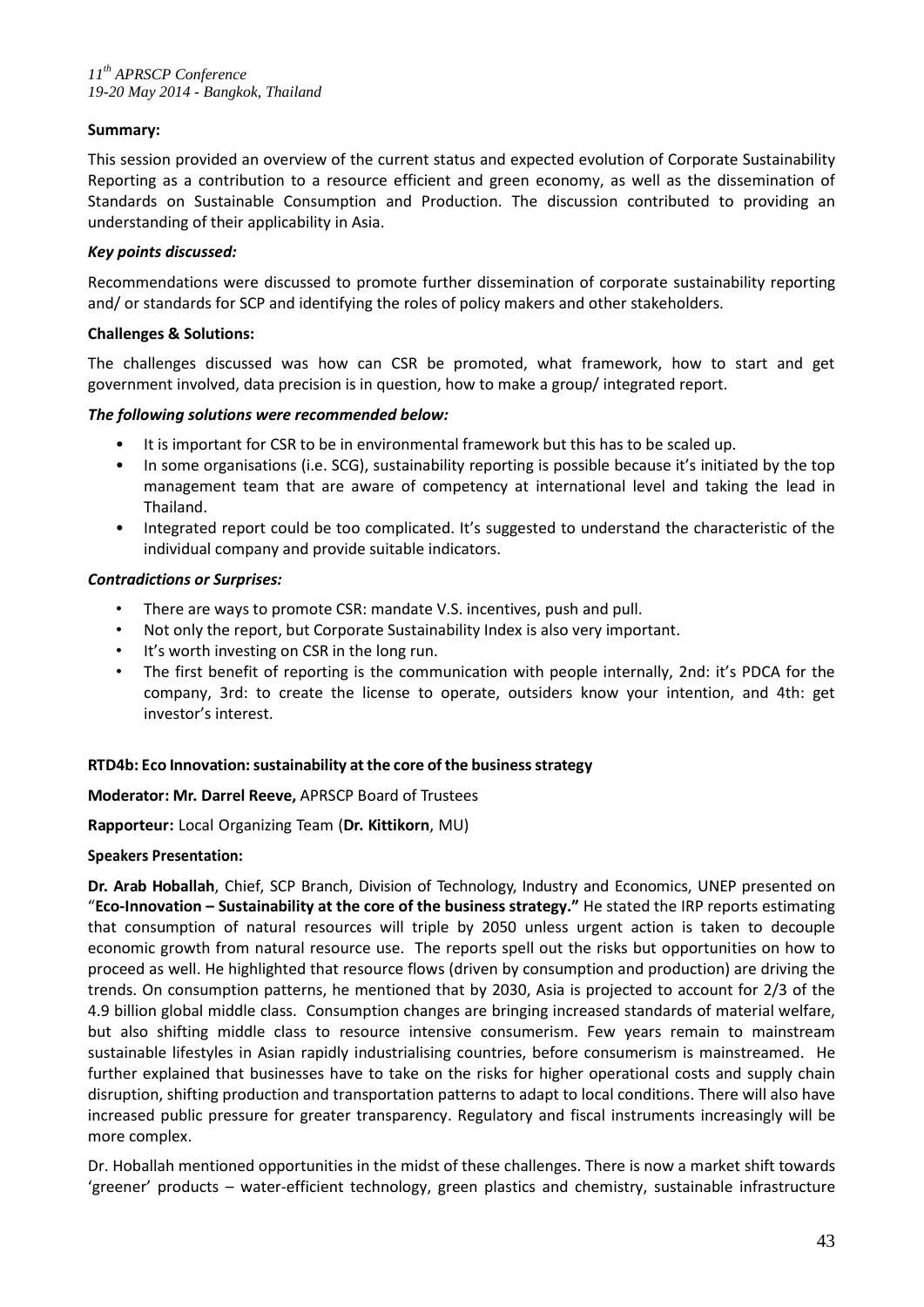**Summary:**

This session provided an overview of the current status and expected evolution of Corporate Sustainability Reporting as a contribution to a resource efficient and green economy, as well as the dissemination of Standards on Sustainable Consumption and Production. The discussion contributed to providing an understanding of their applicability in Asia.

***Key points discussed:***

Recommendations were discussed to promote further dissemination of corporate sustainability reporting and/ or standards for SCP and identifying the roles of policy makers and other stakeholders.

**Challenges & Solutions:**

The challenges discussed was how can CSR be promoted, what framework, how to start and get government involved, data precision is in question, how to make a group/ integrated report.

***The following solutions were recommended below:***

- It is important for CSR to be in environmental framework but this has to be scaled up.
- In some organisations (i.e. SCG), sustainability reporting is possible because it's initiated by the top management team that are aware of competency at international level and taking the lead in Thailand.
- Integrated report could be too complicated. It's suggested to understand the characteristic of the individual company and provide suitable indicators.

***Contradictions or Surprises:***

- There are ways to promote CSR: mandate V.S. incentives, push and pull.
- Not only the report, but Corporate Sustainability Index is also very important.
- It's worth investing on CSR in the long run.
- The first benefit of reporting is the communication with people internally, 2nd: it's PDCA for the company, 3rd: to create the license to operate, outsiders know your intention, and 4th: get investor's interest.

**RTD4b: Eco Innovation: sustainability at the core of the business strategy**

**Moderator: Mr. Darrel Reeve,** APRSCP Board of Trustees

**Rapporteur:** Local Organizing Team (**Dr. Kittikorn**, MU)

**Speakers Presentation:**

**Dr. Arab Hoballah**, Chief, SCP Branch, Division of Technology, Industry and Economics, UNEP presented on "**Eco-Innovation – Sustainability at the core of the business strategy."** He stated the IRP reports estimating that consumption of natural resources will triple by 2050 unless urgent action is taken to decouple economic growth from natural resource use. The reports spell out the risks but opportunities on how to proceed as well. He highlighted that resource flows (driven by consumption and production) are driving the trends. On consumption patterns, he mentioned that by 2030, Asia is projected to account for 2/3 of the 4.9 billion global middle class. Consumption changes are bringing increased standards of material welfare, but also shifting middle class to resource intensive consumerism. Few years remain to mainstream sustainable lifestyles in Asian rapidly industrialising countries, before consumerism is mainstreamed. He further explained that businesses have to take on the risks for higher operational costs and supply chain disruption, shifting production and transportation patterns to adapt to local conditions. There will also have increased public pressure for greater transparency. Regulatory and fiscal instruments increasingly will be more complex.

Dr. Hoballah mentioned opportunities in the midst of these challenges. There is now a market shift towards 'greener' products – water-efficient technology, green plastics and chemistry, sustainable infrastructure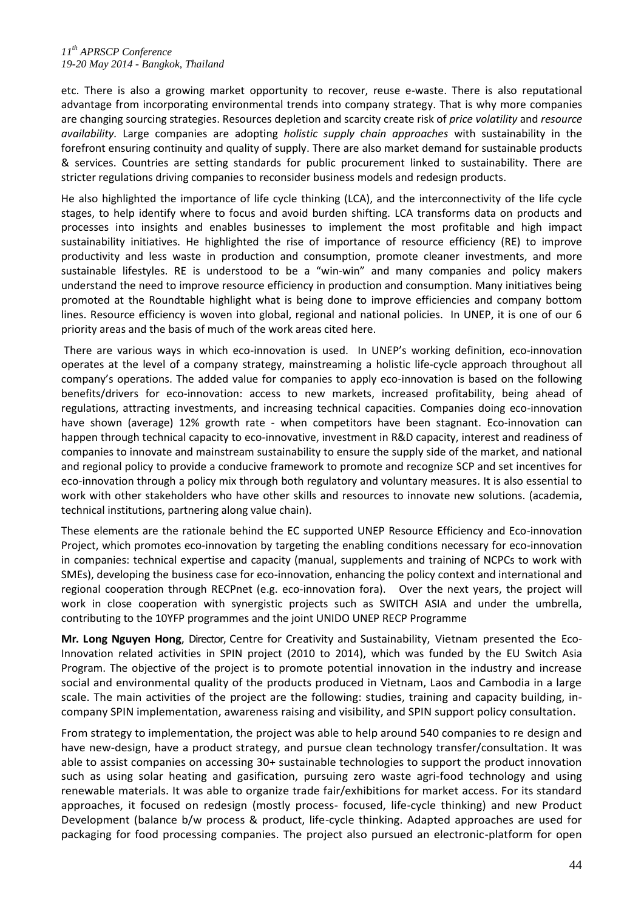etc. There is also a growing market opportunity to recover, reuse e-waste. There is also reputational advantage from incorporating environmental trends into company strategy. That is why more companies are changing sourcing strategies. Resources depletion and scarcity create risk of *price volatility* and *resource availability*. Large companies are adopting *holistic supply chain approaches* with sustainability in the forefront ensuring continuity and quality of supply. There are also market demand for sustainable products & services. Countries are setting standards for public procurement linked to sustainability. There are stricter regulations driving companies to reconsider business models and redesign products.

He also highlighted the importance of life cycle thinking (LCA), and the interconnectivity of the life cycle stages, to help identify where to focus and avoid burden shifting. LCA transforms data on products and processes into insights and enables businesses to implement the most profitable and high impact sustainability initiatives. He highlighted the rise of importance of resource efficiency (RE) to improve productivity and less waste in production and consumption, promote cleaner investments, and more sustainable lifestyles. RE is understood to be a "win-win" and many companies and policy makers understand the need to improve resource efficiency in production and consumption. Many initiatives being promoted at the Roundtable highlight what is being done to improve efficiencies and company bottom lines. Resource efficiency is woven into global, regional and national policies. In UNEP, it is one of our 6 priority areas and the basis of much of the work areas cited here.

There are various ways in which eco-innovation is used. In UNEP's working definition, eco-innovation operates at the level of a company strategy, mainstreaming a holistic life-cycle approach throughout all company's operations. The added value for companies to apply eco-innovation is based on the following benefits/drivers for eco-innovation: access to new markets, increased profitability, being ahead of regulations, attracting investments, and increasing technical capacities. Companies doing eco-innovation have shown (average) 12% growth rate - when competitors have been stagnant. Eco-innovation can happen through technical capacity to eco-innovative, investment in R&D capacity, interest and readiness of companies to innovate and mainstream sustainability to ensure the supply side of the market, and national and regional policy to provide a conducive framework to promote and recognize SCP and set incentives for eco-innovation through a policy mix through both regulatory and voluntary measures. It is also essential to work with other stakeholders who have other skills and resources to innovate new solutions. (academia, technical institutions, partnering along value chain).

These elements are the rationale behind the EC supported UNEP Resource Efficiency and Eco-innovation Project, which promotes eco-innovation by targeting the enabling conditions necessary for eco-innovation in companies: technical expertise and capacity (manual, supplements and training of NCPCs to work with SMEs), developing the business case for eco-innovation, enhancing the policy context and international and regional cooperation through RECPnet (e.g. eco-innovation fora). Over the next years, the project will work in close cooperation with synergistic projects such as SWITCH ASIA and under the umbrella, contributing to the 10YFP programmes and the joint UNIDO UNEP RECP Programme

**Mr. Long Nguyen Hong**, Director, Centre for Creativity and Sustainability, Vietnam presented the Eco-Innovation related activities in SPIN project (2010 to 2014), which was funded by the EU Switch Asia Program. The objective of the project is to promote potential innovation in the industry and increase social and environmental quality of the products produced in Vietnam, Laos and Cambodia in a large scale. The main activities of the project are the following: studies, training and capacity building, in-company SPIN implementation, awareness raising and visibility, and SPIN support policy consultation.

From strategy to implementation, the project was able to help around 540 companies to re design and have new-design, have a product strategy, and pursue clean technology transfer/consultation. It was able to assist companies on accessing 30+ sustainable technologies to support the product innovation such as using solar heating and gasification, pursuing zero waste agri-food technology and using renewable materials. It was able to organize trade fair/exhibitions for market access. For its standard approaches, it focused on redesign (mostly process- focused, life-cycle thinking) and new Product Development (balance b/w process & product, life-cycle thinking. Adapted approaches are used for packaging for food processing companies. The project also pursued an electronic-platform for open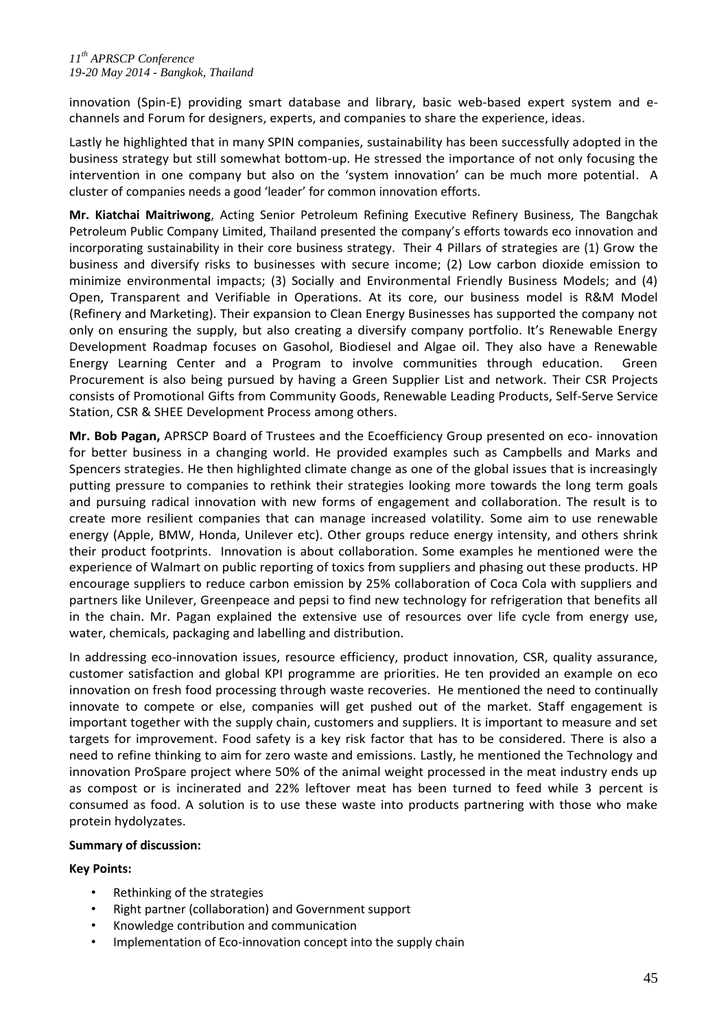innovation (Spin-E) providing smart database and library, basic web-based expert system and e-channels and Forum for designers, experts, and companies to share the experience, ideas.

Lastly he highlighted that in many SPIN companies, sustainability has been successfully adopted in the business strategy but still somewhat bottom-up. He stressed the importance of not only focusing the intervention in one company but also on the 'system innovation' can be much more potential. A cluster of companies needs a good 'leader' for common innovation efforts.

**Mr. Kiatchai Maitriwong**, Acting Senior Petroleum Refining Executive Refinery Business, The Bangchak Petroleum Public Company Limited, Thailand presented the company's efforts towards eco innovation and incorporating sustainability in their core business strategy. Their 4 Pillars of strategies are (1) Grow the business and diversify risks to businesses with secure income; (2) Low carbon dioxide emission to minimize environmental impacts; (3) Socially and Environmental Friendly Business Models; and (4) Open, Transparent and Verifiable in Operations. At its core, our business model is R&M Model (Refinery and Marketing). Their expansion to Clean Energy Businesses has supported the company not only on ensuring the supply, but also creating a diversify company portfolio. It's Renewable Energy Development Roadmap focuses on Gasohol, Biodiesel and Algae oil. They also have a Renewable Energy Learning Center and a Program to involve communities through education. Green Procurement is also being pursued by having a Green Supplier List and network. Their CSR Projects consists of Promotional Gifts from Community Goods, Renewable Leading Products, Self-Serve Service Station, CSR & SHEE Development Process among others.

**Mr. Bob Pagan,** APRSCP Board of Trustees and the Ecoefficiency Group presented on eco- innovation for better business in a changing world. He provided examples such as Campbells and Marks and Spencers strategies. He then highlighted climate change as one of the global issues that is increasingly putting pressure to companies to rethink their strategies looking more towards the long term goals and pursuing radical innovation with new forms of engagement and collaboration. The result is to create more resilient companies that can manage increased volatility. Some aim to use renewable energy (Apple, BMW, Honda, Unilever etc). Other groups reduce energy intensity, and others shrink their product footprints. Innovation is about collaboration. Some examples he mentioned were the experience of Walmart on public reporting of toxics from suppliers and phasing out these products. HP encourage suppliers to reduce carbon emission by 25% collaboration of Coca Cola with suppliers and partners like Unilever, Greenpeace and pepsi to find new technology for refrigeration that benefits all in the chain. Mr. Pagan explained the extensive use of resources over life cycle from energy use, water, chemicals, packaging and labelling and distribution.

In addressing eco-innovation issues, resource efficiency, product innovation, CSR, quality assurance, customer satisfaction and global KPI programme are priorities. He ten provided an example on eco innovation on fresh food processing through waste recoveries. He mentioned the need to continually innovate to compete or else, companies will get pushed out of the market. Staff engagement is important together with the supply chain, customers and suppliers. It is important to measure and set targets for improvement. Food safety is a key risk factor that has to be considered. There is also a need to refine thinking to aim for zero waste and emissions. Lastly, he mentioned the Technology and innovation ProSpare project where 50% of the animal weight processed in the meat industry ends up as compost or is incinerated and 22% leftover meat has been turned to feed while 3 percent is consumed as food. A solution is to use these waste into products partnering with those who make protein hydolyzates.

**Summary of discussion:**

**Key Points:**

- Rethinking of the strategies
- Right partner (collaboration) and Government support
- Knowledge contribution and communication
- Implementation of Eco-innovation concept into the supply chain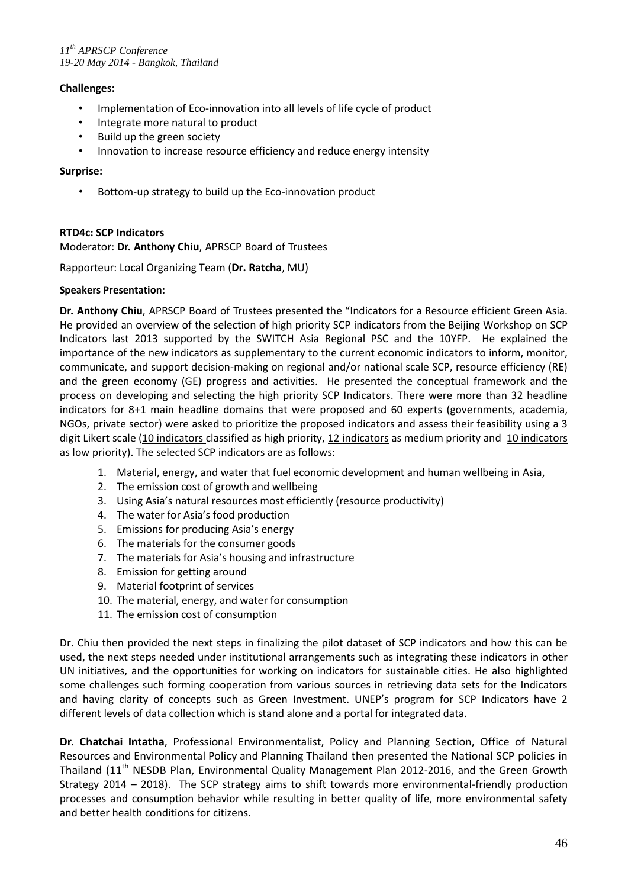**Challenges:**

- Implementation of Eco-innovation into all levels of life cycle of product
- Integrate more natural to product
- Build up the green society
- Innovation to increase resource efficiency and reduce energy intensity

**Surprise:**

- Bottom-up strategy to build up the Eco-innovation product

**RTD4c: SCP Indicators**

Moderator: **Dr. Anthony Chiu**, APRSCP Board of Trustees

Rapporteur: Local Organizing Team (**Dr. Ratcha**, MU)

**Speakers Presentation:**

**Dr. Anthony Chiu**, APRSCP Board of Trustees presented the "Indicators for a Resource efficient Green Asia. He provided an overview of the selection of high priority SCP indicators from the Beijing Workshop on SCP Indicators last 2013 supported by the SWITCH Asia Regional PSC and the 10YFP. He explained the importance of the new indicators as supplementary to the current economic indicators to inform, monitor, communicate, and support decision-making on regional and/or national scale SCP, resource efficiency (RE) and the green economy (GE) progress and activities. He presented the conceptual framework and the process on developing and selecting the high priority SCP Indicators. There were more than 32 headline indicators for 8+1 main headline domains that were proposed and 60 experts (governments, academia, NGOs, private sector) were asked to prioritize the proposed indicators and assess their feasibility using a 3 digit Likert scale (10 indicators classified as high priority, 12 indicators as medium priority and 10 indicators as low priority). The selected SCP indicators are as follows:

1. Material, energy, and water that fuel economic development and human wellbeing in Asia,
2. The emission cost of growth and wellbeing
3. Using Asia's natural resources most efficiently (resource productivity)
4. The water for Asia's food production
5. Emissions for producing Asia's energy
6. The materials for the consumer goods
7. The materials for Asia's housing and infrastructure
8. Emission for getting around
9. Material footprint of services
10. The material, energy, and water for consumption
11. The emission cost of consumption

Dr. Chiu then provided the next steps in finalizing the pilot dataset of SCP indicators and how this can be used, the next steps needed under institutional arrangements such as integrating these indicators in other UN initiatives, and the opportunities for working on indicators for sustainable cities. He also highlighted some challenges such forming cooperation from various sources in retrieving data sets for the Indicators and having clarity of concepts such as Green Investment. UNEP's program for SCP Indicators have 2 different levels of data collection which is stand alone and a portal for integrated data.

**Dr. Chatchai Intatha**, Professional Environmentalist, Policy and Planning Section, Office of Natural Resources and Environmental Policy and Planning Thailand then presented the National SCP policies in Thailand (11th NESDB Plan, Environmental Quality Management Plan 2012-2016, and the Green Growth Strategy 2014 – 2018). The SCP strategy aims to shift towards more environmental-friendly production processes and consumption behavior while resulting in better quality of life, more environmental safety and better health conditions for citizens.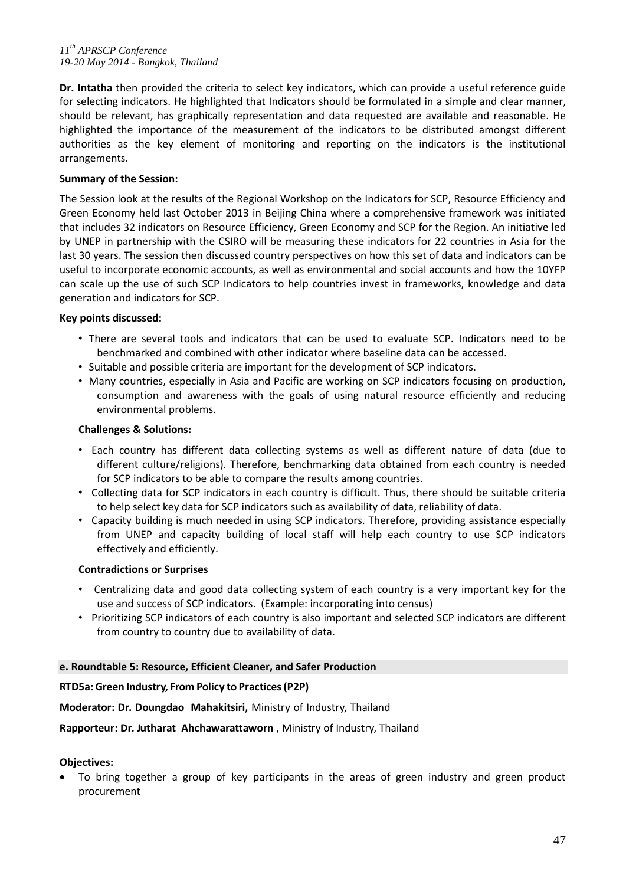**Dr. Intatha** then provided the criteria to select key indicators, which can provide a useful reference guide for selecting indicators. He highlighted that Indicators should be formulated in a simple and clear manner, should be relevant, has graphically representation and data requested are available and reasonable. He highlighted the importance of the measurement of the indicators to be distributed amongst different authorities as the key element of monitoring and reporting on the indicators is the institutional arrangements.

**Summary of the Session:**

The Session look at the results of the Regional Workshop on the Indicators for SCP, Resource Efficiency and Green Economy held last October 2013 in Beijing China where a comprehensive framework was initiated that includes 32 indicators on Resource Efficiency, Green Economy and SCP for the Region. An initiative led by UNEP in partnership with the CSIRO will be measuring these indicators for 22 countries in Asia for the last 30 years. The session then discussed country perspectives on how this set of data and indicators can be useful to incorporate economic accounts, as well as environmental and social accounts and how the 10YFP can scale up the use of such SCP Indicators to help countries invest in frameworks, knowledge and data generation and indicators for SCP.

**Key points discussed:**

- There are several tools and indicators that can be used to evaluate SCP. Indicators need to be benchmarked and combined with other indicator where baseline data can be accessed.
- Suitable and possible criteria are important for the development of SCP indicators.
- Many countries, especially in Asia and Pacific are working on SCP indicators focusing on production, consumption and awareness with the goals of using natural resource efficiently and reducing environmental problems.

**Challenges & Solutions:**

- Each country has different data collecting systems as well as different nature of data (due to different culture/religions). Therefore, benchmarking data obtained from each country is needed for SCP indicators to be able to compare the results among countries.
- Collecting data for SCP indicators in each country is difficult. Thus, there should be suitable criteria to help select key data for SCP indicators such as availability of data, reliability of data.
- Capacity building is much needed in using SCP indicators. Therefore, providing assistance especially from UNEP and capacity building of local staff will help each country to use SCP indicators effectively and efficiently.

**Contradictions or Surprises**

- Centralizing data and good data collecting system of each country is a very important key for the use and success of SCP indicators. (Example: incorporating into census)
- Prioritizing SCP indicators of each country is also important and selected SCP indicators are different from country to country due to availability of data.

**e. Roundtable 5: Resource, Efficient Cleaner, and Safer Production**

**RTD5a: Green Industry, From Policy to Practices (P2P)**

**Moderator: Dr. Doungdao Mahakitsiri,** Ministry of Industry, Thailand

**Rapporteur: Dr. Jutharat Ahchawarattaworn** , Ministry of Industry, Thailand

**Objectives:**

- To bring together a group of key participants in the areas of green industry and green product procurement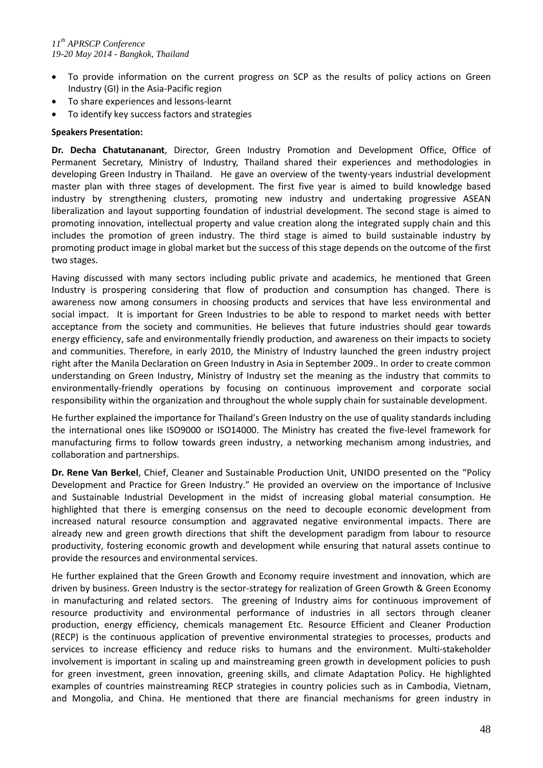- To provide information on the current progress on SCP as the results of policy actions on Green Industry (GI) in the Asia-Pacific region
- To share experiences and lessons-learnt
- To identify key success factors and strategies

**Speakers Presentation:**

**Dr. Decha Chatutananant**, Director, Green Industry Promotion and Development Office, Office of Permanent Secretary, Ministry of Industry, Thailand shared their experiences and methodologies in developing Green Industry in Thailand. He gave an overview of the twenty-years industrial development master plan with three stages of development. The first five year is aimed to build knowledge based industry by strengthening clusters, promoting new industry and undertaking progressive ASEAN liberalization and layout supporting foundation of industrial development. The second stage is aimed to promoting innovation, intellectual property and value creation along the integrated supply chain and this includes the promotion of green industry. The third stage is aimed to build sustainable industry by promoting product image in global market but the success of this stage depends on the outcome of the first two stages.

Having discussed with many sectors including public private and academics, he mentioned that Green Industry is prospering considering that flow of production and consumption has changed. There is awareness now among consumers in choosing products and services that have less environmental and social impact. It is important for Green Industries to be able to respond to market needs with better acceptance from the society and communities. He believes that future industries should gear towards energy efficiency, safe and environmentally friendly production, and awareness on their impacts to society and communities. Therefore, in early 2010, the Ministry of Industry launched the green industry project right after the Manila Declaration on Green Industry in Asia in September 2009.. In order to create common understanding on Green Industry, Ministry of Industry set the meaning as the industry that commits to environmentally-friendly operations by focusing on continuous improvement and corporate social responsibility within the organization and throughout the whole supply chain for sustainable development.

He further explained the importance for Thailand's Green Industry on the use of quality standards including the international ones like ISO9000 or ISO14000. The Ministry has created the five-level framework for manufacturing firms to follow towards green industry, a networking mechanism among industries, and collaboration and partnerships.

**Dr. Rene Van Berkel**, Chief, Cleaner and Sustainable Production Unit, UNIDO presented on the "Policy Development and Practice for Green Industry." He provided an overview on the importance of Inclusive and Sustainable Industrial Development in the midst of increasing global material consumption. He highlighted that there is emerging consensus on the need to decouple economic development from increased natural resource consumption and aggravated negative environmental impacts. There are already new and green growth directions that shift the development paradigm from labour to resource productivity, fostering economic growth and development while ensuring that natural assets continue to provide the resources and environmental services.

He further explained that the Green Growth and Economy require investment and innovation, which are driven by business. Green Industry is the sector-strategy for realization of Green Growth & Green Economy in manufacturing and related sectors. The greening of Industry aims for continuous improvement of resource productivity and environmental performance of industries in all sectors through cleaner production, energy efficiency, chemicals management Etc. Resource Efficient and Cleaner Production (RECP) is the continuous application of preventive environmental strategies to processes, products and services to increase efficiency and reduce risks to humans and the environment. Multi-stakeholder involvement is important in scaling up and mainstreaming green growth in development policies to push for green investment, green innovation, greening skills, and climate Adaptation Policy. He highlighted examples of countries mainstreaming RECP strategies in country policies such as in Cambodia, Vietnam, and Mongolia, and China. He mentioned that there are financial mechanisms for green industry in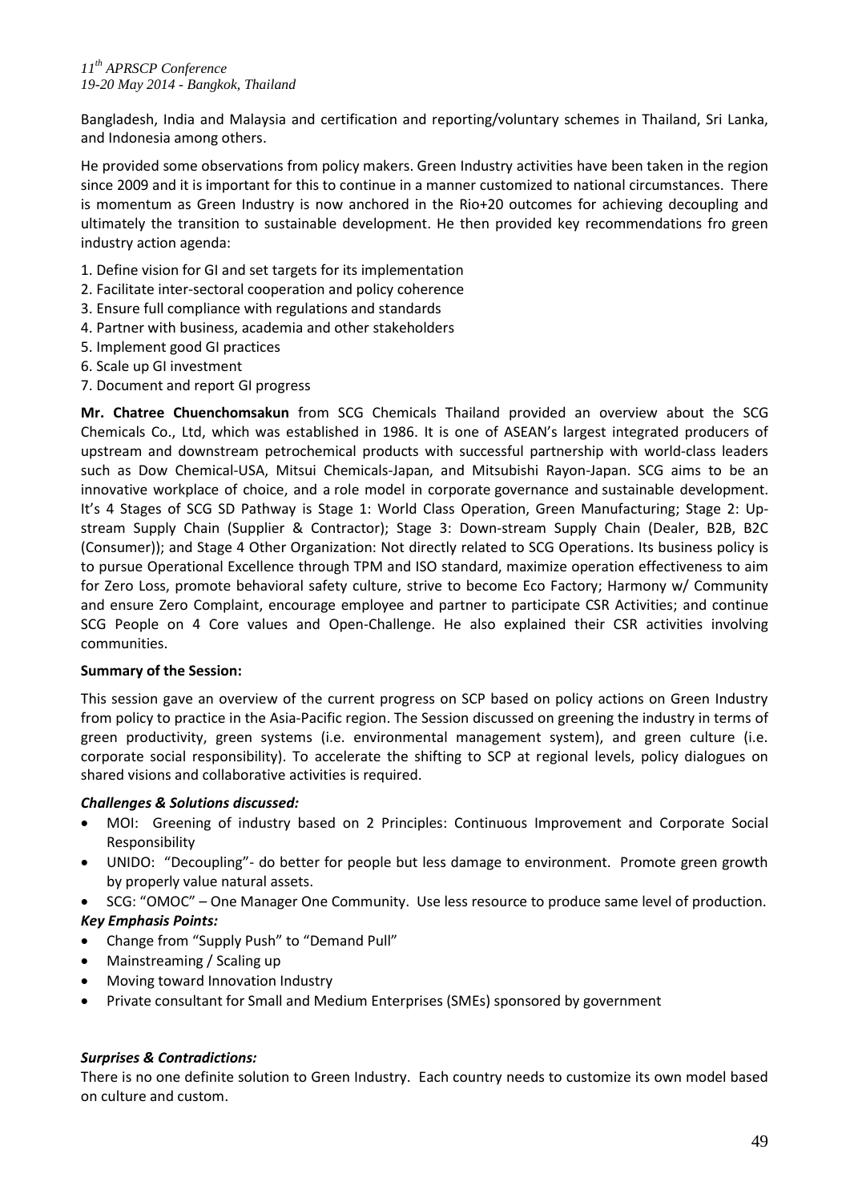Bangladesh, India and Malaysia and certification and reporting/voluntary schemes in Thailand, Sri Lanka, and Indonesia among others.

He provided some observations from policy makers. Green Industry activities have been taken in the region since 2009 and it is important for this to continue in a manner customized to national circumstances. There is momentum as Green Industry is now anchored in the Rio+20 outcomes for achieving decoupling and ultimately the transition to sustainable development. He then provided key recommendations fro green industry action agenda:

1. Define vision for GI and set targets for its implementation
2. Facilitate inter-sectoral cooperation and policy coherence
3. Ensure full compliance with regulations and standards
4. Partner with business, academia and other stakeholders
5. Implement good GI practices
6. Scale up GI investment
7. Document and report GI progress

**Mr. Chatree Chuenchomsakun** from SCG Chemicals Thailand provided an overview about the SCG Chemicals Co., Ltd, which was established in 1986. It is one of ASEAN's largest integrated producers of upstream and downstream petrochemical products with successful partnership with world-class leaders such as Dow Chemical-USA, Mitsui Chemicals-Japan, and Mitsubishi Rayon-Japan. SCG aims to be an innovative workplace of choice, and a role model in corporate governance and sustainable development. It's 4 Stages of SCG SD Pathway is Stage 1: World Class Operation, Green Manufacturing; Stage 2: Up-stream Supply Chain (Supplier & Contractor); Stage 3: Down-stream Supply Chain (Dealer, B2B, B2C (Consumer)); and Stage 4 Other Organization: Not directly related to SCG Operations. Its business policy is to pursue Operational Excellence through TPM and ISO standard, maximize operation effectiveness to aim for Zero Loss, promote behavioral safety culture, strive to become Eco Factory; Harmony w/ Community and ensure Zero Complaint, encourage employee and partner to participate CSR Activities; and continue SCG People on 4 Core values and Open-Challenge. He also explained their CSR activities involving communities.

**Summary of the Session:**

This session gave an overview of the current progress on SCP based on policy actions on Green Industry from policy to practice in the Asia-Pacific region. The Session discussed on greening the industry in terms of green productivity, green systems (i.e. environmental management system), and green culture (i.e. corporate social responsibility). To accelerate the shifting to SCP at regional levels, policy dialogues on shared visions and collaborative activities is required.

***Challenges & Solutions discussed:***

- MOI: Greening of industry based on 2 Principles: Continuous Improvement and Corporate Social Responsibility
- UNIDO: "Decoupling"- do better for people but less damage to environment. Promote green growth by properly value natural assets.
- SCG: "OMOC" – One Manager One Community. Use less resource to produce same level of production.

***Key Emphasis Points:***

- Change from "Supply Push" to "Demand Pull"
- Mainstreaming / Scaling up
- Moving toward Innovation Industry
- Private consultant for Small and Medium Enterprises (SMEs) sponsored by government

***Surprises & Contradictions:***

There is no one definite solution to Green Industry. Each country needs to customize its own model based on culture and custom.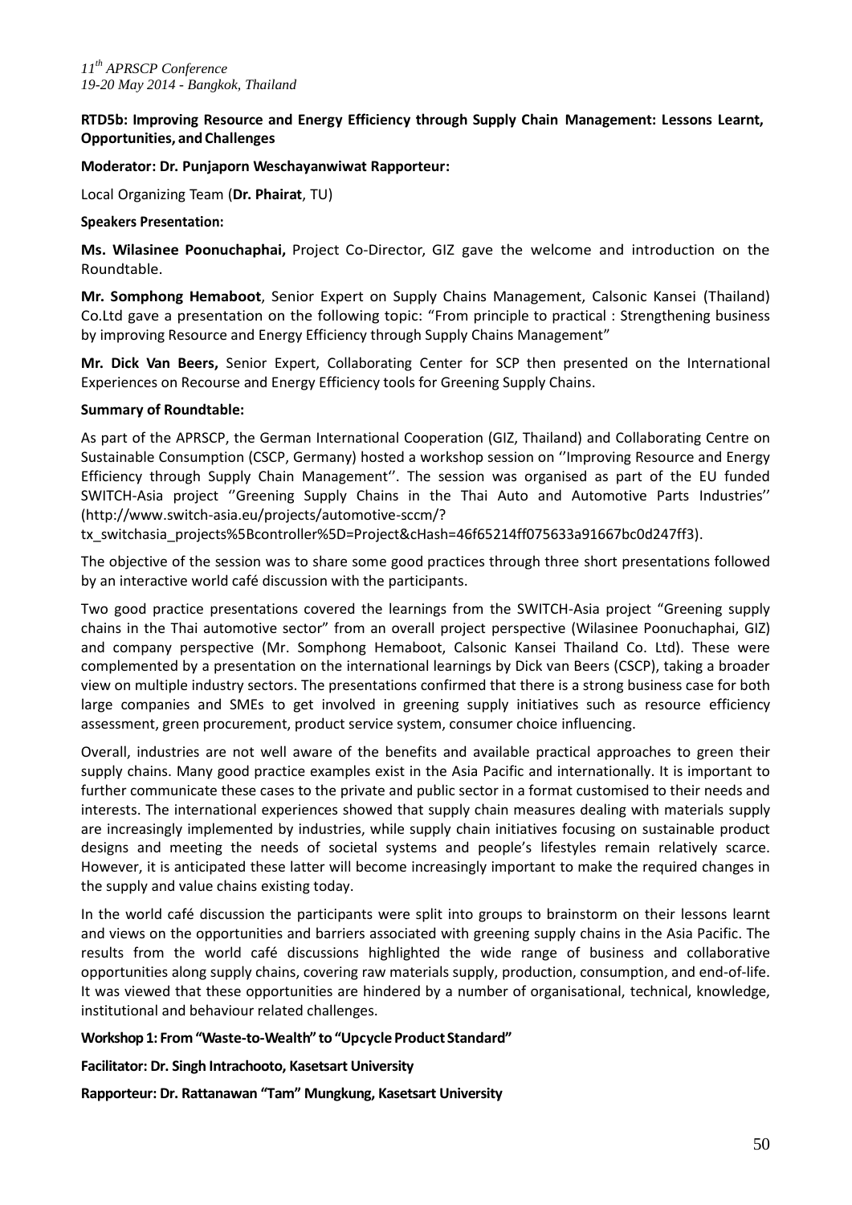**RTD5b: Improving Resource and Energy Efficiency through Supply Chain Management: Lessons Learnt, Opportunities, and Challenges**

**Moderator: Dr. Punjaporn Weschayanwiwat Rapporteur:**

Local Organizing Team (**Dr. Phairat**, TU)

**Speakers Presentation:**

**Ms. Wilasinee Poonuchaphai,** Project Co-Director, GIZ gave the welcome and introduction on the Roundtable.

**Mr. Somphong Hemaboot**, Senior Expert on Supply Chains Management, Calsonic Kansei (Thailand) Co.Ltd gave a presentation on the following topic: "From principle to practical : Strengthening business by improving Resource and Energy Efficiency through Supply Chains Management"

**Mr. Dick Van Beers,** Senior Expert, Collaborating Center for SCP then presented on the International Experiences on Recourse and Energy Efficiency tools for Greening Supply Chains.

**Summary of Roundtable:**

As part of the APRSCP, the German International Cooperation (GIZ, Thailand) and Collaborating Centre on Sustainable Consumption (CSCP, Germany) hosted a workshop session on ''Improving Resource and Energy Efficiency through Supply Chain Management''. The session was organised as part of the EU funded SWITCH-Asia project ''Greening Supply Chains in the Thai Auto and Automotive Parts Industries'' (http://www.switch-asia.eu/projects/automotive-sccm/?tx_switchasia_projects%5Bcontroller%5D=Project&cHash=46f65214ff075633a91667bc0d247ff3).

The objective of the session was to share some good practices through three short presentations followed by an interactive world café discussion with the participants.

Two good practice presentations covered the learnings from the SWITCH-Asia project "Greening supply chains in the Thai automotive sector" from an overall project perspective (Wilasinee Poonuchaphai, GIZ) and company perspective (Mr. Somphong Hemaboot, Calsonic Kansei Thailand Co. Ltd). These were complemented by a presentation on the international learnings by Dick van Beers (CSCP), taking a broader view on multiple industry sectors. The presentations confirmed that there is a strong business case for both large companies and SMEs to get involved in greening supply initiatives such as resource efficiency assessment, green procurement, product service system, consumer choice influencing.

Overall, industries are not well aware of the benefits and available practical approaches to green their supply chains. Many good practice examples exist in the Asia Pacific and internationally. It is important to further communicate these cases to the private and public sector in a format customised to their needs and interests. The international experiences showed that supply chain measures dealing with materials supply are increasingly implemented by industries, while supply chain initiatives focusing on sustainable product designs and meeting the needs of societal systems and people's lifestyles remain relatively scarce. However, it is anticipated these latter will become increasingly important to make the required changes in the supply and value chains existing today.

In the world café discussion the participants were split into groups to brainstorm on their lessons learnt and views on the opportunities and barriers associated with greening supply chains in the Asia Pacific. The results from the world café discussions highlighted the wide range of business and collaborative opportunities along supply chains, covering raw materials supply, production, consumption, and end-of-life. It was viewed that these opportunities are hindered by a number of organisational, technical, knowledge, institutional and behaviour related challenges.

**Workshop 1: From "Waste-to-Wealth" to "Upcycle Product Standard"**

**Facilitator: Dr. Singh Intrachooto, Kasetsart University**

**Rapporteur: Dr. Rattanawan "Tam" Mungkung, Kasetsart University**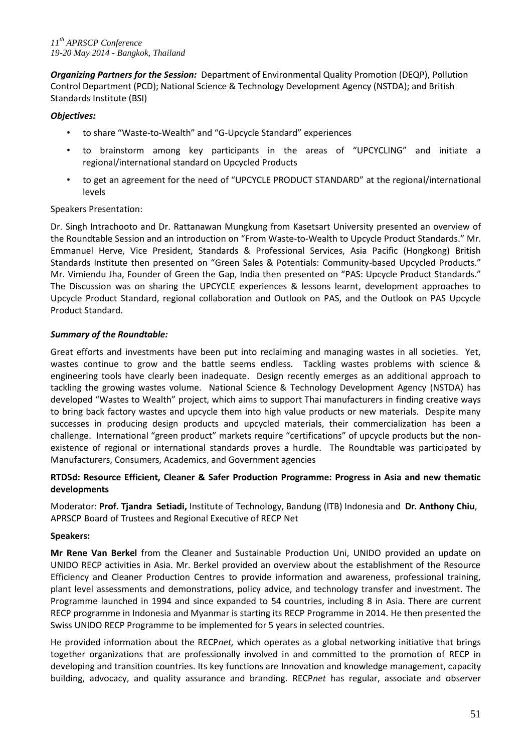***Organizing Partners for the Session:*** Department of Environmental Quality Promotion (DEQP), Pollution Control Department (PCD); National Science & Technology Development Agency (NSTDA); and British Standards Institute (BSI)

***Objectives:***

- to share "Waste-to-Wealth" and "G-Upcycle Standard" experiences
- to brainstorm among key participants in the areas of "UPCYCLING" and initiate a regional/international standard on Upcycled Products
- to get an agreement for the need of "UPCYCLE PRODUCT STANDARD" at the regional/international levels

Speakers Presentation:

Dr. Singh Intrachooto and Dr. Rattanawan Mungkung from Kasetsart University presented an overview of the Roundtable Session and an introduction on "From Waste-to-Wealth to Upcycle Product Standards." Mr. Emmanuel Herve, Vice President, Standards & Professional Services, Asia Pacific (Hongkong) British Standards Institute then presented on "Green Sales & Potentials: Community-based Upcycled Products." Mr. Vimiendu Jha, Founder of Green the Gap, India then presented on "PAS: Upcycle Product Standards." The Discussion was on sharing the UPCYCLE experiences & lessons learnt, development approaches to Upcycle Product Standard, regional collaboration and Outlook on PAS, and the Outlook on PAS Upcycle Product Standard.

***Summary of the Roundtable:***

Great efforts and investments have been put into reclaiming and managing wastes in all societies. Yet, wastes continue to grow and the battle seems endless. Tackling wastes problems with science & engineering tools have clearly been inadequate. Design recently emerges as an additional approach to tackling the growing wastes volume. National Science & Technology Development Agency (NSTDA) has developed "Wastes to Wealth" project, which aims to support Thai manufacturers in finding creative ways to bring back factory wastes and upcycle them into high value products or new materials. Despite many successes in producing design products and upcycled materials, their commercialization has been a challenge. International "green product" markets require "certifications" of upcycle products but the non-existence of regional or international standards proves a hurdle. The Roundtable was participated by Manufacturers, Consumers, Academics, and Government agencies

**RTD5d: Resource Efficient, Cleaner & Safer Production Programme: Progress in Asia and new thematic developments**

Moderator: **Prof. Tjandra Setiadi,** Institute of Technology, Bandung (ITB) Indonesia and **Dr. Anthony Chiu**, APRSCP Board of Trustees and Regional Executive of RECP Net

**Speakers:**

**Mr Rene Van Berkel** from the Cleaner and Sustainable Production Uni, UNIDO provided an update on UNIDO RECP activities in Asia. Mr. Berkel provided an overview about the establishment of the Resource Efficiency and Cleaner Production Centres to provide information and awareness, professional training, plant level assessments and demonstrations, policy advice, and technology transfer and investment. The Programme launched in 1994 and since expanded to 54 countries, including 8 in Asia. There are current RECP programme in Indonesia and Myanmar is starting its RECP Programme in 2014. He then presented the Swiss UNIDO RECP Programme to be implemented for 5 years in selected countries.

He provided information about the RECP*net,* which operates as a global networking initiative that brings together organizations that are professionally involved in and committed to the promotion of RECP in developing and transition countries. Its key functions are Innovation and knowledge management, capacity building, advocacy, and quality assurance and branding. RECP*net* has regular, associate and observer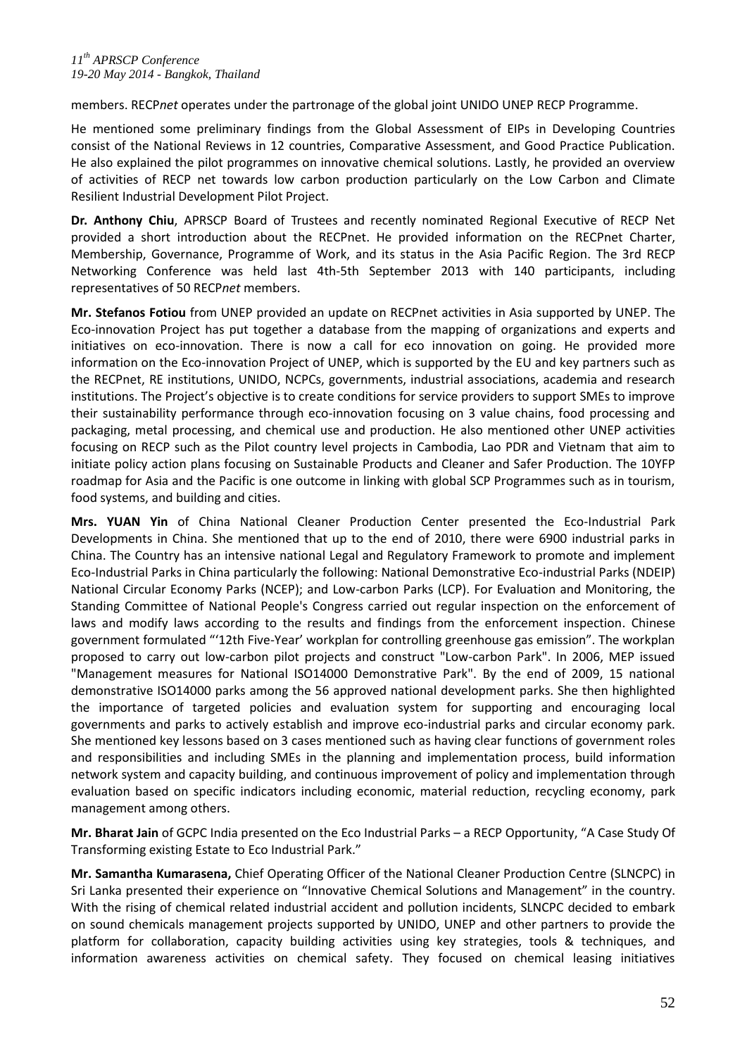members. RECP*net* operates under the partronage of the global joint UNIDO UNEP RECP Programme.

He mentioned some preliminary findings from the Global Assessment of EIPs in Developing Countries consist of the National Reviews in 12 countries, Comparative Assessment, and Good Practice Publication. He also explained the pilot programmes on innovative chemical solutions. Lastly, he provided an overview of activities of RECP net towards low carbon production particularly on the Low Carbon and Climate Resilient Industrial Development Pilot Project.

**Dr. Anthony Chiu**, APRSCP Board of Trustees and recently nominated Regional Executive of RECP Net provided a short introduction about the RECPnet. He provided information on the RECPnet Charter, Membership, Governance, Programme of Work, and its status in the Asia Pacific Region. The 3rd RECP Networking Conference was held last 4th-5th September 2013 with 140 participants, including representatives of 50 RECP*net* members.

**Mr. Stefanos Fotiou** from UNEP provided an update on RECPnet activities in Asia supported by UNEP. The Eco-innovation Project has put together a database from the mapping of organizations and experts and initiatives on eco-innovation. There is now a call for eco innovation on going. He provided more information on the Eco-innovation Project of UNEP, which is supported by the EU and key partners such as the RECPnet, RE institutions, UNIDO, NCPCs, governments, industrial associations, academia and research institutions. The Project's objective is to create conditions for service providers to support SMEs to improve their sustainability performance through eco-innovation focusing on 3 value chains, food processing and packaging, metal processing, and chemical use and production. He also mentioned other UNEP activities focusing on RECP such as the Pilot country level projects in Cambodia, Lao PDR and Vietnam that aim to initiate policy action plans focusing on Sustainable Products and Cleaner and Safer Production. The 10YFP roadmap for Asia and the Pacific is one outcome in linking with global SCP Programmes such as in tourism, food systems, and building and cities.

**Mrs. YUAN Yin** of China National Cleaner Production Center presented the Eco-Industrial Park Developments in China. She mentioned that up to the end of 2010, there were 6900 industrial parks in China. The Country has an intensive national Legal and Regulatory Framework to promote and implement Eco-Industrial Parks in China particularly the following: National Demonstrative Eco-industrial Parks (NDEIP) National Circular Economy Parks (NCEP); and Low-carbon Parks (LCP). For Evaluation and Monitoring, the Standing Committee of National People's Congress carried out regular inspection on the enforcement of laws and modify laws according to the results and findings from the enforcement inspection. Chinese government formulated "'12th Five-Year' workplan for controlling greenhouse gas emission". The workplan proposed to carry out low-carbon pilot projects and construct "Low-carbon Park". In 2006, MEP issued "Management measures for National ISO14000 Demonstrative Park". By the end of 2009, 15 national demonstrative ISO14000 parks among the 56 approved national development parks. She then highlighted the importance of targeted policies and evaluation system for supporting and encouraging local governments and parks to actively establish and improve eco-industrial parks and circular economy park. She mentioned key lessons based on 3 cases mentioned such as having clear functions of government roles and responsibilities and including SMEs in the planning and implementation process, build information network system and capacity building, and continuous improvement of policy and implementation through evaluation based on specific indicators including economic, material reduction, recycling economy, park management among others.

**Mr. Bharat Jain** of GCPC India presented on the Eco Industrial Parks – a RECP Opportunity, "A Case Study Of Transforming existing Estate to Eco Industrial Park."

**Mr. Samantha Kumarasena,** Chief Operating Officer of the National Cleaner Production Centre (SLNCPC) in Sri Lanka presented their experience on "Innovative Chemical Solutions and Management" in the country. With the rising of chemical related industrial accident and pollution incidents, SLNCPC decided to embark on sound chemicals management projects supported by UNIDO, UNEP and other partners to provide the platform for collaboration, capacity building activities using key strategies, tools & techniques, and information awareness activities on chemical safety. They focused on chemical leasing initiatives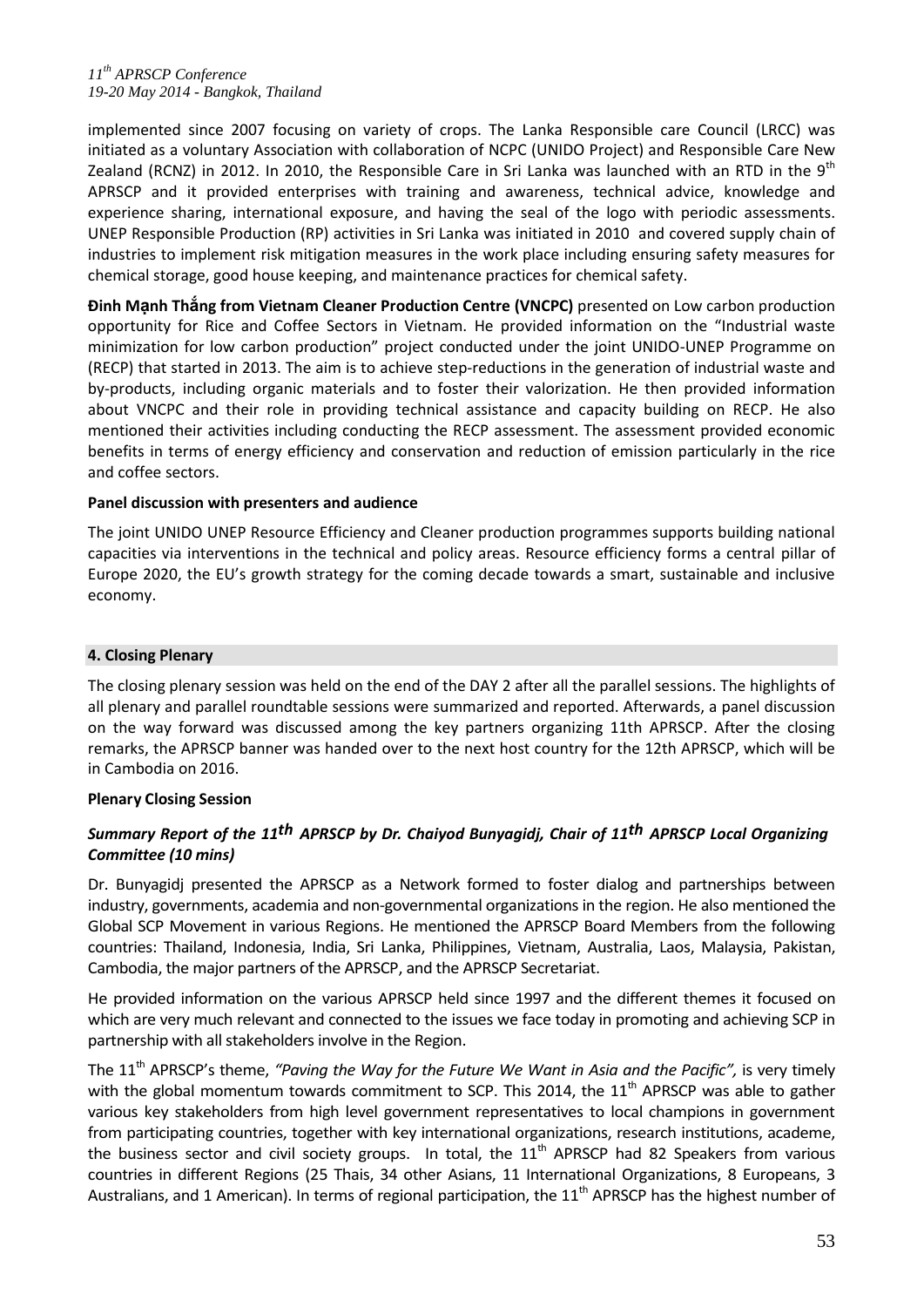implemented since 2007 focusing on variety of crops. The Lanka Responsible care Council (LRCC) was initiated as a voluntary Association with collaboration of NCPC (UNIDO Project) and Responsible Care New Zealand (RCNZ) in 2012. In 2010, the Responsible Care in Sri Lanka was launched with an RTD in the 9th APRSCP and it provided enterprises with training and awareness, technical advice, knowledge and experience sharing, international exposure, and having the seal of the logo with periodic assessments. UNEP Responsible Production (RP) activities in Sri Lanka was initiated in 2010 and covered supply chain of industries to implement risk mitigation measures in the work place including ensuring safety measures for chemical storage, good house keeping, and maintenance practices for chemical safety.

**Đinh Mạnh Thắng from Vietnam Cleaner Production Centre (VNCPC)** presented on Low carbon production opportunity for Rice and Coffee Sectors in Vietnam. He provided information on the "Industrial waste minimization for low carbon production" project conducted under the joint UNIDO-UNEP Programme on (RECP) that started in 2013. The aim is to achieve step-reductions in the generation of industrial waste and by-products, including organic materials and to foster their valorization. He then provided information about VNCPC and their role in providing technical assistance and capacity building on RECP. He also mentioned their activities including conducting the RECP assessment. The assessment provided economic benefits in terms of energy efficiency and conservation and reduction of emission particularly in the rice and coffee sectors.

**Panel discussion with presenters and audience**

The joint UNIDO UNEP Resource Efficiency and Cleaner production programmes supports building national capacities via interventions in the technical and policy areas. Resource efficiency forms a central pillar of Europe 2020, the EU's growth strategy for the coming decade towards a smart, sustainable and inclusive economy.

## 4. Closing Plenary

The closing plenary session was held on the end of the DAY 2 after all the parallel sessions. The highlights of all plenary and parallel roundtable sessions were summarized and reported. Afterwards, a panel discussion on the way forward was discussed among the key partners organizing 11th APRSCP. After the closing remarks, the APRSCP banner was handed over to the next host country for the 12th APRSCP, which will be in Cambodia on 2016.

**Plenary Closing Session**

***Summary Report of the 11th APRSCP by Dr. Chaiyod Bunyagidj, Chair of 11th APRSCP Local Organizing Committee (10 mins)***

Dr. Bunyagidj presented the APRSCP as a Network formed to foster dialog and partnerships between industry, governments, academia and non-governmental organizations in the region. He also mentioned the Global SCP Movement in various Regions. He mentioned the APRSCP Board Members from the following countries: Thailand, Indonesia, India, Sri Lanka, Philippines, Vietnam, Australia, Laos, Malaysia, Pakistan, Cambodia, the major partners of the APRSCP, and the APRSCP Secretariat.

He provided information on the various APRSCP held since 1997 and the different themes it focused on which are very much relevant and connected to the issues we face today in promoting and achieving SCP in partnership with all stakeholders involve in the Region.

The 11th APRSCP's theme, *"Paving the Way for the Future We Want in Asia and the Pacific",* is very timely with the global momentum towards commitment to SCP. This 2014, the 11th APRSCP was able to gather various key stakeholders from high level government representatives to local champions in government from participating countries, together with key international organizations, research institutions, academe, the business sector and civil society groups. In total, the 11th APRSCP had 82 Speakers from various countries in different Regions (25 Thais, 34 other Asians, 11 International Organizations, 8 Europeans, 3 Australians, and 1 American). In terms of regional participation, the 11th APRSCP has the highest number of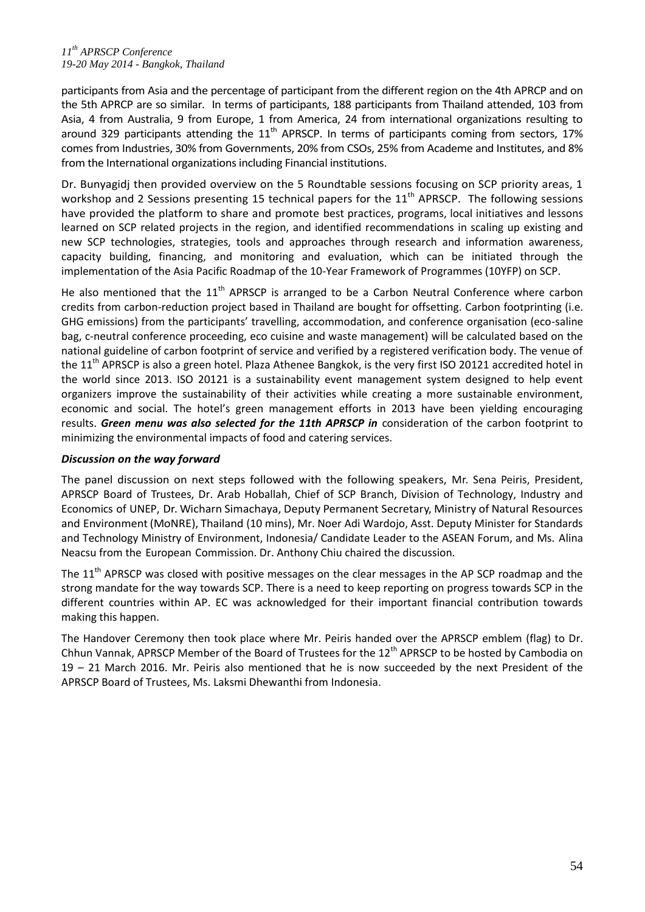participants from Asia and the percentage of participant from the different region on the 4th APRCP and on the 5th APRCP are so similar. In terms of participants, 188 participants from Thailand attended, 103 from Asia, 4 from Australia, 9 from Europe, 1 from America, 24 from international organizations resulting to around 329 participants attending the 11th APRSCP. In terms of participants coming from sectors, 17% comes from Industries, 30% from Governments, 20% from CSOs, 25% from Academe and Institutes, and 8% from the International organizations including Financial institutions.

Dr. Bunyagidj then provided overview on the 5 Roundtable sessions focusing on SCP priority areas, 1 workshop and 2 Sessions presenting 15 technical papers for the 11th APRSCP. The following sessions have provided the platform to share and promote best practices, programs, local initiatives and lessons learned on SCP related projects in the region, and identified recommendations in scaling up existing and new SCP technologies, strategies, tools and approaches through research and information awareness, capacity building, financing, and monitoring and evaluation, which can be initiated through the implementation of the Asia Pacific Roadmap of the 10-Year Framework of Programmes (10YFP) on SCP.

He also mentioned that the 11th APRSCP is arranged to be a Carbon Neutral Conference where carbon credits from carbon-reduction project based in Thailand are bought for offsetting. Carbon footprinting (i.e. GHG emissions) from the participants' travelling, accommodation, and conference organisation (eco-saline bag, c-neutral conference proceeding, eco cuisine and waste management) will be calculated based on the national guideline of carbon footprint of service and verified by a registered verification body. The venue of the 11th APRSCP is also a green hotel. Plaza Athenee Bangkok, is the very first ISO 20121 accredited hotel in the world since 2013. ISO 20121 is a sustainability event management system designed to help event organizers improve the sustainability of their activities while creating a more sustainable environment, economic and social. The hotel's green management efforts in 2013 have been yielding encouraging results. ***Green menu was also selected for the 11th APRSCP in*** consideration of the carbon footprint to minimizing the environmental impacts of food and catering services.

### *Discussion on the way forward*

The panel discussion on next steps followed with the following speakers, Mr. Sena Peiris, President, APRSCP Board of Trustees, Dr. Arab Hoballah, Chief of SCP Branch, Division of Technology, Industry and Economics of UNEP, Dr. Wicharn Simachaya, Deputy Permanent Secretary, Ministry of Natural Resources and Environment (MoNRE), Thailand (10 mins), Mr. Noer Adi Wardojo, Asst. Deputy Minister for Standards and Technology Ministry of Environment, Indonesia/ Candidate Leader to the ASEAN Forum, and Ms. Alina Neacsu from the European Commission. Dr. Anthony Chiu chaired the discussion.

The 11th APRSCP was closed with positive messages on the clear messages in the AP SCP roadmap and the strong mandate for the way towards SCP. There is a need to keep reporting on progress towards SCP in the different countries within AP. EC was acknowledged for their important financial contribution towards making this happen.

The Handover Ceremony then took place where Mr. Peiris handed over the APRSCP emblem (flag) to Dr. Chhun Vannak, APRSCP Member of the Board of Trustees for the 12th APRSCP to be hosted by Cambodia on 19 – 21 March 2016. Mr. Peiris also mentioned that he is now succeeded by the next President of the APRSCP Board of Trustees, Ms. Laksmi Dhewanthi from Indonesia.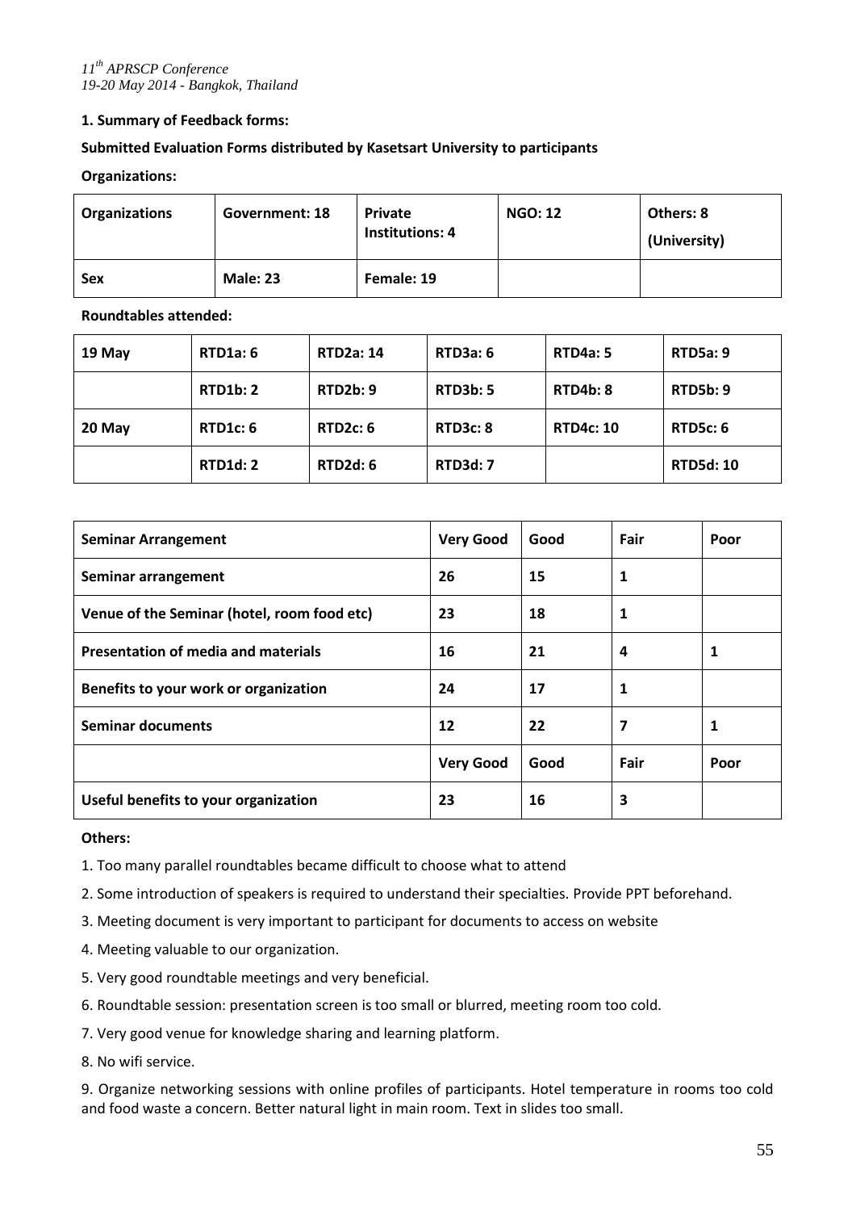## 1. Summary of Feedback forms:

**Submitted Evaluation Forms distributed by Kasetsart University to participants**

**Organizations:**

| Organizations | Government: 18 | Private Institutions: 4 | NGO: 12 | Others: 8 (University) |
|---|---|---|---|---|
| Sex | Male: 23 | Female: 19 | | |

**Roundtables attended:**

| 19 May | RTD1a: 6 | RTD2a: 14 | RTD3a: 6 | RTD4a: 5 | RTD5a: 9 |
|---|---|---|---|---|---|
| | RTD1b: 2 | RTD2b: 9 | RTD3b: 5 | RTD4b: 8 | RTD5b: 9 |
| 20 May | RTD1c: 6 | RTD2c: 6 | RTD3c: 8 | RTD4c: 10 | RTD5c: 6 |
| | RTD1d: 2 | RTD2d: 6 | RTD3d: 7 | | RTD5d: 10 |

| Seminar Arrangement | Very Good | Good | Fair | Poor |
|---|---|---|---|---|
| Seminar arrangement | 26 | 15 | 1 | |
| Venue of the Seminar (hotel, room food etc) | 23 | 18 | 1 | |
| Presentation of media and materials | 16 | 21 | 4 | 1 |
| Benefits to your work or organization | 24 | 17 | 1 | |
| Seminar documents | 12 | 22 | 7 | 1 |
| | **Very Good** | **Good** | **Fair** | **Poor** |
| Useful benefits to your organization | 23 | 16 | 3 | |

**Others:**

1. Too many parallel roundtables became difficult to choose what to attend
2. Some introduction of speakers is required to understand their specialties. Provide PPT beforehand.
3. Meeting document is very important to participant for documents to access on website
4. Meeting valuable to our organization.
5. Very good roundtable meetings and very beneficial.
6. Roundtable session: presentation screen is too small or blurred, meeting room too cold.
7. Very good venue for knowledge sharing and learning platform.
8. No wifi service.
9. Organize networking sessions with online profiles of participants. Hotel temperature in rooms too cold and food waste a concern. Better natural light in main room. Text in slides too small.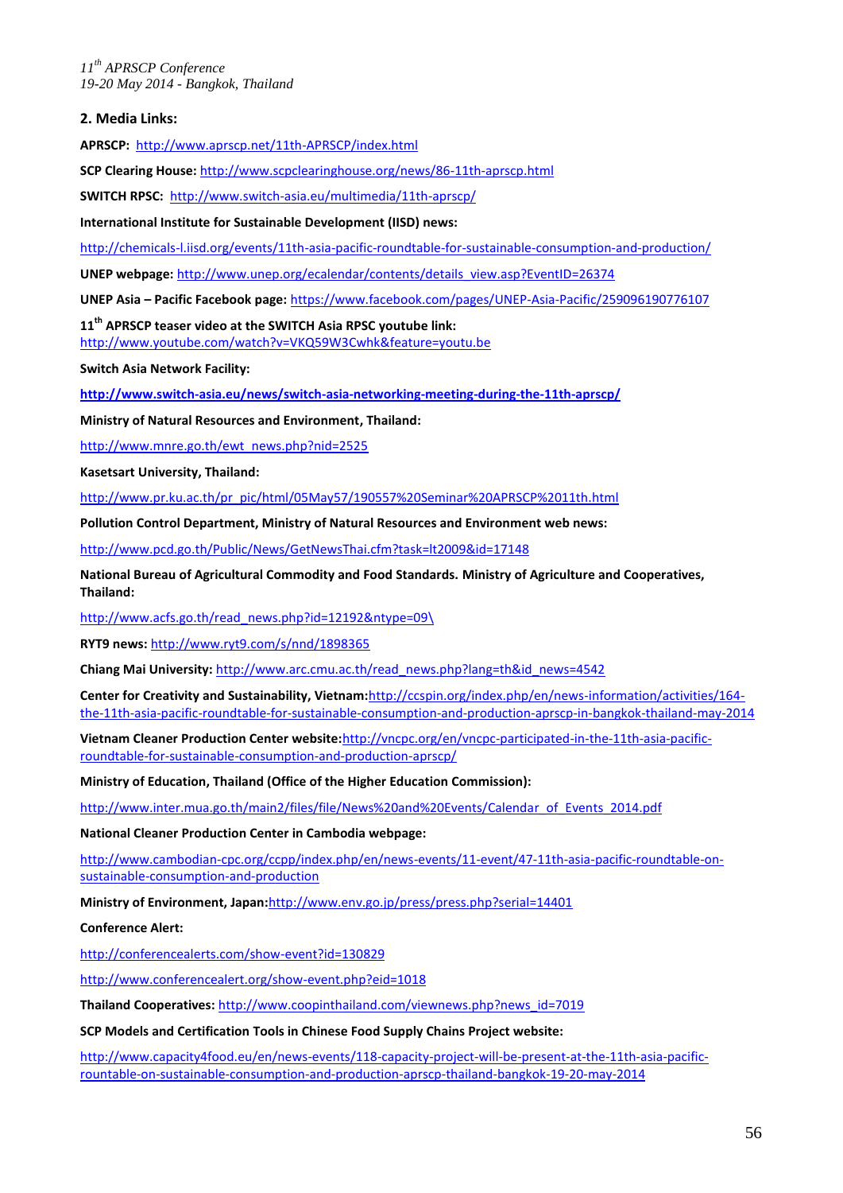## 2. Media Links:

**APRSCP:** http://www.aprscp.net/11th-APRSCP/index.html

**SCP Clearing House:** http://www.scpclearinghouse.org/news/86-11th-aprscp.html

**SWITCH RPSC:** http://www.switch-asia.eu/multimedia/11th-aprscp/

**International Institute for Sustainable Development (IISD) news:**

http://chemicals-l.iisd.org/events/11th-asia-pacific-roundtable-for-sustainable-consumption-and-production/

**UNEP webpage:** http://www.unep.org/ecalendar/contents/details_view.asp?EventID=26374

**UNEP Asia – Pacific Facebook page:** https://www.facebook.com/pages/UNEP-Asia-Pacific/259096190776107

**11th APRSCP teaser video at the SWITCH Asia RPSC youtube link:**
http://www.youtube.com/watch?v=VKQ59W3Cwhk&feature=youtu.be

**Switch Asia Network Facility:**

**http://www.switch-asia.eu/news/switch-asia-networking-meeting-during-the-11th-aprscp/**

**Ministry of Natural Resources and Environment, Thailand:**

http://www.mnre.go.th/ewt_news.php?nid=2525

**Kasetsart University, Thailand:**

http://www.pr.ku.ac.th/pr_pic/html/05May57/190557%20Seminar%20APRSCP%2011th.html

**Pollution Control Department, Ministry of Natural Resources and Environment web news:**

http://www.pcd.go.th/Public/News/GetNewsThai.cfm?task=lt2009&id=17148

**National Bureau of Agricultural Commodity and Food Standards. Ministry of Agriculture and Cooperatives, Thailand:**

http://www.acfs.go.th/read_news.php?id=12192&ntype=09\

**RYT9 news:** http://www.ryt9.com/s/nnd/1898365

**Chiang Mai University:** http://www.arc.cmu.ac.th/read_news.php?lang=th&id_news=4542

**Center for Creativity and Sustainability, Vietnam:** http://ccspin.org/index.php/en/news-information/activities/164-the-11th-asia-pacific-roundtable-for-sustainable-consumption-and-production-aprscp-in-bangkok-thailand-may-2014

**Vietnam Cleaner Production Center website:** http://vncpc.org/en/vncpc-participated-in-the-11th-asia-pacific-roundtable-for-sustainable-consumption-and-production-aprscp/

**Ministry of Education, Thailand (Office of the Higher Education Commission):**

http://www.inter.mua.go.th/main2/files/file/News%20and%20Events/Calendar_of_Events_2014.pdf

**National Cleaner Production Center in Cambodia webpage:**

http://www.cambodian-cpc.org/ccpp/index.php/en/news-events/11-event/47-11th-asia-pacific-roundtable-on-sustainable-consumption-and-production

**Ministry of Environment, Japan:** http://www.env.go.jp/press/press.php?serial=14401

**Conference Alert:**

http://conferencealerts.com/show-event?id=130829

http://www.conferencealert.org/show-event.php?eid=1018

**Thailand Cooperatives:** http://www.coopinthailand.com/viewnews.php?news_id=7019

**SCP Models and Certification Tools in Chinese Food Supply Chains Project website:**

http://www.capacity4food.eu/en/news-events/118-capacity-project-will-be-present-at-the-11th-asia-pacific-rountable-on-sustainable-consumption-and-production-aprscp-thailand-bangkok-19-20-may-2014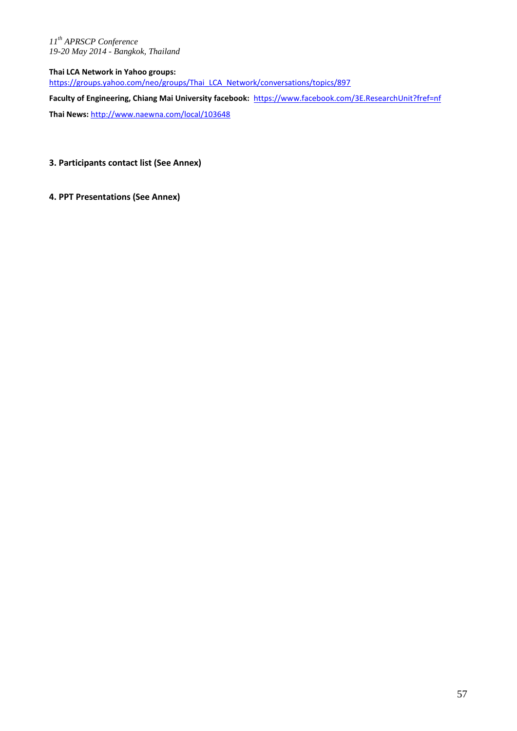**Thai LCA Network in Yahoo groups:**
https://groups.yahoo.com/neo/groups/Thai_LCA_Network/conversations/topics/897

**Faculty of Engineering, Chiang Mai University facebook:** https://www.facebook.com/3E.ResearchUnit?fref=nf

**Thai News:** http://www.naewna.com/local/103648

**3. Participants contact list (See Annex)**

**4. PPT Presentations (See Annex)**